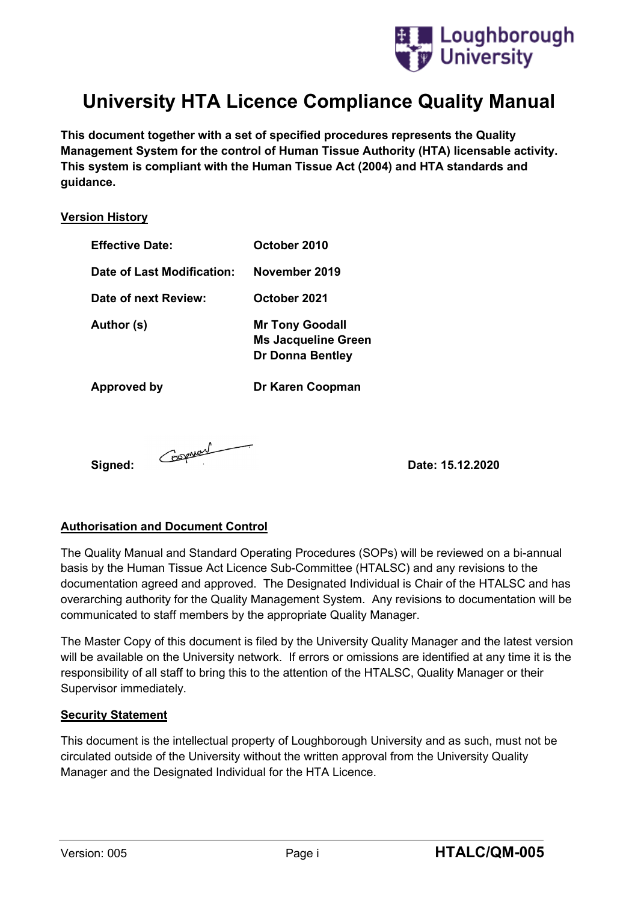# University HTA Licence Compliance Quality Manual

**This document together with a set of specified procedures represents the Quality Management System for the control of Human Tissue Authority (HTA) licensable activity. This system is compliant with the Human Tissue Act (2004) and HTA standards and guidance.**

## Version History

| | |
|---|---|
| **Effective Date:** | **October 2010** |
| **Date of Last Modification:** | **November 2019** |
| **Date of next Review:** | **October 2021** |
| **Author (s)** | **Mr Tony Goodall**<br>**Ms Jacqueline Green**<br>**Dr Donna Bentley** |
| **Approved by** | **Dr Karen Coopman** |

**Signed:** Coopman **Date: 15.12.2020**

## Authorisation and Document Control

The Quality Manual and Standard Operating Procedures (SOPs) will be reviewed on a bi-annual basis by the Human Tissue Act Licence Sub-Committee (HTALSC) and any revisions to the documentation agreed and approved. The Designated Individual is Chair of the HTALSC and has overarching authority for the Quality Management System. Any revisions to documentation will be communicated to staff members by the appropriate Quality Manager.

The Master Copy of this document is filed by the University Quality Manager and the latest version will be available on the University network. If errors or omissions are identified at any time it is the responsibility of all staff to bring this to the attention of the HTALSC, Quality Manager or their Supervisor immediately.

## Security Statement

This document is the intellectual property of Loughborough University and as such, must not be circulated outside of the University without the written approval from the University Quality Manager and the Designated Individual for the HTA Licence.

Version: 005 HTALC/QM-005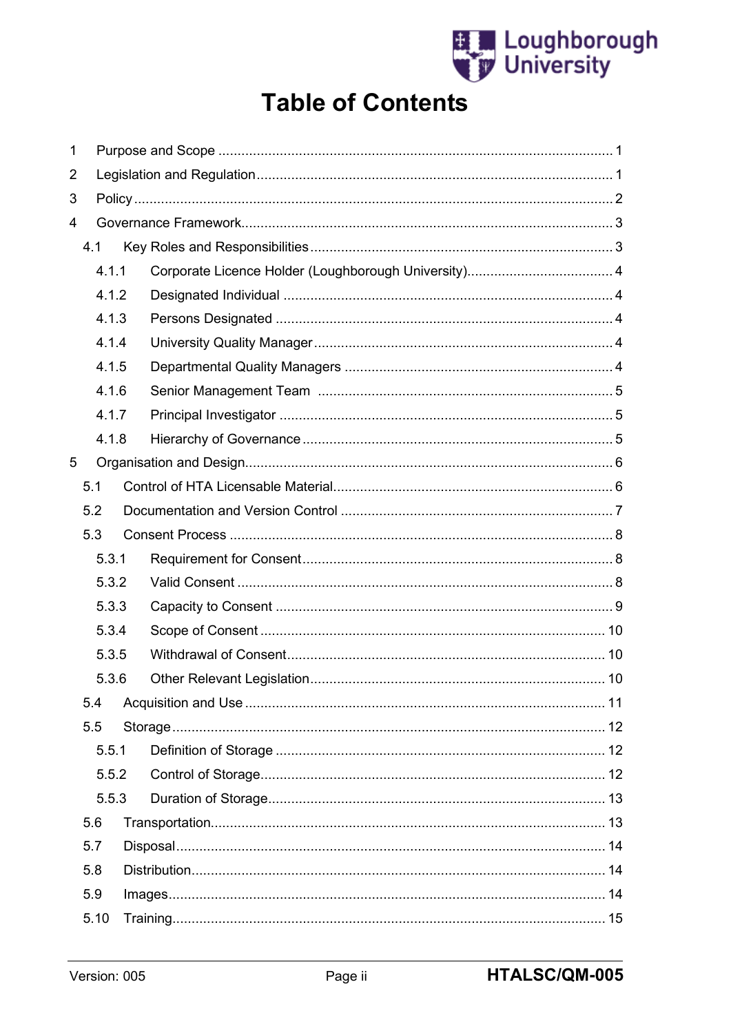# Table of Contents

1 Purpose and Scope ........................................................................................................ 1

2 Legislation and Regulation ............................................................................................ 1

3 Policy ............................................................................................................................ 2

4 Governance Framework ................................................................................................ 3

4.1 Key Roles and Responsibilities ............................................................................... 3

4.1.1 Corporate Licence Holder (Loughborough University) ...................................... 4

4.1.2 Designated Individual ....................................................................................... 4

4.1.3 Persons Designated ......................................................................................... 4

4.1.4 University Quality Manager .............................................................................. 4

4.1.5 Departmental Quality Managers ....................................................................... 4

4.1.6 Senior Management Team ............................................................................... 5

4.1.7 Principal Investigator ........................................................................................ 5

4.1.8 Hierarchy of Governance ................................................................................. 5

5 Organisation and Design ................................................................................................ 6

5.1 Control of HTA Licensable Material ......................................................................... 6

5.2 Documentation and Version Control ....................................................................... 7

5.3 Consent Process .................................................................................................... 8

5.3.1 Requirement for Consent .................................................................................. 8

5.3.2 Valid Consent ................................................................................................... 8

5.3.3 Capacity to Consent ......................................................................................... 9

5.3.4 Scope of Consent ........................................................................................... 10

5.3.5 Withdrawal of Consent .................................................................................... 10

5.3.6 Other Relevant Legislation .............................................................................. 10

5.4 Acquisition and Use .............................................................................................. 11

5.5 Storage ................................................................................................................. 12

5.5.1 Definition of Storage ....................................................................................... 12

5.5.2 Control of Storage .......................................................................................... 12

5.5.3 Duration of Storage ........................................................................................ 13

5.6 Transportation ....................................................................................................... 13

5.7 Disposal ................................................................................................................ 14

5.8 Distribution ........................................................................................................... 14

5.9 Images .................................................................................................................. 14

5.10 Training ................................................................................................................. 15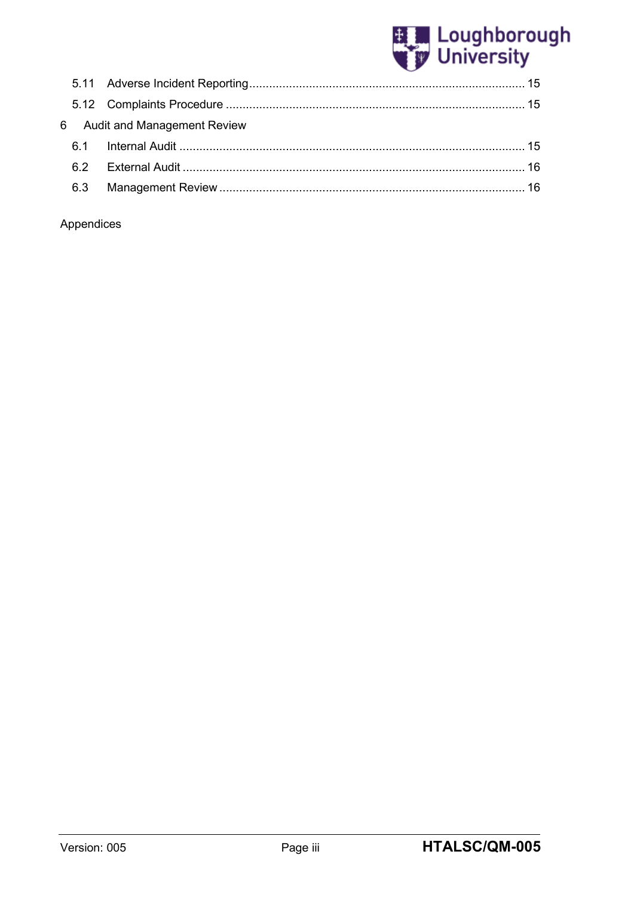5.11 Adverse Incident Reporting .................................................................................. 15

5.12 Complaints Procedure ......................................................................................... 15

6 Audit and Management Review

6.1 Internal Audit ....................................................................................................... 15

6.2 External Audit ...................................................................................................... 16

6.3 Management Review ........................................................................................... 16

Appendices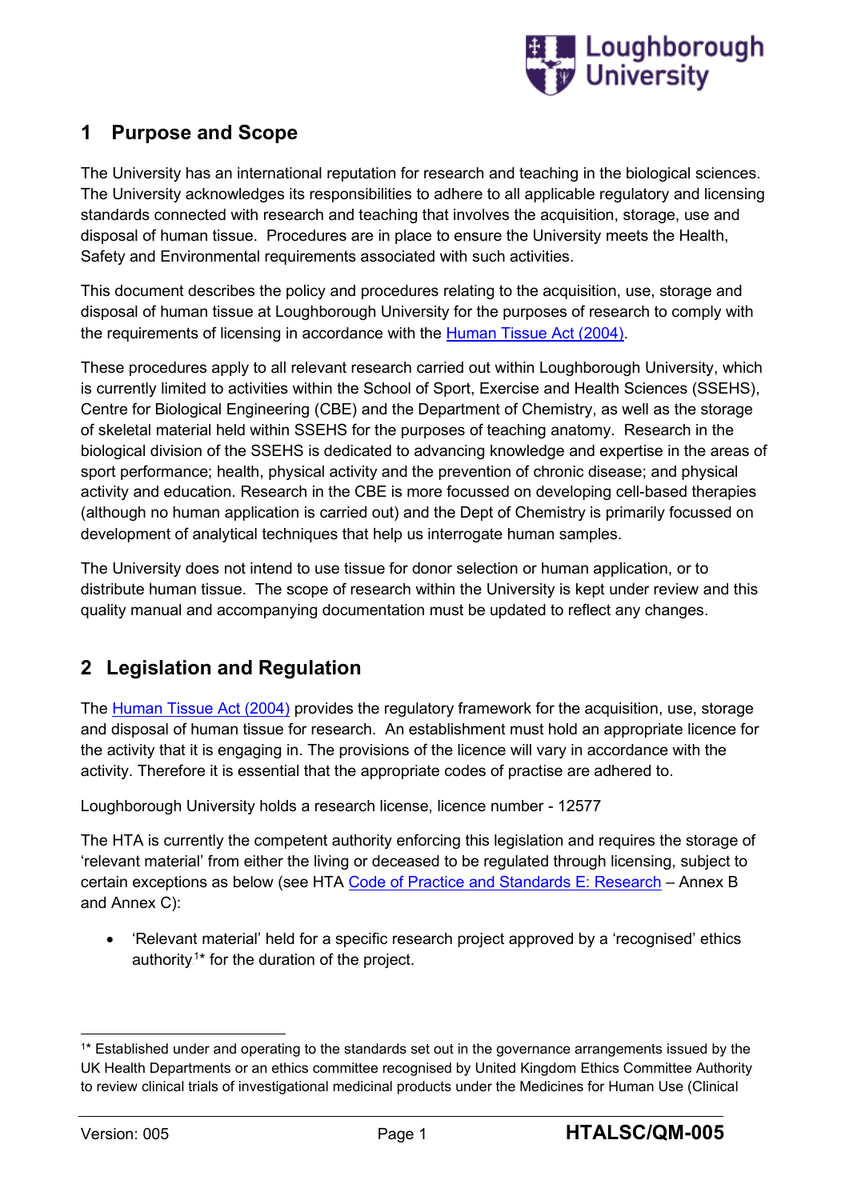## 1 Purpose and Scope

The University has an international reputation for research and teaching in the biological sciences. The University acknowledges its responsibilities to adhere to all applicable regulatory and licensing standards connected with research and teaching that involves the acquisition, storage, use and disposal of human tissue. Procedures are in place to ensure the University meets the Health, Safety and Environmental requirements associated with such activities.

This document describes the policy and procedures relating to the acquisition, use, storage and disposal of human tissue at Loughborough University for the purposes of research to comply with the requirements of licensing in accordance with the Human Tissue Act (2004).

These procedures apply to all relevant research carried out within Loughborough University, which is currently limited to activities within the School of Sport, Exercise and Health Sciences (SSEHS), Centre for Biological Engineering (CBE) and the Department of Chemistry, as well as the storage of skeletal material held within SSEHS for the purposes of teaching anatomy. Research in the biological division of the SSEHS is dedicated to advancing knowledge and expertise in the areas of sport performance; health, physical activity and the prevention of chronic disease; and physical activity and education. Research in the CBE is more focussed on developing cell-based therapies (although no human application is carried out) and the Dept of Chemistry is primarily focussed on development of analytical techniques that help us interrogate human samples.

The University does not intend to use tissue for donor selection or human application, or to distribute human tissue. The scope of research within the University is kept under review and this quality manual and accompanying documentation must be updated to reflect any changes.

## 2 Legislation and Regulation

The Human Tissue Act (2004) provides the regulatory framework for the acquisition, use, storage and disposal of human tissue for research. An establishment must hold an appropriate licence for the activity that it is engaging in. The provisions of the licence will vary in accordance with the activity. Therefore it is essential that the appropriate codes of practise are adhered to.

Loughborough University holds a research license, licence number - 12577

The HTA is currently the competent authority enforcing this legislation and requires the storage of 'relevant material' from either the living or deceased to be regulated through licensing, subject to certain exceptions as below (see HTA Code of Practice and Standards E: Research – Annex B and Annex C):

- 'Relevant material' held for a specific research project approved by a 'recognised' ethics authority[1]* for the duration of the project.

[1]* Established under and operating to the standards set out in the governance arrangements issued by the UK Health Departments or an ethics committee recognised by United Kingdom Ethics Committee Authority to review clinical trials of investigational medicinal products under the Medicines for Human Use (Clinical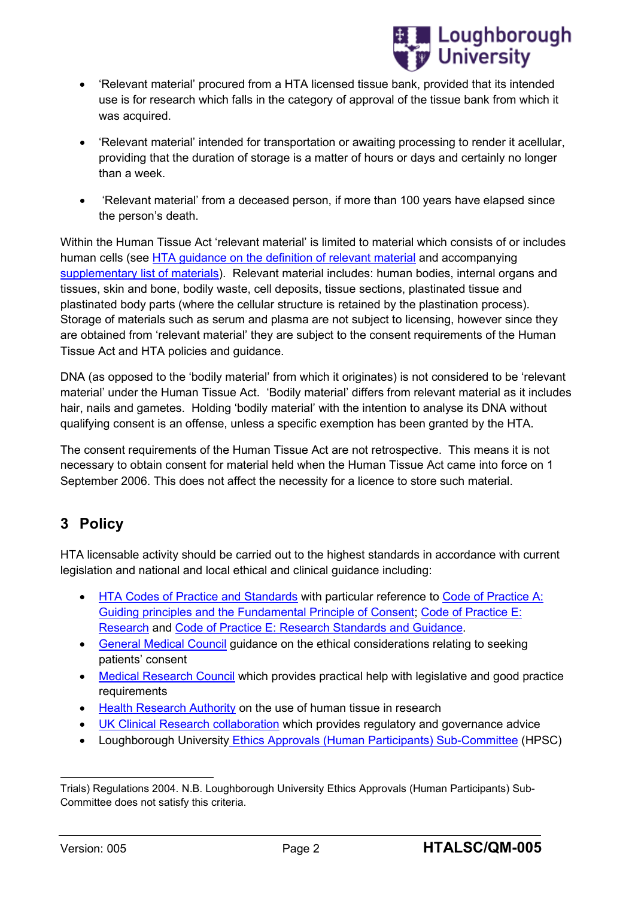- 'Relevant material' procured from a HTA licensed tissue bank, provided that its intended use is for research which falls in the category of approval of the tissue bank from which it was acquired.

- 'Relevant material' intended for transportation or awaiting processing to render it acellular, providing that the duration of storage is a matter of hours or days and certainly no longer than a week.

- 'Relevant material' from a deceased person, if more than 100 years have elapsed since the person's death.

Within the Human Tissue Act 'relevant material' is limited to material which consists of or includes human cells (see HTA guidance on the definition of relevant material and accompanying supplementary list of materials). Relevant material includes: human bodies, internal organs and tissues, skin and bone, bodily waste, cell deposits, tissue sections, plastinated tissue and plastinated body parts (where the cellular structure is retained by the plastination process). Storage of materials such as serum and plasma are not subject to licensing, however since they are obtained from 'relevant material' they are subject to the consent requirements of the Human Tissue Act and HTA policies and guidance.

DNA (as opposed to the 'bodily material' from which it originates) is not considered to be 'relevant material' under the Human Tissue Act. 'Bodily material' differs from relevant material as it includes hair, nails and gametes. Holding 'bodily material' with the intention to analyse its DNA without qualifying consent is an offense, unless a specific exemption has been granted by the HTA.

The consent requirements of the Human Tissue Act are not retrospective. This means it is not necessary to obtain consent for material held when the Human Tissue Act came into force on 1 September 2006. This does not affect the necessity for a licence to store such material.

## 3 Policy

HTA licensable activity should be carried out to the highest standards in accordance with current legislation and national and local ethical and clinical guidance including:

- HTA Codes of Practice and Standards with particular reference to Code of Practice A: Guiding principles and the Fundamental Principle of Consent; Code of Practice E: Research and Code of Practice E: Research Standards and Guidance.
- General Medical Council guidance on the ethical considerations relating to seeking patients' consent
- Medical Research Council which provides practical help with legislative and good practice requirements
- Health Research Authority on the use of human tissue in research
- UK Clinical Research collaboration which provides regulatory and governance advice
- Loughborough University Ethics Approvals (Human Participants) Sub-Committee (HPSC)

Trials) Regulations 2004. N.B. Loughborough University Ethics Approvals (Human Participants) Sub-Committee does not satisfy this criteria.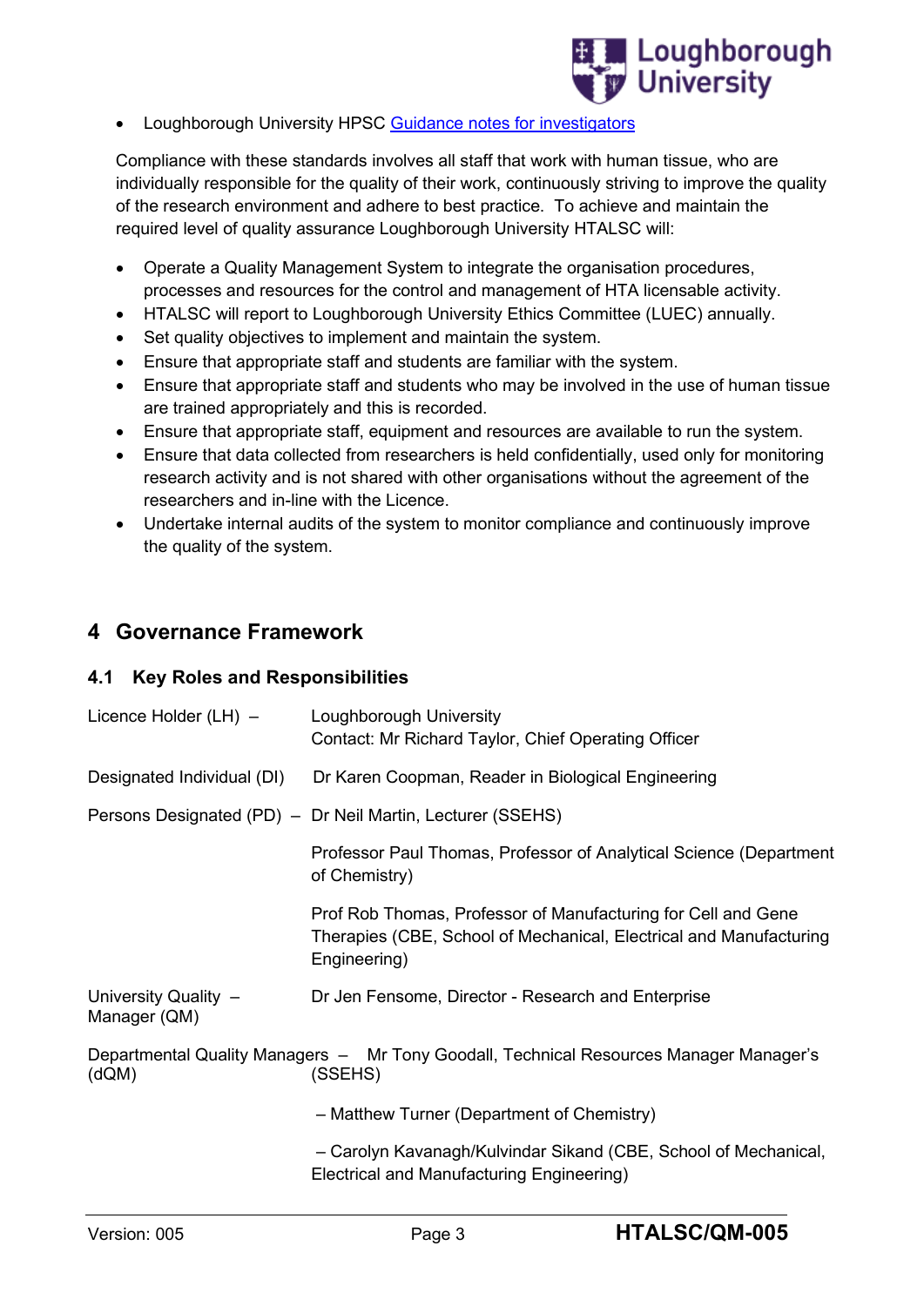- Loughborough University HPSC [Guidance notes for investigators]

Compliance with these standards involves all staff that work with human tissue, who are individually responsible for the quality of their work, continuously striving to improve the quality of the research environment and adhere to best practice. To achieve and maintain the required level of quality assurance Loughborough University HTALSC will:

- Operate a Quality Management System to integrate the organisation procedures, processes and resources for the control and management of HTA licensable activity.
- HTALSC will report to Loughborough University Ethics Committee (LUEC) annually.
- Set quality objectives to implement and maintain the system.
- Ensure that appropriate staff and students are familiar with the system.
- Ensure that appropriate staff and students who may be involved in the use of human tissue are trained appropriately and this is recorded.
- Ensure that appropriate staff, equipment and resources are available to run the system.
- Ensure that data collected from researchers is held confidentially, used only for monitoring research activity and is not shared with other organisations without the agreement of the researchers and in-line with the Licence.
- Undertake internal audits of the system to monitor compliance and continuously improve the quality of the system.

# 4 Governance Framework

## 4.1 Key Roles and Responsibilities

Licence Holder (LH) – Loughborough University
Contact: Mr Richard Taylor, Chief Operating Officer

Designated Individual (DI) Dr Karen Coopman, Reader in Biological Engineering

Persons Designated (PD) – Dr Neil Martin, Lecturer (SSEHS)

Professor Paul Thomas, Professor of Analytical Science (Department of Chemistry)

Prof Rob Thomas, Professor of Manufacturing for Cell and Gene Therapies (CBE, School of Mechanical, Electrical and Manufacturing Engineering)

University Quality Manager (QM) – Dr Jen Fensome, Director - Research and Enterprise

Departmental Quality Managers (dQM) – Mr Tony Goodall, Technical Resources Manager Manager's (SSEHS)

– Matthew Turner (Department of Chemistry)

– Carolyn Kavanagh/Kulvindar Sikand (CBE, School of Mechanical, Electrical and Manufacturing Engineering)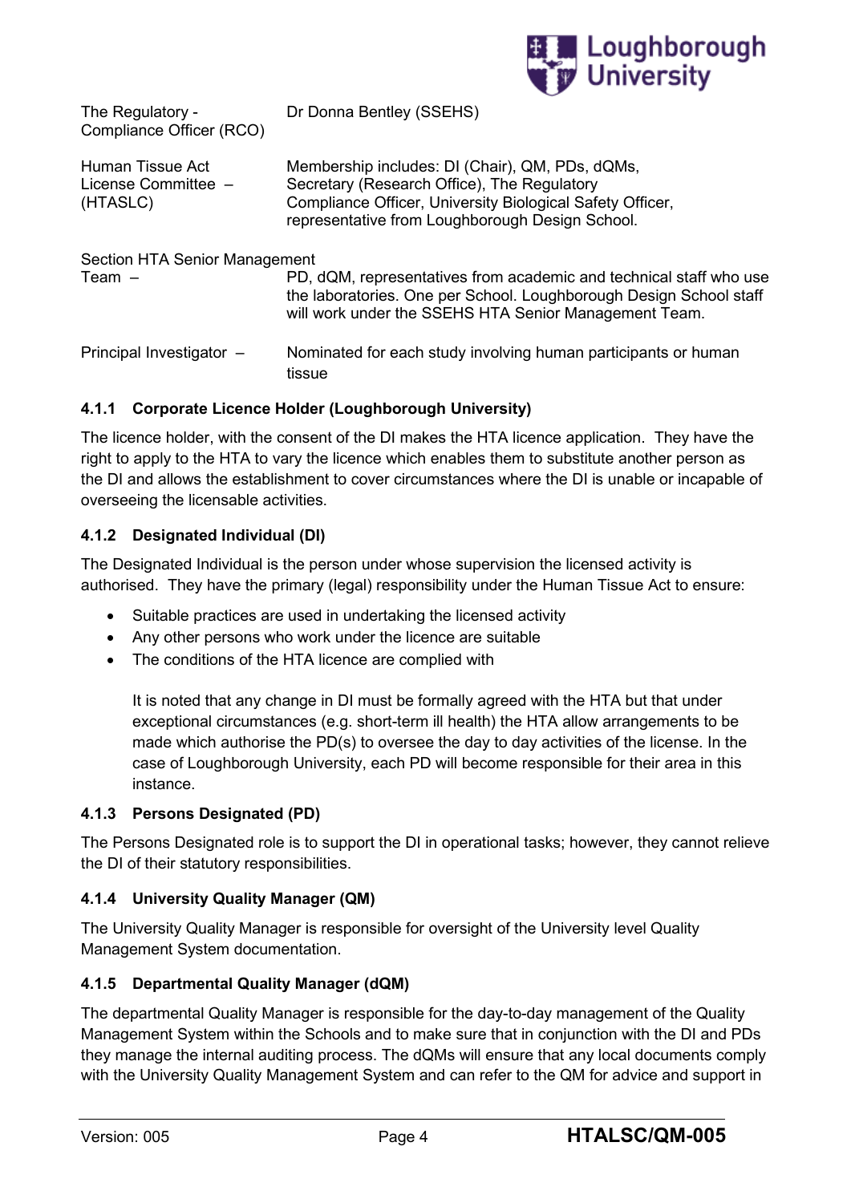| | |
|---|---|
| The Regulatory - Compliance Officer (RCO) | Dr Donna Bentley (SSEHS) |
| Human Tissue Act License Committee – (HTASLC) | Membership includes: DI (Chair), QM, PDs, dQMs, Secretary (Research Office), The Regulatory Compliance Officer, University Biological Safety Officer, representative from Loughborough Design School. |
| Section HTA Senior Management Team – | PD, dQM, representatives from academic and technical staff who use the laboratories. One per School. Loughborough Design School staff will work under the SSEHS HTA Senior Management Team. |
| Principal Investigator – | Nominated for each study involving human participants or human tissue |

### 4.1.1 Corporate Licence Holder (Loughborough University)

The licence holder, with the consent of the DI makes the HTA licence application. They have the right to apply to the HTA to vary the licence which enables them to substitute another person as the DI and allows the establishment to cover circumstances where the DI is unable or incapable of overseeing the licensable activities.

### 4.1.2 Designated Individual (DI)

The Designated Individual is the person under whose supervision the licensed activity is authorised. They have the primary (legal) responsibility under the Human Tissue Act to ensure:

- Suitable practices are used in undertaking the licensed activity
- Any other persons who work under the licence are suitable
- The conditions of the HTA licence are complied with

  It is noted that any change in DI must be formally agreed with the HTA but that under exceptional circumstances (e.g. short-term ill health) the HTA allow arrangements to be made which authorise the PD(s) to oversee the day to day activities of the license. In the case of Loughborough University, each PD will become responsible for their area in this instance.

### 4.1.3 Persons Designated (PD)

The Persons Designated role is to support the DI in operational tasks; however, they cannot relieve the DI of their statutory responsibilities.

### 4.1.4 University Quality Manager (QM)

The University Quality Manager is responsible for oversight of the University level Quality Management System documentation.

### 4.1.5 Departmental Quality Manager (dQM)

The departmental Quality Manager is responsible for the day-to-day management of the Quality Management System within the Schools and to make sure that in conjunction with the DI and PDs they manage the internal auditing process. The dQMs will ensure that any local documents comply with the University Quality Management System and can refer to the QM for advice and support in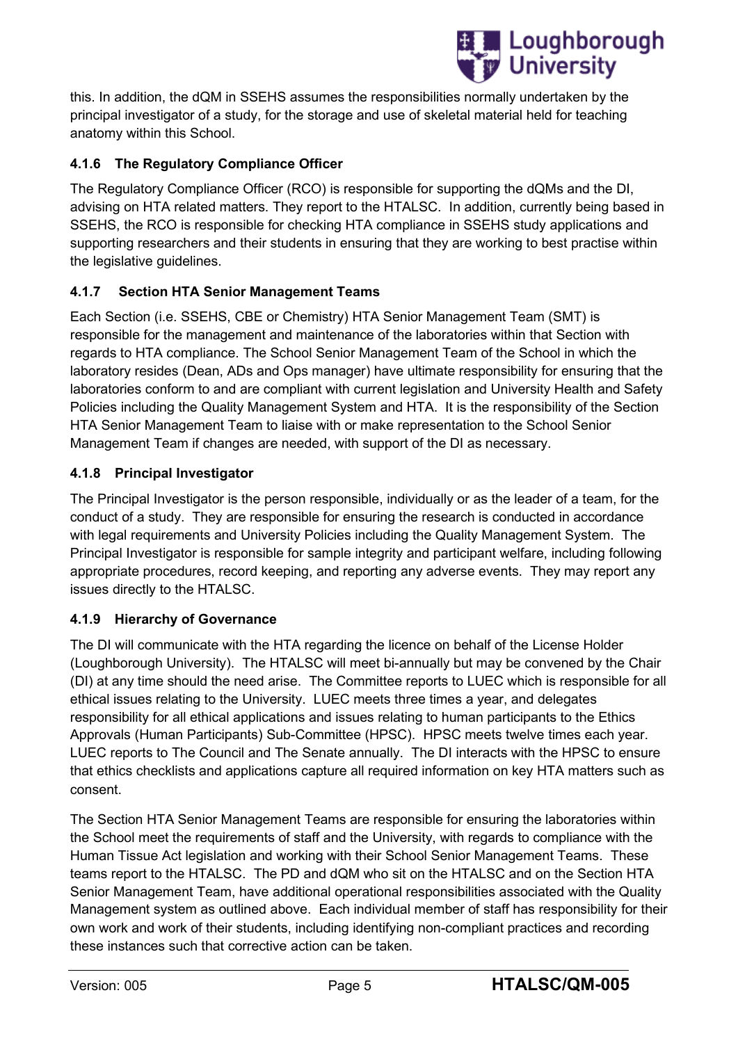this. In addition, the dQM in SSEHS assumes the responsibilities normally undertaken by the principal investigator of a study, for the storage and use of skeletal material held for teaching anatomy within this School.

#### 4.1.6 The Regulatory Compliance Officer

The Regulatory Compliance Officer (RCO) is responsible for supporting the dQMs and the DI, advising on HTA related matters. They report to the HTALSC. In addition, currently being based in SSEHS, the RCO is responsible for checking HTA compliance in SSEHS study applications and supporting researchers and their students in ensuring that they are working to best practise within the legislative guidelines.

#### 4.1.7 Section HTA Senior Management Teams

Each Section (i.e. SSEHS, CBE or Chemistry) HTA Senior Management Team (SMT) is responsible for the management and maintenance of the laboratories within that Section with regards to HTA compliance. The School Senior Management Team of the School in which the laboratory resides (Dean, ADs and Ops manager) have ultimate responsibility for ensuring that the laboratories conform to and are compliant with current legislation and University Health and Safety Policies including the Quality Management System and HTA. It is the responsibility of the Section HTA Senior Management Team to liaise with or make representation to the School Senior Management Team if changes are needed, with support of the DI as necessary.

#### 4.1.8 Principal Investigator

The Principal Investigator is the person responsible, individually or as the leader of a team, for the conduct of a study. They are responsible for ensuring the research is conducted in accordance with legal requirements and University Policies including the Quality Management System. The Principal Investigator is responsible for sample integrity and participant welfare, including following appropriate procedures, record keeping, and reporting any adverse events. They may report any issues directly to the HTALSC.

#### 4.1.9 Hierarchy of Governance

The DI will communicate with the HTA regarding the licence on behalf of the License Holder (Loughborough University). The HTALSC will meet bi-annually but may be convened by the Chair (DI) at any time should the need arise. The Committee reports to LUEC which is responsible for all ethical issues relating to the University. LUEC meets three times a year, and delegates responsibility for all ethical applications and issues relating to human participants to the Ethics Approvals (Human Participants) Sub-Committee (HPSC). HPSC meets twelve times each year. LUEC reports to The Council and The Senate annually. The DI interacts with the HPSC to ensure that ethics checklists and applications capture all required information on key HTA matters such as consent.

The Section HTA Senior Management Teams are responsible for ensuring the laboratories within the School meet the requirements of staff and the University, with regards to compliance with the Human Tissue Act legislation and working with their School Senior Management Teams. These teams report to the HTALSC. The PD and dQM who sit on the HTALSC and on the Section HTA Senior Management Team, have additional operational responsibilities associated with the Quality Management system as outlined above. Each individual member of staff has responsibility for their own work and work of their students, including identifying non-compliant practices and recording these instances such that corrective action can be taken.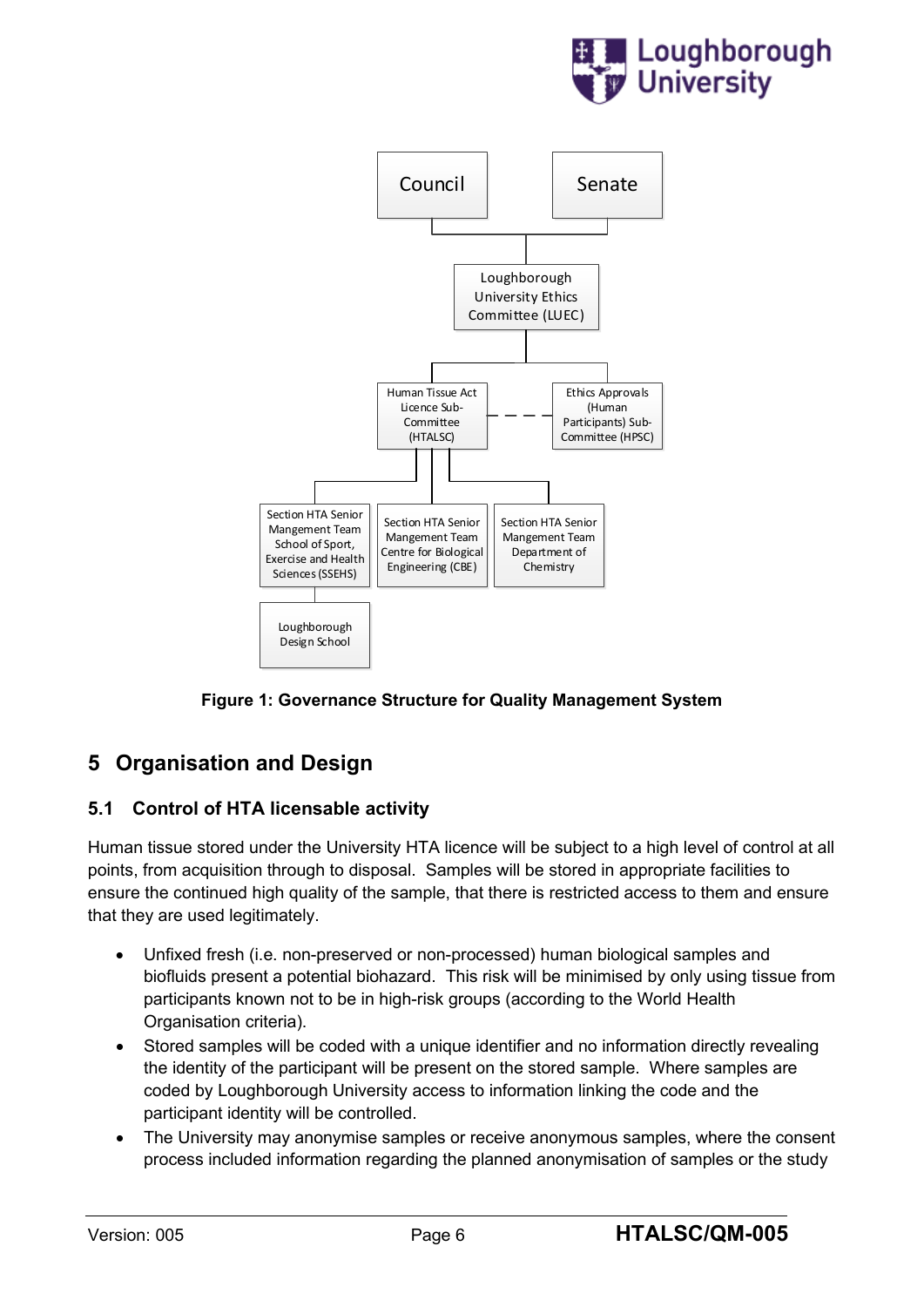Council

Senate

Loughborough University Ethics Committee (LUEC)

Human Tissue Act Licence Sub-Committee (HTALSC)

Ethics Approvals (Human Participants) Sub-Committee (HPSC)

Section HTA Senior Mangement Team School of Sport, Exercise and Health Sciences (SSEHS)

Section HTA Senior Mangement Team Centre for Biological Engineering (CBE)

Section HTA Senior Mangement Team Department of Chemistry

Loughborough Design School

**Figure 1: Governance Structure for Quality Management System**

# 5 Organisation and Design

## 5.1 Control of HTA licensable activity

Human tissue stored under the University HTA licence will be subject to a high level of control at all points, from acquisition through to disposal. Samples will be stored in appropriate facilities to ensure the continued high quality of the sample, that there is restricted access to them and ensure that they are used legitimately.

- Unfixed fresh (i.e. non-preserved or non-processed) human biological samples and biofluids present a potential biohazard. This risk will be minimised by only using tissue from participants known not to be in high-risk groups (according to the World Health Organisation criteria).
- Stored samples will be coded with a unique identifier and no information directly revealing the identity of the participant will be present on the stored sample. Where samples are coded by Loughborough University access to information linking the code and the participant identity will be controlled.
- The University may anonymise samples or receive anonymous samples, where the consent process included information regarding the planned anonymisation of samples or the study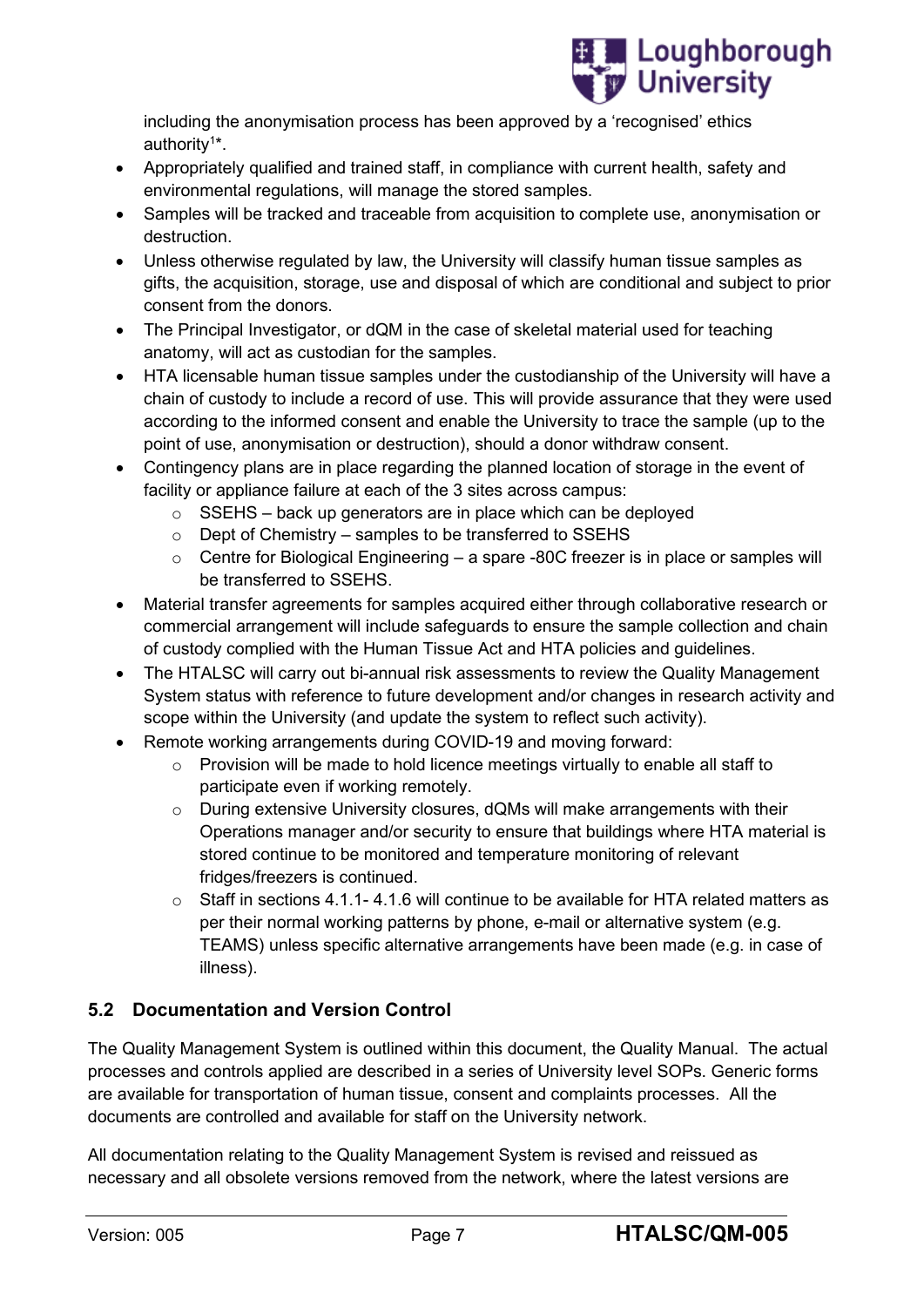including the anonymisation process has been approved by a 'recognised' ethics authority[1]*.

- Appropriately qualified and trained staff, in compliance with current health, safety and environmental regulations, will manage the stored samples.
- Samples will be tracked and traceable from acquisition to complete use, anonymisation or destruction.
- Unless otherwise regulated by law, the University will classify human tissue samples as gifts, the acquisition, storage, use and disposal of which are conditional and subject to prior consent from the donors.
- The Principal Investigator, or dQM in the case of skeletal material used for teaching anatomy, will act as custodian for the samples.
- HTA licensable human tissue samples under the custodianship of the University will have a chain of custody to include a record of use. This will provide assurance that they were used according to the informed consent and enable the University to trace the sample (up to the point of use, anonymisation or destruction), should a donor withdraw consent.
- Contingency plans are in place regarding the planned location of storage in the event of facility or appliance failure at each of the 3 sites across campus:
    - SSEHS – back up generators are in place which can be deployed
    - Dept of Chemistry – samples to be transferred to SSEHS
    - Centre for Biological Engineering – a spare -80C freezer is in place or samples will be transferred to SSEHS.
- Material transfer agreements for samples acquired either through collaborative research or commercial arrangement will include safeguards to ensure the sample collection and chain of custody complied with the Human Tissue Act and HTA policies and guidelines.
- The HTALSC will carry out bi-annual risk assessments to review the Quality Management System status with reference to future development and/or changes in research activity and scope within the University (and update the system to reflect such activity).
- Remote working arrangements during COVID-19 and moving forward:
    - Provision will be made to hold licence meetings virtually to enable all staff to participate even if working remotely.
    - During extensive University closures, dQMs will make arrangements with their Operations manager and/or security to ensure that buildings where HTA material is stored continue to be monitored and temperature monitoring of relevant fridges/freezers is continued.
    - Staff in sections 4.1.1- 4.1.6 will continue to be available for HTA related matters as per their normal working patterns by phone, e-mail or alternative system (e.g. TEAMS) unless specific alternative arrangements have been made (e.g. in case of illness).

### 5.2 Documentation and Version Control

The Quality Management System is outlined within this document, the Quality Manual. The actual processes and controls applied are described in a series of University level SOPs. Generic forms are available for transportation of human tissue, consent and complaints processes. All the documents are controlled and available for staff on the University network.

All documentation relating to the Quality Management System is revised and reissued as necessary and all obsolete versions removed from the network, where the latest versions are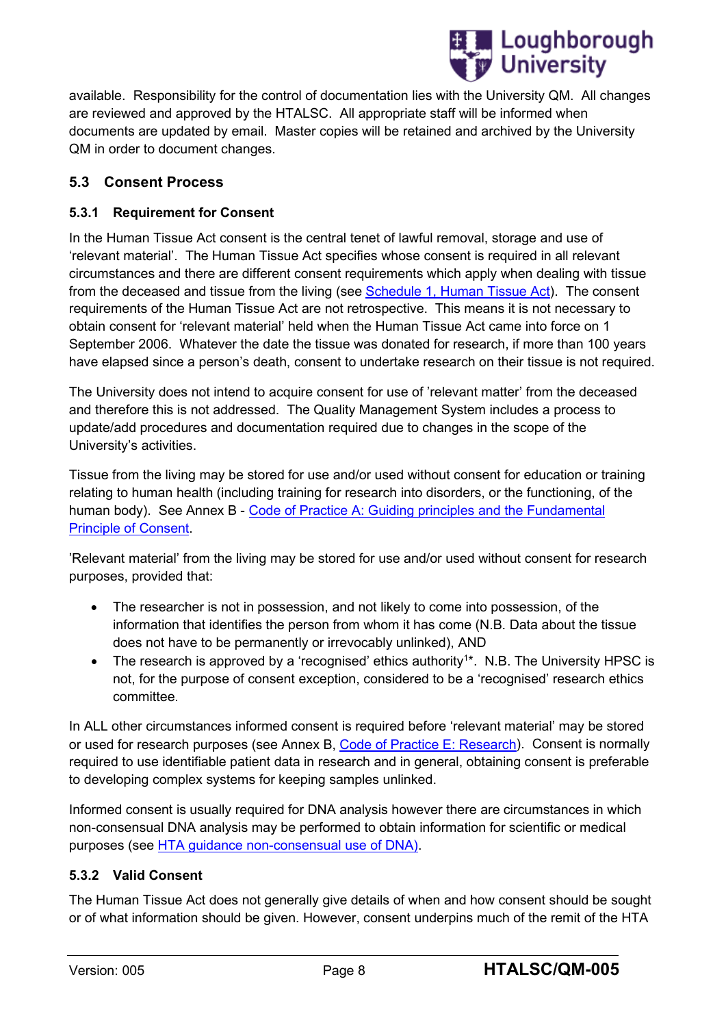available. Responsibility for the control of documentation lies with the University QM. All changes are reviewed and approved by the HTALSC. All appropriate staff will be informed when documents are updated by email. Master copies will be retained and archived by the University QM in order to document changes.

## 5.3 Consent Process

### 5.3.1 Requirement for Consent

In the Human Tissue Act consent is the central tenet of lawful removal, storage and use of 'relevant material'. The Human Tissue Act specifies whose consent is required in all relevant circumstances and there are different consent requirements which apply when dealing with tissue from the deceased and tissue from the living (see Schedule 1, Human Tissue Act). The consent requirements of the Human Tissue Act are not retrospective. This means it is not necessary to obtain consent for 'relevant material' held when the Human Tissue Act came into force on 1 September 2006. Whatever the date the tissue was donated for research, if more than 100 years have elapsed since a person's death, consent to undertake research on their tissue is not required.

The University does not intend to acquire consent for use of 'relevant matter' from the deceased and therefore this is not addressed. The Quality Management System includes a process to update/add procedures and documentation required due to changes in the scope of the University's activities.

Tissue from the living may be stored for use and/or used without consent for education or training relating to human health (including training for research into disorders, or the functioning, of the human body). See Annex B - Code of Practice A: Guiding principles and the Fundamental Principle of Consent.

'Relevant material' from the living may be stored for use and/or used without consent for research purposes, provided that:

- The researcher is not in possession, and not likely to come into possession, of the information that identifies the person from whom it has come (N.B. Data about the tissue does not have to be permanently or irrevocably unlinked), AND
- The research is approved by a 'recognised' ethics authority[1]*. N.B. The University HPSC is not, for the purpose of consent exception, considered to be a 'recognised' research ethics committee.

In ALL other circumstances informed consent is required before 'relevant material' may be stored or used for research purposes (see Annex B, Code of Practice E: Research). Consent is normally required to use identifiable patient data in research and in general, obtaining consent is preferable to developing complex systems for keeping samples unlinked.

Informed consent is usually required for DNA analysis however there are circumstances in which non-consensual DNA analysis may be performed to obtain information for scientific or medical purposes (see HTA guidance non-consensual use of DNA).

### 5.3.2 Valid Consent

The Human Tissue Act does not generally give details of when and how consent should be sought or of what information should be given. However, consent underpins much of the remit of the HTA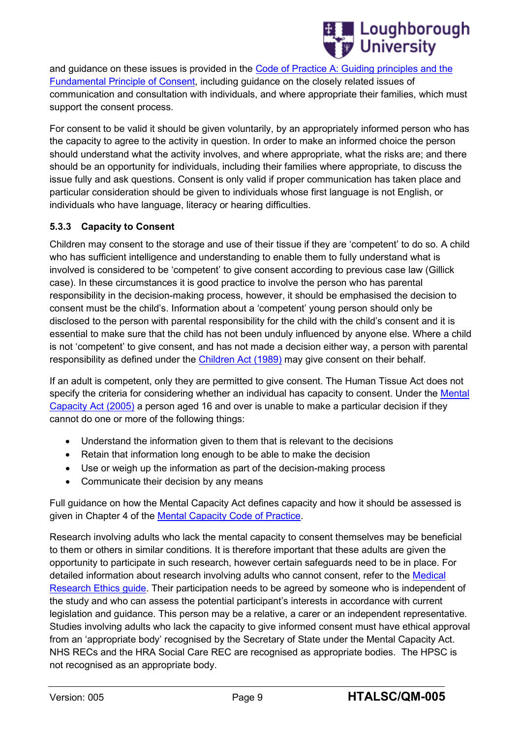and guidance on these issues is provided in the Code of Practice A: Guiding principles and the Fundamental Principle of Consent, including guidance on the closely related issues of communication and consultation with individuals, and where appropriate their families, which must support the consent process.

For consent to be valid it should be given voluntarily, by an appropriately informed person who has the capacity to agree to the activity in question. In order to make an informed choice the person should understand what the activity involves, and where appropriate, what the risks are; and there should be an opportunity for individuals, including their families where appropriate, to discuss the issue fully and ask questions. Consent is only valid if proper communication has taken place and particular consideration should be given to individuals whose first language is not English, or individuals who have language, literacy or hearing difficulties.

### 5.3.3 Capacity to Consent

Children may consent to the storage and use of their tissue if they are 'competent' to do so. A child who has sufficient intelligence and understanding to enable them to fully understand what is involved is considered to be 'competent' to give consent according to previous case law (Gillick case). In these circumstances it is good practice to involve the person who has parental responsibility in the decision-making process, however, it should be emphasised the decision to consent must be the child's. Information about a 'competent' young person should only be disclosed to the person with parental responsibility for the child with the child's consent and it is essential to make sure that the child has not been unduly influenced by anyone else. Where a child is not 'competent' to give consent, and has not made a decision either way, a person with parental responsibility as defined under the Children Act (1989) may give consent on their behalf.

If an adult is competent, only they are permitted to give consent. The Human Tissue Act does not specify the criteria for considering whether an individual has capacity to consent. Under the Mental Capacity Act (2005) a person aged 16 and over is unable to make a particular decision if they cannot do one or more of the following things:

- Understand the information given to them that is relevant to the decisions
- Retain that information long enough to be able to make the decision
- Use or weigh up the information as part of the decision-making process
- Communicate their decision by any means

Full guidance on how the Mental Capacity Act defines capacity and how it should be assessed is given in Chapter 4 of the Mental Capacity Code of Practice.

Research involving adults who lack the mental capacity to consent themselves may be beneficial to them or others in similar conditions. It is therefore important that these adults are given the opportunity to participate in such research, however certain safeguards need to be in place. For detailed information about research involving adults who cannot consent, refer to the Medical Research Ethics guide. Their participation needs to be agreed by someone who is independent of the study and who can assess the potential participant's interests in accordance with current legislation and guidance. This person may be a relative, a carer or an independent representative. Studies involving adults who lack the capacity to give informed consent must have ethical approval from an 'appropriate body' recognised by the Secretary of State under the Mental Capacity Act. NHS RECs and the HRA Social Care REC are recognised as appropriate bodies. The HPSC is not recognised as an appropriate body.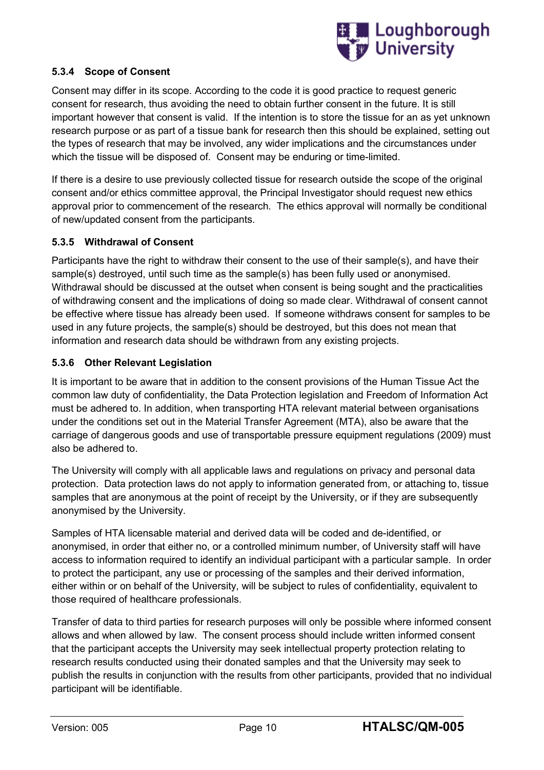#### 5.3.4 Scope of Consent

Consent may differ in its scope. According to the code it is good practice to request generic consent for research, thus avoiding the need to obtain further consent in the future. It is still important however that consent is valid. If the intention is to store the tissue for an as yet unknown research purpose or as part of a tissue bank for research then this should be explained, setting out the types of research that may be involved, any wider implications and the circumstances under which the tissue will be disposed of. Consent may be enduring or time-limited.

If there is a desire to use previously collected tissue for research outside the scope of the original consent and/or ethics committee approval, the Principal Investigator should request new ethics approval prior to commencement of the research. The ethics approval will normally be conditional of new/updated consent from the participants.

#### 5.3.5 Withdrawal of Consent

Participants have the right to withdraw their consent to the use of their sample(s), and have their sample(s) destroyed, until such time as the sample(s) has been fully used or anonymised. Withdrawal should be discussed at the outset when consent is being sought and the practicalities of withdrawing consent and the implications of doing so made clear. Withdrawal of consent cannot be effective where tissue has already been used. If someone withdraws consent for samples to be used in any future projects, the sample(s) should be destroyed, but this does not mean that information and research data should be withdrawn from any existing projects.

#### 5.3.6 Other Relevant Legislation

It is important to be aware that in addition to the consent provisions of the Human Tissue Act the common law duty of confidentiality, the Data Protection legislation and Freedom of Information Act must be adhered to. In addition, when transporting HTA relevant material between organisations under the conditions set out in the Material Transfer Agreement (MTA), also be aware that the carriage of dangerous goods and use of transportable pressure equipment regulations (2009) must also be adhered to.

The University will comply with all applicable laws and regulations on privacy and personal data protection. Data protection laws do not apply to information generated from, or attaching to, tissue samples that are anonymous at the point of receipt by the University, or if they are subsequently anonymised by the University.

Samples of HTA licensable material and derived data will be coded and de-identified, or anonymised, in order that either no, or a controlled minimum number, of University staff will have access to information required to identify an individual participant with a particular sample. In order to protect the participant, any use or processing of the samples and their derived information, either within or on behalf of the University, will be subject to rules of confidentiality, equivalent to those required of healthcare professionals.

Transfer of data to third parties for research purposes will only be possible where informed consent allows and when allowed by law. The consent process should include written informed consent that the participant accepts the University may seek intellectual property protection relating to research results conducted using their donated samples and that the University may seek to publish the results in conjunction with the results from other participants, provided that no individual participant will be identifiable.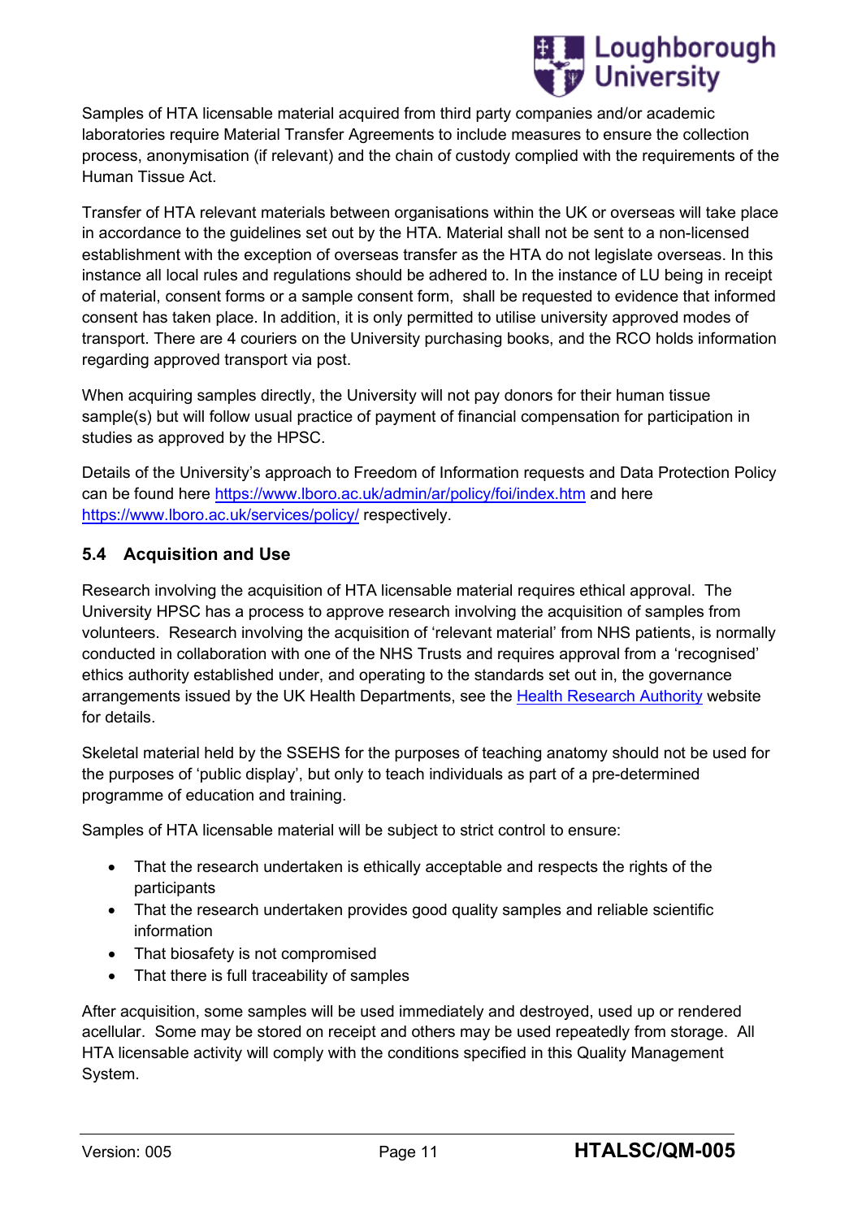Samples of HTA licensable material acquired from third party companies and/or academic laboratories require Material Transfer Agreements to include measures to ensure the collection process, anonymisation (if relevant) and the chain of custody complied with the requirements of the Human Tissue Act.

Transfer of HTA relevant materials between organisations within the UK or overseas will take place in accordance to the guidelines set out by the HTA. Material shall not be sent to a non-licensed establishment with the exception of overseas transfer as the HTA do not legislate overseas. In this instance all local rules and regulations should be adhered to. In the instance of LU being in receipt of material, consent forms or a sample consent form,  shall be requested to evidence that informed consent has taken place. In addition, it is only permitted to utilise university approved modes of transport. There are 4 couriers on the University purchasing books, and the RCO holds information regarding approved transport via post.

When acquiring samples directly, the University will not pay donors for their human tissue sample(s) but will follow usual practice of payment of financial compensation for participation in studies as approved by the HPSC.

Details of the University's approach to Freedom of Information requests and Data Protection Policy can be found here https://www.lboro.ac.uk/admin/ar/policy/foi/index.htm and here https://www.lboro.ac.uk/services/policy/ respectively.

## 5.4 Acquisition and Use

Research involving the acquisition of HTA licensable material requires ethical approval.  The University HPSC has a process to approve research involving the acquisition of samples from volunteers.  Research involving the acquisition of 'relevant material' from NHS patients, is normally conducted in collaboration with one of the NHS Trusts and requires approval from a 'recognised' ethics authority established under, and operating to the standards set out in, the governance arrangements issued by the UK Health Departments, see the Health Research Authority website for details.

Skeletal material held by the SSEHS for the purposes of teaching anatomy should not be used for the purposes of 'public display', but only to teach individuals as part of a pre-determined programme of education and training.

Samples of HTA licensable material will be subject to strict control to ensure:

- That the research undertaken is ethically acceptable and respects the rights of the participants
- That the research undertaken provides good quality samples and reliable scientific information
- That biosafety is not compromised
- That there is full traceability of samples

After acquisition, some samples will be used immediately and destroyed, used up or rendered acellular.  Some may be stored on receipt and others may be used repeatedly from storage.  All HTA licensable activity will comply with the conditions specified in this Quality Management System.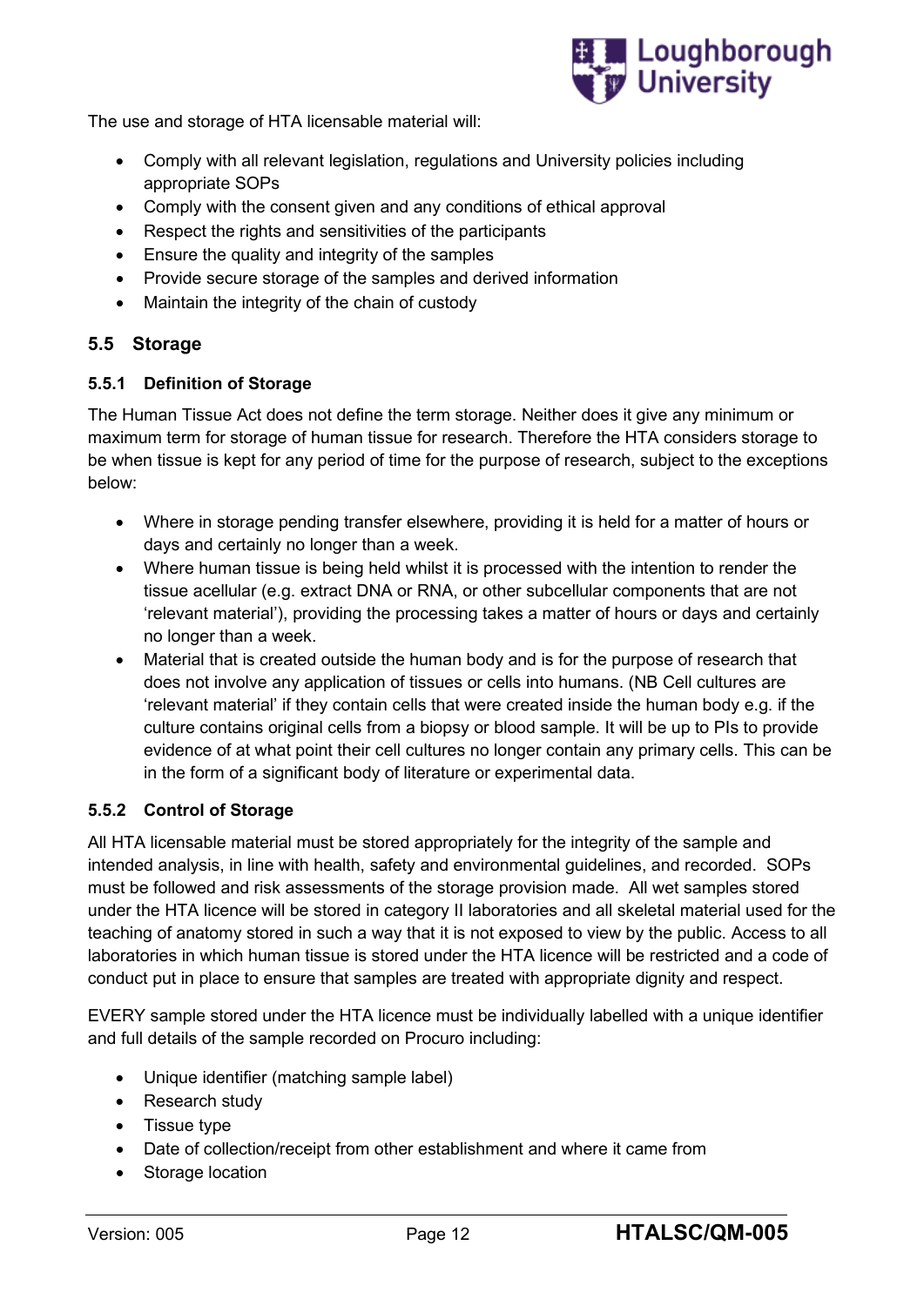The use and storage of HTA licensable material will:

- Comply with all relevant legislation, regulations and University policies including appropriate SOPs
- Comply with the consent given and any conditions of ethical approval
- Respect the rights and sensitivities of the participants
- Ensure the quality and integrity of the samples
- Provide secure storage of the samples and derived information
- Maintain the integrity of the chain of custody

## 5.5 Storage

### 5.5.1 Definition of Storage

The Human Tissue Act does not define the term storage. Neither does it give any minimum or maximum term for storage of human tissue for research. Therefore the HTA considers storage to be when tissue is kept for any period of time for the purpose of research, subject to the exceptions below:

- Where in storage pending transfer elsewhere, providing it is held for a matter of hours or days and certainly no longer than a week.
- Where human tissue is being held whilst it is processed with the intention to render the tissue acellular (e.g. extract DNA or RNA, or other subcellular components that are not 'relevant material'), providing the processing takes a matter of hours or days and certainly no longer than a week.
- Material that is created outside the human body and is for the purpose of research that does not involve any application of tissues or cells into humans. (NB Cell cultures are 'relevant material' if they contain cells that were created inside the human body e.g. if the culture contains original cells from a biopsy or blood sample. It will be up to PIs to provide evidence of at what point their cell cultures no longer contain any primary cells. This can be in the form of a significant body of literature or experimental data.

### 5.5.2 Control of Storage

All HTA licensable material must be stored appropriately for the integrity of the sample and intended analysis, in line with health, safety and environmental guidelines, and recorded. SOPs must be followed and risk assessments of the storage provision made. All wet samples stored under the HTA licence will be stored in category II laboratories and all skeletal material used for the teaching of anatomy stored in such a way that it is not exposed to view by the public. Access to all laboratories in which human tissue is stored under the HTA licence will be restricted and a code of conduct put in place to ensure that samples are treated with appropriate dignity and respect.

EVERY sample stored under the HTA licence must be individually labelled with a unique identifier and full details of the sample recorded on Procuro including:

- Unique identifier (matching sample label)
- Research study
- Tissue type
- Date of collection/receipt from other establishment and where it came from
- Storage location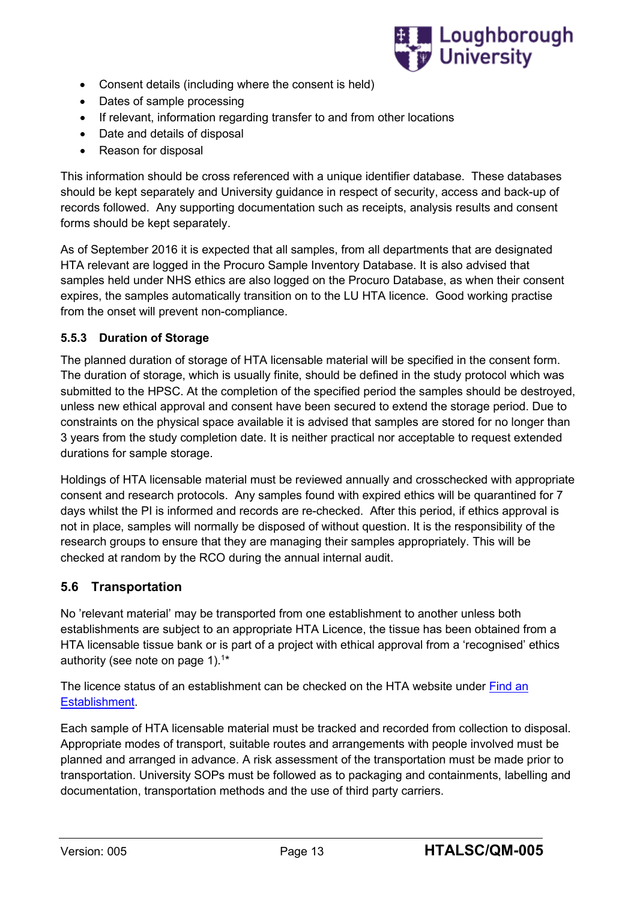- Consent details (including where the consent is held)
- Dates of sample processing
- If relevant, information regarding transfer to and from other locations
- Date and details of disposal
- Reason for disposal

This information should be cross referenced with a unique identifier database. These databases should be kept separately and University guidance in respect of security, access and back-up of records followed. Any supporting documentation such as receipts, analysis results and consent forms should be kept separately.

As of September 2016 it is expected that all samples, from all departments that are designated HTA relevant are logged in the Procuro Sample Inventory Database. It is also advised that samples held under NHS ethics are also logged on the Procuro Database, as when their consent expires, the samples automatically transition on to the LU HTA licence. Good working practise from the onset will prevent non-compliance.

### 5.5.3 Duration of Storage

The planned duration of storage of HTA licensable material will be specified in the consent form. The duration of storage, which is usually finite, should be defined in the study protocol which was submitted to the HPSC. At the completion of the specified period the samples should be destroyed, unless new ethical approval and consent have been secured to extend the storage period. Due to constraints on the physical space available it is advised that samples are stored for no longer than 3 years from the study completion date. It is neither practical nor acceptable to request extended durations for sample storage.

Holdings of HTA licensable material must be reviewed annually and crosschecked with appropriate consent and research protocols. Any samples found with expired ethics will be quarantined for 7 days whilst the PI is informed and records are re-checked. After this period, if ethics approval is not in place, samples will normally be disposed of without question. It is the responsibility of the research groups to ensure that they are managing their samples appropriately. This will be checked at random by the RCO during the annual internal audit.

## 5.6 Transportation

No 'relevant material' may be transported from one establishment to another unless both establishments are subject to an appropriate HTA Licence, the tissue has been obtained from a HTA licensable tissue bank or is part of a project with ethical approval from a 'recognised' ethics authority (see note on page 1).[1*]

The licence status of an establishment can be checked on the HTA website under [Find an Establishment](Find an Establishment).

Each sample of HTA licensable material must be tracked and recorded from collection to disposal. Appropriate modes of transport, suitable routes and arrangements with people involved must be planned and arranged in advance. A risk assessment of the transportation must be made prior to transportation. University SOPs must be followed as to packaging and containments, labelling and documentation, transportation methods and the use of third party carriers.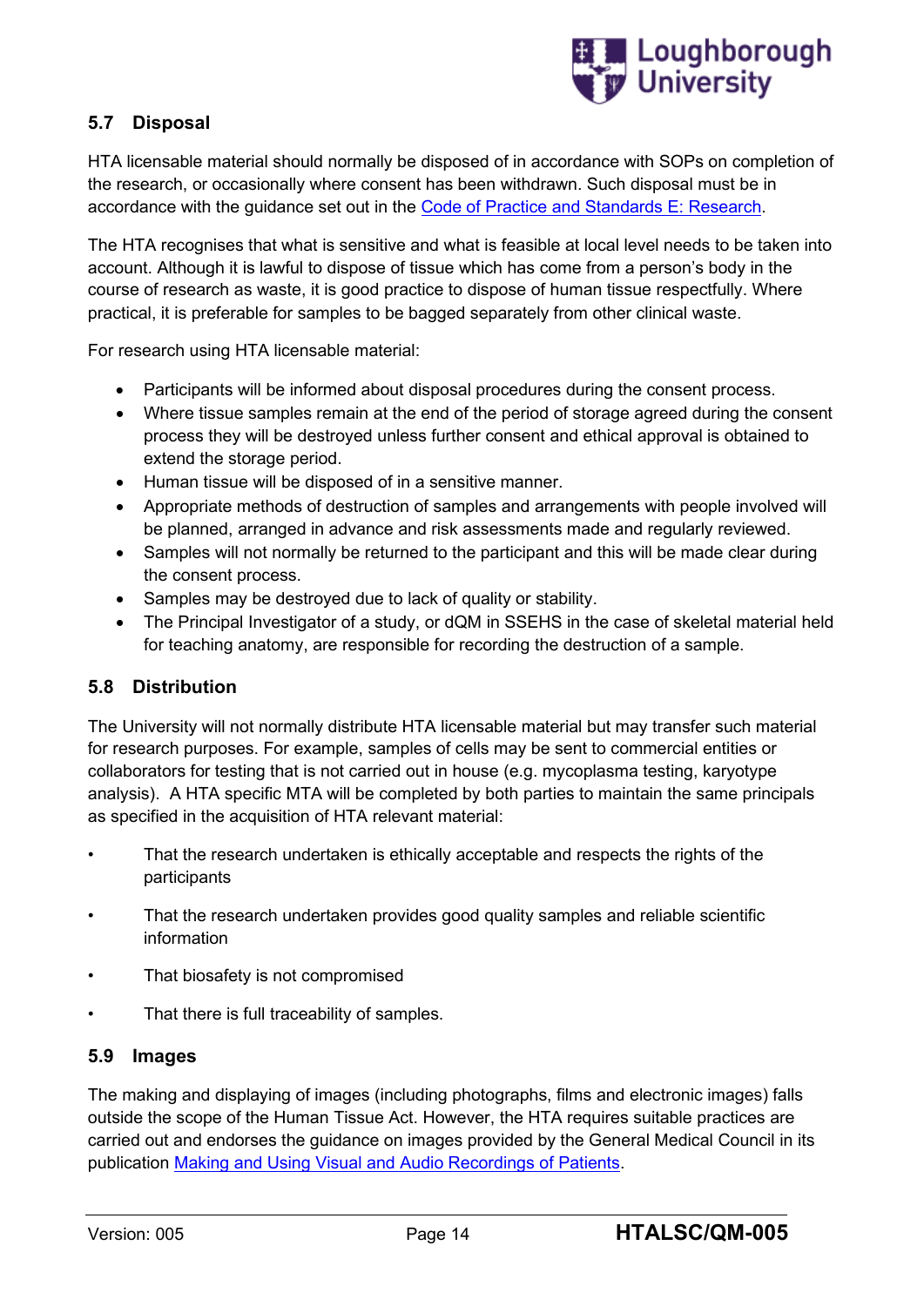## 5.7 Disposal

HTA licensable material should normally be disposed of in accordance with SOPs on completion of the research, or occasionally where consent has been withdrawn. Such disposal must be in accordance with the guidance set out in the [Code of Practice and Standards E: Research](Code of Practice and Standards E: Research).

The HTA recognises that what is sensitive and what is feasible at local level needs to be taken into account. Although it is lawful to dispose of tissue which has come from a person's body in the course of research as waste, it is good practice to dispose of human tissue respectfully. Where practical, it is preferable for samples to be bagged separately from other clinical waste.

For research using HTA licensable material:

- Participants will be informed about disposal procedures during the consent process.
- Where tissue samples remain at the end of the period of storage agreed during the consent process they will be destroyed unless further consent and ethical approval is obtained to extend the storage period.
- Human tissue will be disposed of in a sensitive manner.
- Appropriate methods of destruction of samples and arrangements with people involved will be planned, arranged in advance and risk assessments made and regularly reviewed.
- Samples will not normally be returned to the participant and this will be made clear during the consent process.
- Samples may be destroyed due to lack of quality or stability.
- The Principal Investigator of a study, or dQM in SSEHS in the case of skeletal material held for teaching anatomy, are responsible for recording the destruction of a sample.

## 5.8 Distribution

The University will not normally distribute HTA licensable material but may transfer such material for research purposes. For example, samples of cells may be sent to commercial entities or collaborators for testing that is not carried out in house (e.g. mycoplasma testing, karyotype analysis). A HTA specific MTA will be completed by both parties to maintain the same principals as specified in the acquisition of HTA relevant material:

- That the research undertaken is ethically acceptable and respects the rights of the participants
- That the research undertaken provides good quality samples and reliable scientific information
- That biosafety is not compromised
- That there is full traceability of samples.

## 5.9 Images

The making and displaying of images (including photographs, films and electronic images) falls outside the scope of the Human Tissue Act. However, the HTA requires suitable practices are carried out and endorses the guidance on images provided by the General Medical Council in its publication [Making and Using Visual and Audio Recordings of Patients](Making and Using Visual and Audio Recordings of Patients).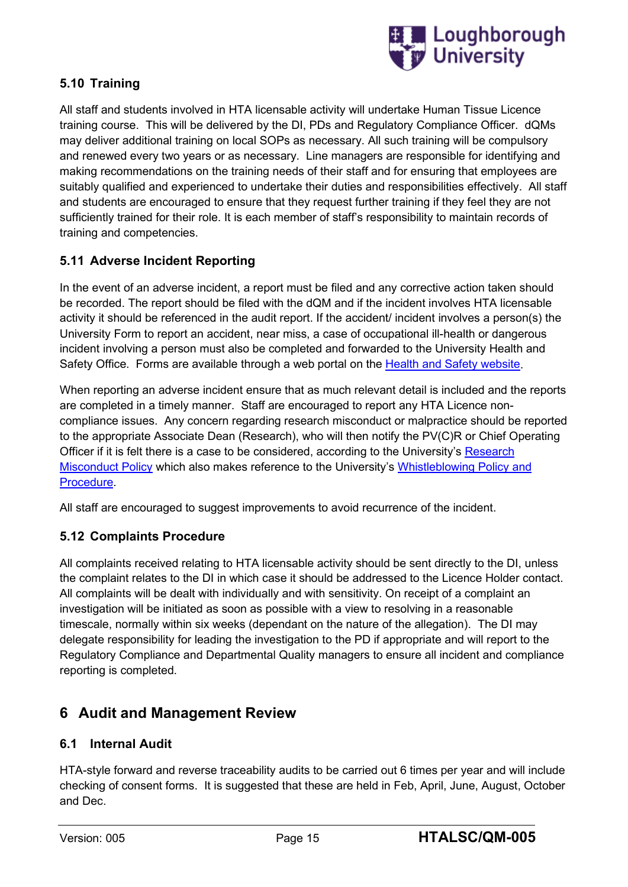### 5.10 Training

All staff and students involved in HTA licensable activity will undertake Human Tissue Licence training course. This will be delivered by the DI, PDs and Regulatory Compliance Officer. dQMs may deliver additional training on local SOPs as necessary. All such training will be compulsory and renewed every two years or as necessary. Line managers are responsible for identifying and making recommendations on the training needs of their staff and for ensuring that employees are suitably qualified and experienced to undertake their duties and responsibilities effectively. All staff and students are encouraged to ensure that they request further training if they feel they are not sufficiently trained for their role. It is each member of staff's responsibility to maintain records of training and competencies.

### 5.11 Adverse Incident Reporting

In the event of an adverse incident, a report must be filed and any corrective action taken should be recorded. The report should be filed with the dQM and if the incident involves HTA licensable activity it should be referenced in the audit report. If the accident/ incident involves a person(s) the University Form to report an accident, near miss, a case of occupational ill-health or dangerous incident involving a person must also be completed and forwarded to the University Health and Safety Office. Forms are available through a web portal on the Health and Safety website.

When reporting an adverse incident ensure that as much relevant detail is included and the reports are completed in a timely manner. Staff are encouraged to report any HTA Licence non-compliance issues. Any concern regarding research misconduct or malpractice should be reported to the appropriate Associate Dean (Research), who will then notify the PV(C)R or Chief Operating Officer if it is felt there is a case to be considered, according to the University's Research Misconduct Policy which also makes reference to the University's Whistleblowing Policy and Procedure.

All staff are encouraged to suggest improvements to avoid recurrence of the incident.

### 5.12 Complaints Procedure

All complaints received relating to HTA licensable activity should be sent directly to the DI, unless the complaint relates to the DI in which case it should be addressed to the Licence Holder contact. All complaints will be dealt with individually and with sensitivity. On receipt of a complaint an investigation will be initiated as soon as possible with a view to resolving in a reasonable timescale, normally within six weeks (dependant on the nature of the allegation). The DI may delegate responsibility for leading the investigation to the PD if appropriate and will report to the Regulatory Compliance and Departmental Quality managers to ensure all incident and compliance reporting is completed.

## 6 Audit and Management Review

### 6.1 Internal Audit

HTA-style forward and reverse traceability audits to be carried out 6 times per year and will include checking of consent forms. It is suggested that these are held in Feb, April, June, August, October and Dec.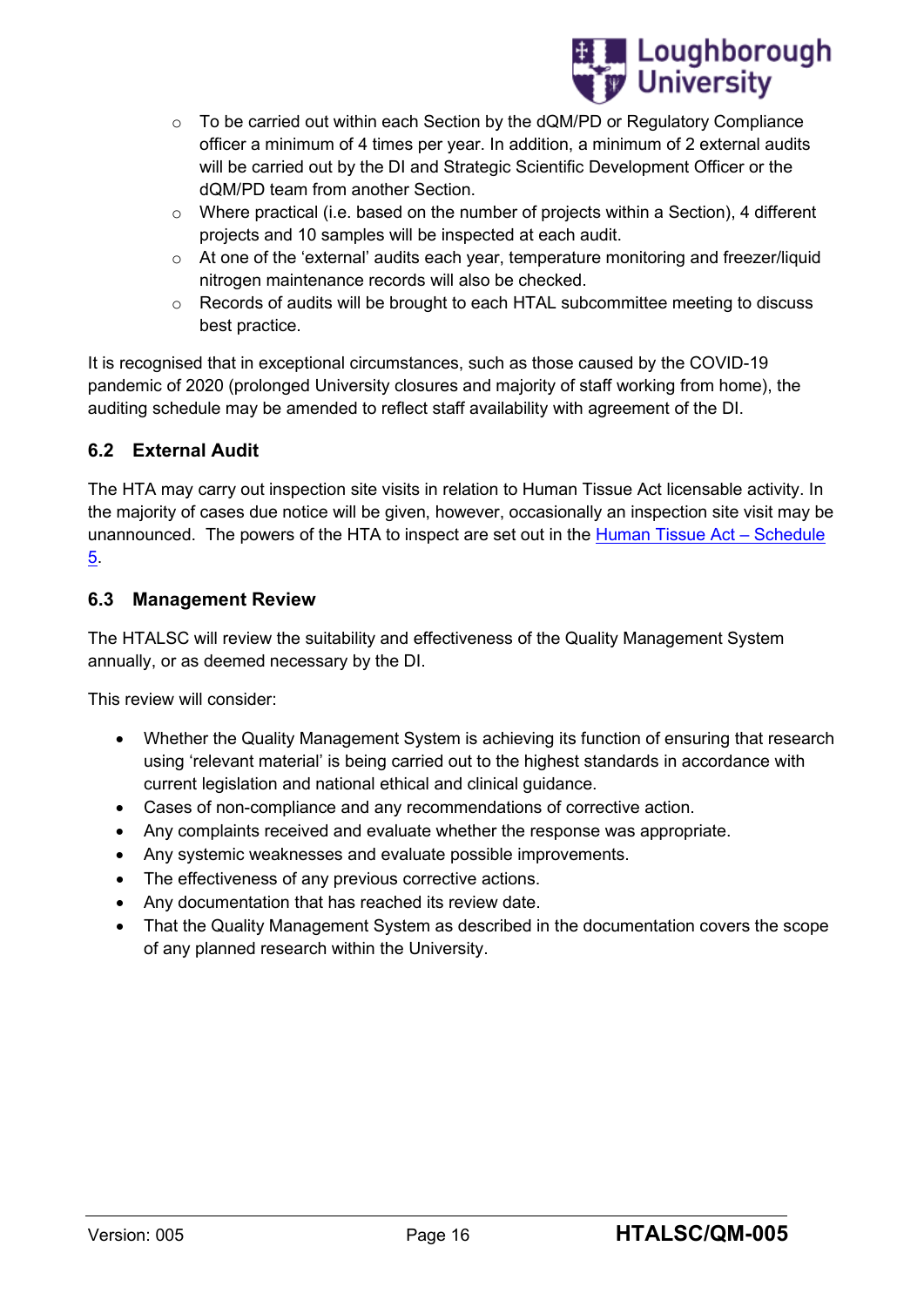- To be carried out within each Section by the dQM/PD or Regulatory Compliance officer a minimum of 4 times per year. In addition, a minimum of 2 external audits will be carried out by the DI and Strategic Scientific Development Officer or the dQM/PD team from another Section.
- Where practical (i.e. based on the number of projects within a Section), 4 different projects and 10 samples will be inspected at each audit.
- At one of the 'external' audits each year, temperature monitoring and freezer/liquid nitrogen maintenance records will also be checked.
- Records of audits will be brought to each HTAL subcommittee meeting to discuss best practice.

It is recognised that in exceptional circumstances, such as those caused by the COVID-19 pandemic of 2020 (prolonged University closures and majority of staff working from home), the auditing schedule may be amended to reflect staff availability with agreement of the DI.

### 6.2 External Audit

The HTA may carry out inspection site visits in relation to Human Tissue Act licensable activity. In the majority of cases due notice will be given, however, occasionally an inspection site visit may be unannounced. The powers of the HTA to inspect are set out in the Human Tissue Act – Schedule 5.

### 6.3 Management Review

The HTALSC will review the suitability and effectiveness of the Quality Management System annually, or as deemed necessary by the DI.

This review will consider:

- Whether the Quality Management System is achieving its function of ensuring that research using 'relevant material' is being carried out to the highest standards in accordance with current legislation and national ethical and clinical guidance.
- Cases of non-compliance and any recommendations of corrective action.
- Any complaints received and evaluate whether the response was appropriate.
- Any systemic weaknesses and evaluate possible improvements.
- The effectiveness of any previous corrective actions.
- Any documentation that has reached its review date.
- That the Quality Management System as described in the documentation covers the scope of any planned research within the University.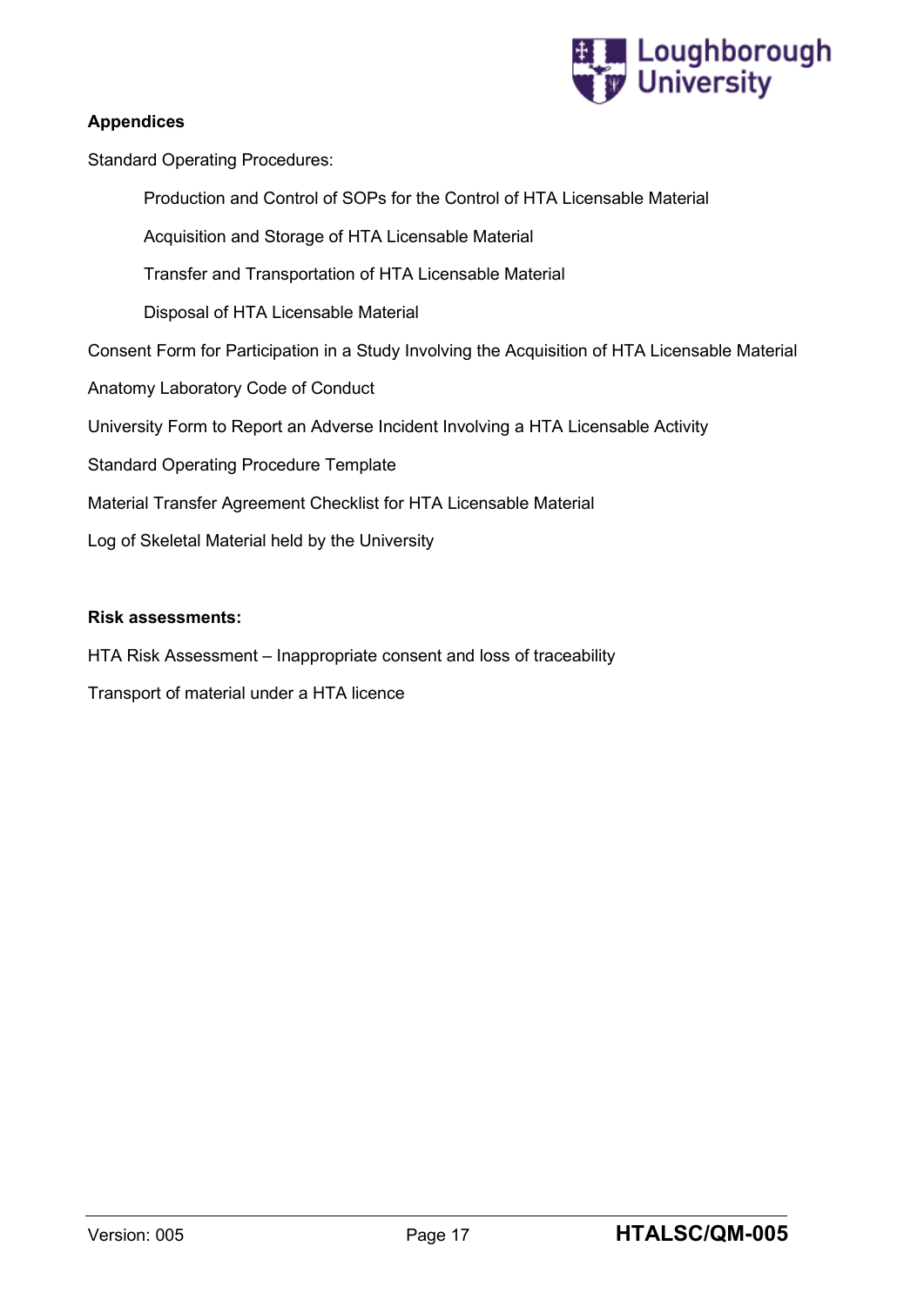**Appendices**

Standard Operating Procedures:

- Production and Control of SOPs for the Control of HTA Licensable Material
- Acquisition and Storage of HTA Licensable Material
- Transfer and Transportation of HTA Licensable Material
- Disposal of HTA Licensable Material

Consent Form for Participation in a Study Involving the Acquisition of HTA Licensable Material

Anatomy Laboratory Code of Conduct

University Form to Report an Adverse Incident Involving a HTA Licensable Activity

Standard Operating Procedure Template

Material Transfer Agreement Checklist for HTA Licensable Material

Log of Skeletal Material held by the University

**Risk assessments:**

HTA Risk Assessment – Inappropriate consent and loss of traceability

Transport of material under a HTA licence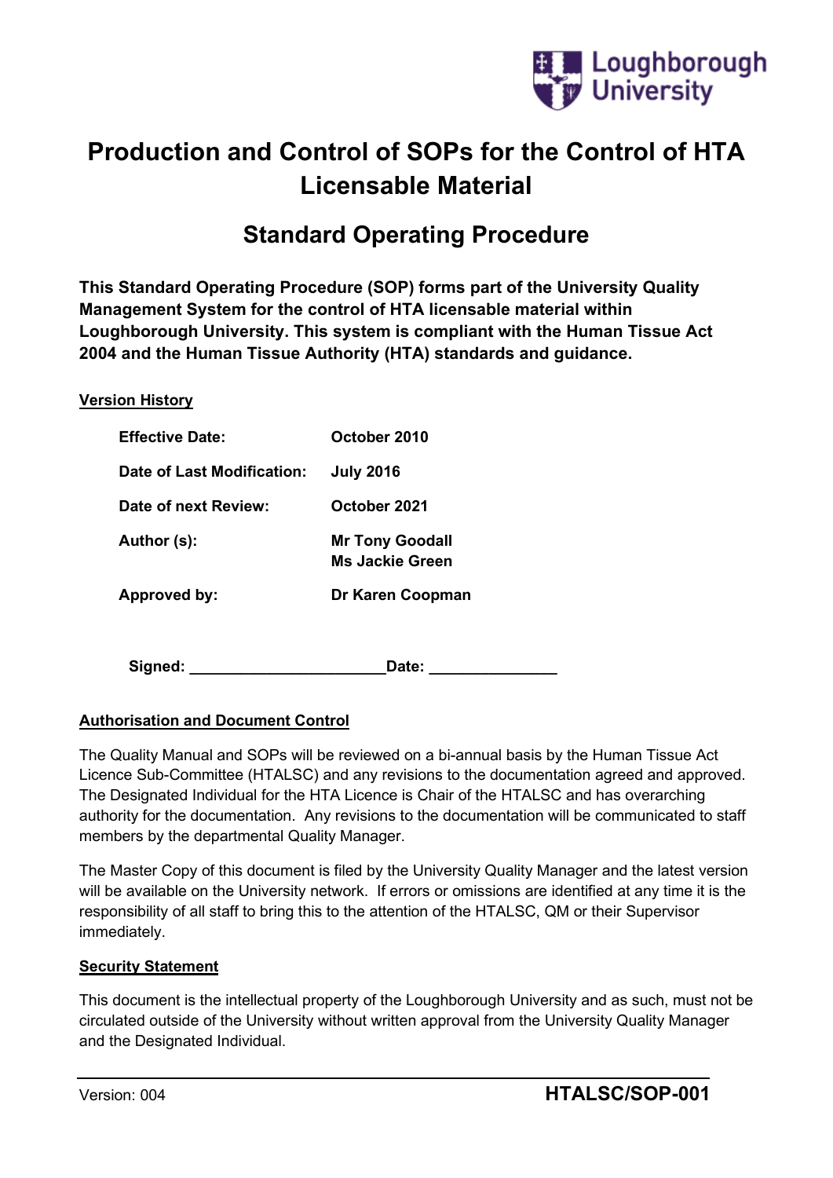# Production and Control of SOPs for the Control of HTA Licensable Material

## Standard Operating Procedure

**This Standard Operating Procedure (SOP) forms part of the University Quality Management System for the control of HTA licensable material within Loughborough University. This system is compliant with the Human Tissue Act 2004 and the Human Tissue Authority (HTA) standards and guidance.**

**Version History**

| | |
|---|---|
| **Effective Date:** | **October 2010** |
| **Date of Last Modification:** | **July 2016** |
| **Date of next Review:** | **October 2021** |
| **Author (s):** | **Mr Tony Goodall**<br>**Ms Jackie Green** |
| **Approved by:** | **Dr Karen Coopman** |

**Signed: ______________________Date: ______________**

**Authorisation and Document Control**

The Quality Manual and SOPs will be reviewed on a bi-annual basis by the Human Tissue Act Licence Sub-Committee (HTALSC) and any revisions to the documentation agreed and approved. The Designated Individual for the HTA Licence is Chair of the HTALSC and has overarching authority for the documentation. Any revisions to the documentation will be communicated to staff members by the departmental Quality Manager.

The Master Copy of this document is filed by the University Quality Manager and the latest version will be available on the University network. If errors or omissions are identified at any time it is the responsibility of all staff to bring this to the attention of the HTALSC, QM or their Supervisor immediately.

**Security Statement**

This document is the intellectual property of the Loughborough University and as such, must not be circulated outside of the University without written approval from the University Quality Manager and the Designated Individual.

Version: 004 **HTALSC/SOP-001**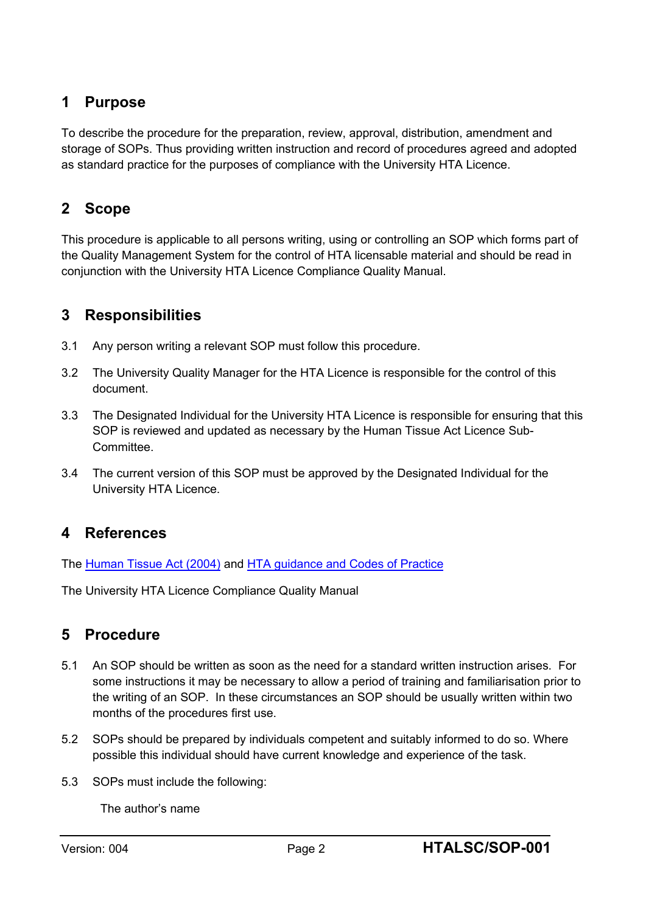## 1 Purpose

To describe the procedure for the preparation, review, approval, distribution, amendment and storage of SOPs. Thus providing written instruction and record of procedures agreed and adopted as standard practice for the purposes of compliance with the University HTA Licence.

## 2 Scope

This procedure is applicable to all persons writing, using or controlling an SOP which forms part of the Quality Management System for the control of HTA licensable material and should be read in conjunction with the University HTA Licence Compliance Quality Manual.

## 3 Responsibilities

3.1 Any person writing a relevant SOP must follow this procedure.

3.2 The University Quality Manager for the HTA Licence is responsible for the control of this document.

3.3 The Designated Individual for the University HTA Licence is responsible for ensuring that this SOP is reviewed and updated as necessary by the Human Tissue Act Licence Sub-Committee.

3.4 The current version of this SOP must be approved by the Designated Individual for the University HTA Licence.

## 4 References

The Human Tissue Act (2004) and HTA guidance and Codes of Practice

The University HTA Licence Compliance Quality Manual

## 5 Procedure

5.1 An SOP should be written as soon as the need for a standard written instruction arises. For some instructions it may be necessary to allow a period of training and familiarisation prior to the writing of an SOP. In these circumstances an SOP should be usually written within two months of the procedures first use.

5.2 SOPs should be prepared by individuals competent and suitably informed to do so. Where possible this individual should have current knowledge and experience of the task.

5.3 SOPs must include the following:

The author's name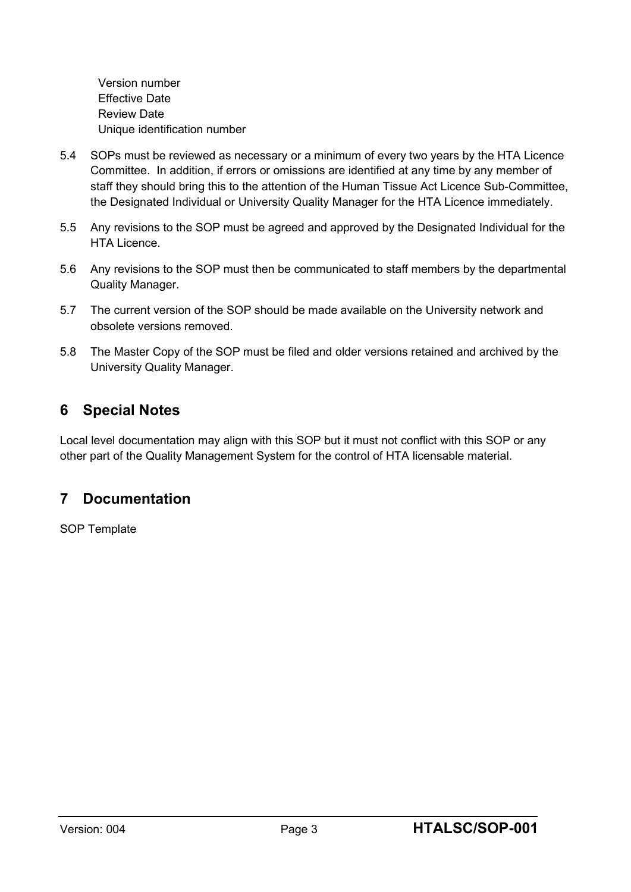Version number
Effective Date
Review Date
Unique identification number

5.4 SOPs must be reviewed as necessary or a minimum of every two years by the HTA Licence Committee. In addition, if errors or omissions are identified at any time by any member of staff they should bring this to the attention of the Human Tissue Act Licence Sub-Committee, the Designated Individual or University Quality Manager for the HTA Licence immediately.

5.5 Any revisions to the SOP must be agreed and approved by the Designated Individual for the HTA Licence.

5.6 Any revisions to the SOP must then be communicated to staff members by the departmental Quality Manager.

5.7 The current version of the SOP should be made available on the University network and obsolete versions removed.

5.8 The Master Copy of the SOP must be filed and older versions retained and archived by the University Quality Manager.

## 6 Special Notes

Local level documentation may align with this SOP but it must not conflict with this SOP or any other part of the Quality Management System for the control of HTA licensable material.

## 7 Documentation

SOP Template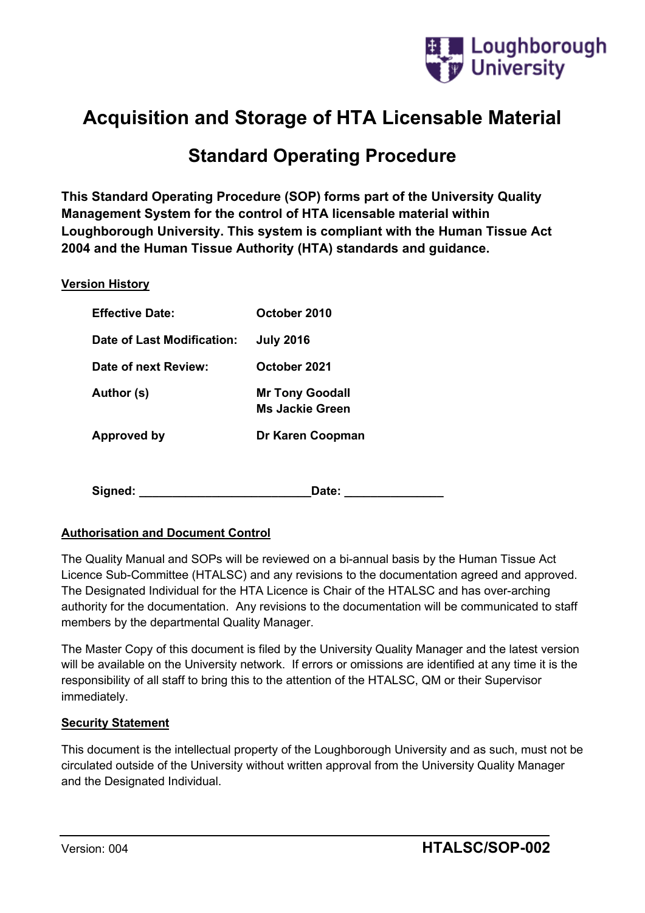# Acquisition and Storage of HTA Licensable Material

## Standard Operating Procedure

**This Standard Operating Procedure (SOP) forms part of the University Quality Management System for the control of HTA licensable material within Loughborough University. This system is compliant with the Human Tissue Act 2004 and the Human Tissue Authority (HTA) standards and guidance.**

**Version History**

| | |
|---|---|
| **Effective Date:** | **October 2010** |
| **Date of Last Modification:** | **July 2016** |
| **Date of next Review:** | **October 2021** |
| **Author (s)** | **Mr Tony Goodall**<br>**Ms Jackie Green** |
| **Approved by** | **Dr Karen Coopman** |

**Signed: ________________________Date: ______________**

**Authorisation and Document Control**

The Quality Manual and SOPs will be reviewed on a bi-annual basis by the Human Tissue Act Licence Sub-Committee (HTALSC) and any revisions to the documentation agreed and approved. The Designated Individual for the HTA Licence is Chair of the HTALSC and has over-arching authority for the documentation. Any revisions to the documentation will be communicated to staff members by the departmental Quality Manager.

The Master Copy of this document is filed by the University Quality Manager and the latest version will be available on the University network. If errors or omissions are identified at any time it is the responsibility of all staff to bring this to the attention of the HTALSC, QM or their Supervisor immediately.

**Security Statement**

This document is the intellectual property of the Loughborough University and as such, must not be circulated outside of the University without written approval from the University Quality Manager and the Designated Individual.

Version: 004 **HTALSC/SOP-002**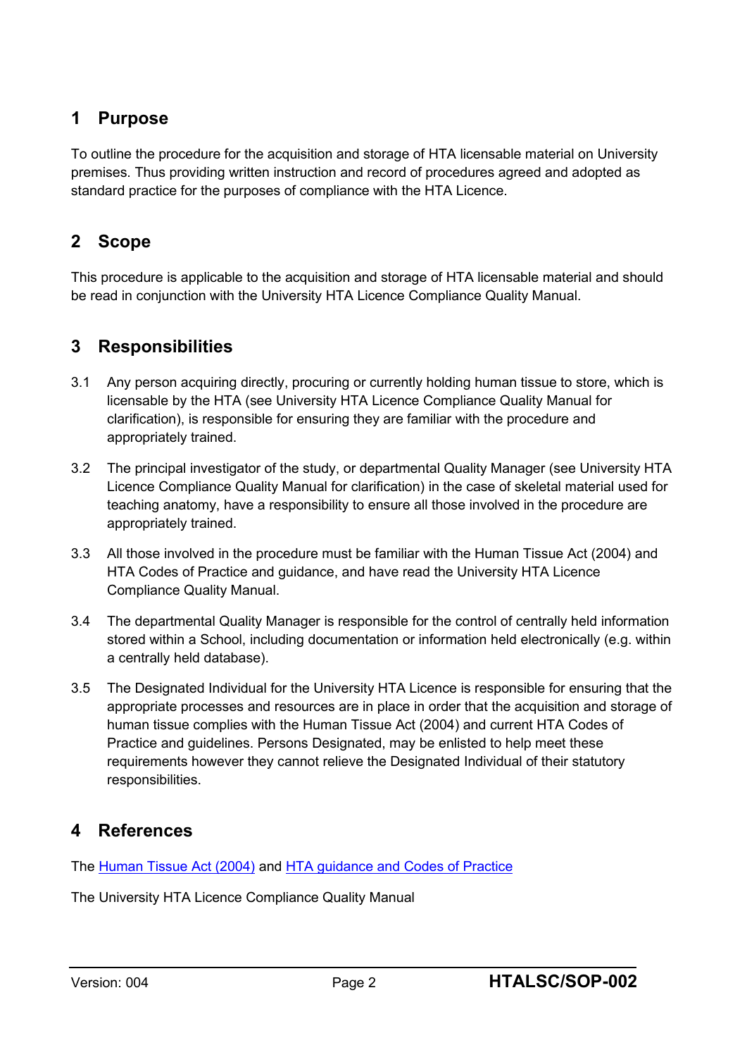## 1 Purpose

To outline the procedure for the acquisition and storage of HTA licensable material on University premises. Thus providing written instruction and record of procedures agreed and adopted as standard practice for the purposes of compliance with the HTA Licence.

## 2 Scope

This procedure is applicable to the acquisition and storage of HTA licensable material and should be read in conjunction with the University HTA Licence Compliance Quality Manual.

## 3 Responsibilities

3.1 Any person acquiring directly, procuring or currently holding human tissue to store, which is licensable by the HTA (see University HTA Licence Compliance Quality Manual for clarification), is responsible for ensuring they are familiar with the procedure and appropriately trained.

3.2 The principal investigator of the study, or departmental Quality Manager (see University HTA Licence Compliance Quality Manual for clarification) in the case of skeletal material used for teaching anatomy, have a responsibility to ensure all those involved in the procedure are appropriately trained.

3.3 All those involved in the procedure must be familiar with the Human Tissue Act (2004) and HTA Codes of Practice and guidance, and have read the University HTA Licence Compliance Quality Manual.

3.4 The departmental Quality Manager is responsible for the control of centrally held information stored within a School, including documentation or information held electronically (e.g. within a centrally held database).

3.5 The Designated Individual for the University HTA Licence is responsible for ensuring that the appropriate processes and resources are in place in order that the acquisition and storage of human tissue complies with the Human Tissue Act (2004) and current HTA Codes of Practice and guidelines. Persons Designated, may be enlisted to help meet these requirements however they cannot relieve the Designated Individual of their statutory responsibilities.

## 4 References

The Human Tissue Act (2004) and HTA guidance and Codes of Practice

The University HTA Licence Compliance Quality Manual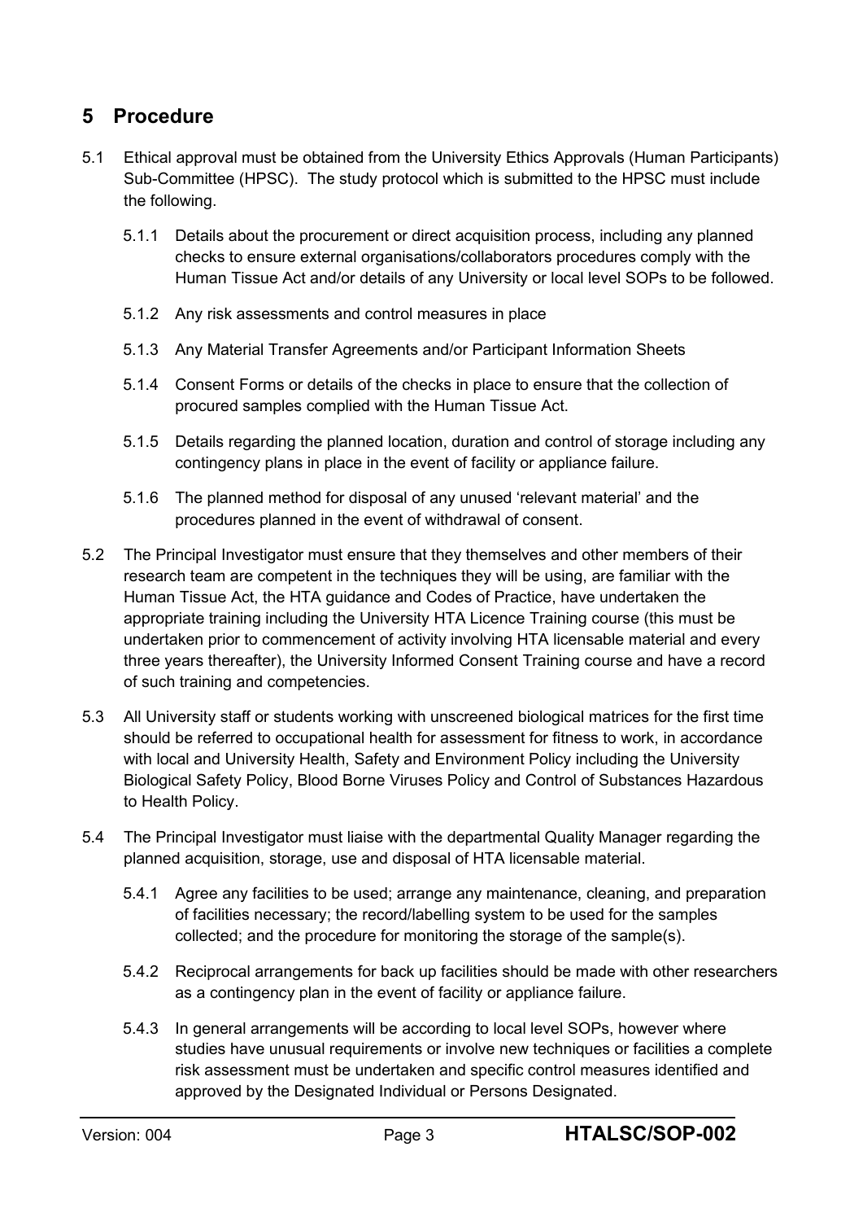## 5 Procedure

5.1 Ethical approval must be obtained from the University Ethics Approvals (Human Participants) Sub-Committee (HPSC). The study protocol which is submitted to the HPSC must include the following.

5.1.1 Details about the procurement or direct acquisition process, including any planned checks to ensure external organisations/collaborators procedures comply with the Human Tissue Act and/or details of any University or local level SOPs to be followed.

5.1.2 Any risk assessments and control measures in place

5.1.3 Any Material Transfer Agreements and/or Participant Information Sheets

5.1.4 Consent Forms or details of the checks in place to ensure that the collection of procured samples complied with the Human Tissue Act.

5.1.5 Details regarding the planned location, duration and control of storage including any contingency plans in place in the event of facility or appliance failure.

5.1.6 The planned method for disposal of any unused 'relevant material' and the procedures planned in the event of withdrawal of consent.

5.2 The Principal Investigator must ensure that they themselves and other members of their research team are competent in the techniques they will be using, are familiar with the Human Tissue Act, the HTA guidance and Codes of Practice, have undertaken the appropriate training including the University HTA Licence Training course (this must be undertaken prior to commencement of activity involving HTA licensable material and every three years thereafter), the University Informed Consent Training course and have a record of such training and competencies.

5.3 All University staff or students working with unscreened biological matrices for the first time should be referred to occupational health for assessment for fitness to work, in accordance with local and University Health, Safety and Environment Policy including the University Biological Safety Policy, Blood Borne Viruses Policy and Control of Substances Hazardous to Health Policy.

5.4 The Principal Investigator must liaise with the departmental Quality Manager regarding the planned acquisition, storage, use and disposal of HTA licensable material.

5.4.1 Agree any facilities to be used; arrange any maintenance, cleaning, and preparation of facilities necessary; the record/labelling system to be used for the samples collected; and the procedure for monitoring the storage of the sample(s).

5.4.2 Reciprocal arrangements for back up facilities should be made with other researchers as a contingency plan in the event of facility or appliance failure.

5.4.3 In general arrangements will be according to local level SOPs, however where studies have unusual requirements or involve new techniques or facilities a complete risk assessment must be undertaken and specific control measures identified and approved by the Designated Individual or Persons Designated.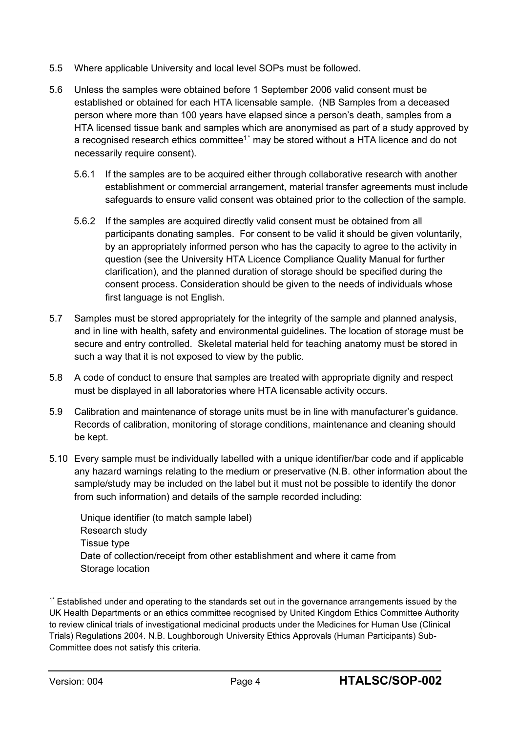5.5 Where applicable University and local level SOPs must be followed.

5.6 Unless the samples were obtained before 1 September 2006 valid consent must be established or obtained for each HTA licensable sample. (NB Samples from a deceased person where more than 100 years have elapsed since a person's death, samples from a HTA licensed tissue bank and samples which are anonymised as part of a study approved by a recognised research ethics committee[1*] may be stored without a HTA licence and do not necessarily require consent).

5.6.1 If the samples are to be acquired either through collaborative research with another establishment or commercial arrangement, material transfer agreements must include safeguards to ensure valid consent was obtained prior to the collection of the sample.

5.6.2 If the samples are acquired directly valid consent must be obtained from all participants donating samples. For consent to be valid it should be given voluntarily, by an appropriately informed person who has the capacity to agree to the activity in question (see the University HTA Licence Compliance Quality Manual for further clarification), and the planned duration of storage should be specified during the consent process. Consideration should be given to the needs of individuals whose first language is not English.

5.7 Samples must be stored appropriately for the integrity of the sample and planned analysis, and in line with health, safety and environmental guidelines. The location of storage must be secure and entry controlled. Skeletal material held for teaching anatomy must be stored in such a way that it is not exposed to view by the public.

5.8 A code of conduct to ensure that samples are treated with appropriate dignity and respect must be displayed in all laboratories where HTA licensable activity occurs.

5.9 Calibration and maintenance of storage units must be in line with manufacturer's guidance. Records of calibration, monitoring of storage conditions, maintenance and cleaning should be kept.

5.10 Every sample must be individually labelled with a unique identifier/bar code and if applicable any hazard warnings relating to the medium or preservative (N.B. other information about the sample/study may be included on the label but it must not be possible to identify the donor from such information) and details of the sample recorded including:

Unique identifier (to match sample label)
Research study
Tissue type
Date of collection/receipt from other establishment and where it came from
Storage location

---

[1*] Established under and operating to the standards set out in the governance arrangements issued by the UK Health Departments or an ethics committee recognised by United Kingdom Ethics Committee Authority to review clinical trials of investigational medicinal products under the Medicines for Human Use (Clinical Trials) Regulations 2004. N.B. Loughborough University Ethics Approvals (Human Participants) Sub-Committee does not satisfy this criteria.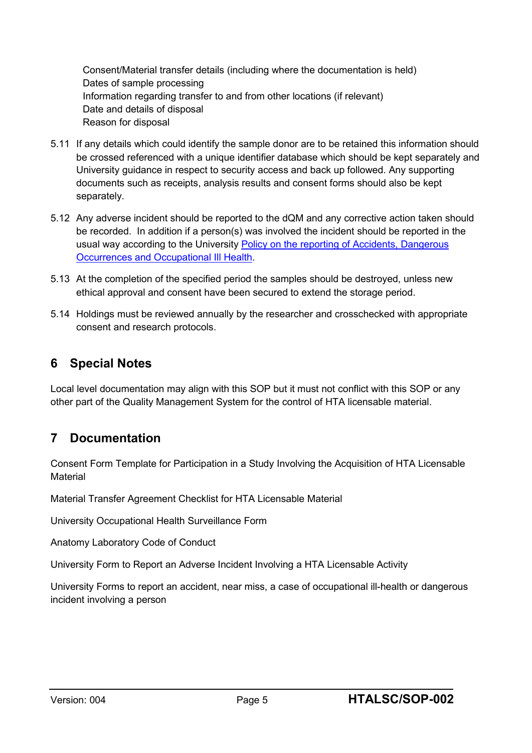Consent/Material transfer details (including where the documentation is held)
Dates of sample processing
Information regarding transfer to and from other locations (if relevant)
Date and details of disposal
Reason for disposal

5.11 If any details which could identify the sample donor are to be retained this information should be crossed referenced with a unique identifier database which should be kept separately and University guidance in respect to security access and back up followed. Any supporting documents such as receipts, analysis results and consent forms should also be kept separately.

5.12 Any adverse incident should be reported to the dQM and any corrective action taken should be recorded. In addition if a person(s) was involved the incident should be reported in the usual way according to the University Policy on the reporting of Accidents, Dangerous Occurrences and Occupational Ill Health.

5.13 At the completion of the specified period the samples should be destroyed, unless new ethical approval and consent have been secured to extend the storage period.

5.14 Holdings must be reviewed annually by the researcher and crosschecked with appropriate consent and research protocols.

## 6 Special Notes

Local level documentation may align with this SOP but it must not conflict with this SOP or any other part of the Quality Management System for the control of HTA licensable material.

## 7 Documentation

Consent Form Template for Participation in a Study Involving the Acquisition of HTA Licensable Material

Material Transfer Agreement Checklist for HTA Licensable Material

University Occupational Health Surveillance Form

Anatomy Laboratory Code of Conduct

University Form to Report an Adverse Incident Involving a HTA Licensable Activity

University Forms to report an accident, near miss, a case of occupational ill-health or dangerous incident involving a person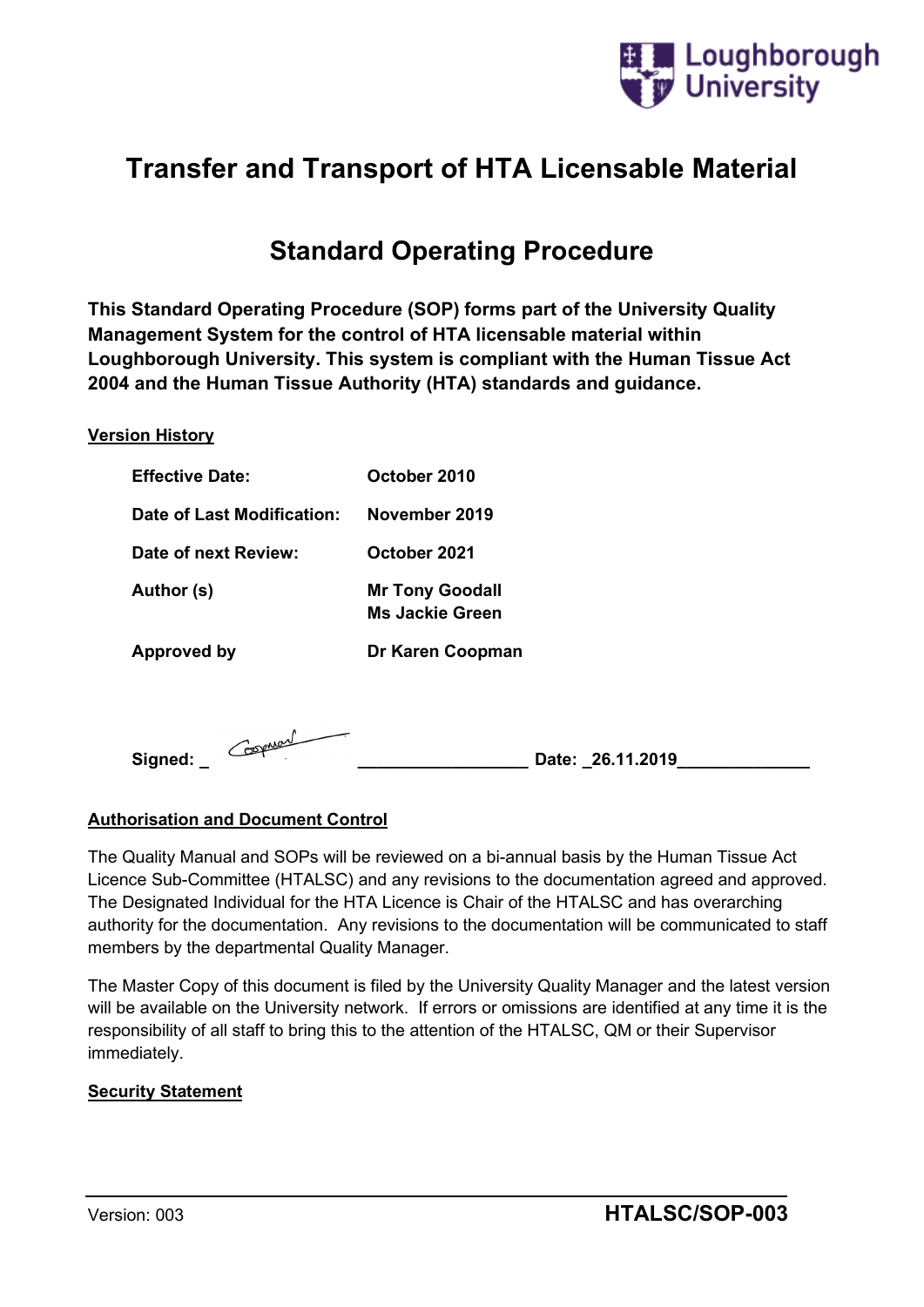# Transfer and Transport of HTA Licensable Material

## Standard Operating Procedure

**This Standard Operating Procedure (SOP) forms part of the University Quality Management System for the control of HTA licensable material within Loughborough University. This system is compliant with the Human Tissue Act 2004 and the Human Tissue Authority (HTA) standards and guidance.**

**Version History**

| | |
|---|---|
| **Effective Date:** | **October 2010** |
| **Date of Last Modification:** | **November 2019** |
| **Date of next Review:** | **October 2021** |
| **Author (s)** | **Mr Tony Goodall**<br>**Ms Jackie Green** |
| **Approved by** | **Dr Karen Coopman** |

**Signed: _ Coopman ________________ Date: _26.11.2019_____________**

**Authorisation and Document Control**

The Quality Manual and SOPs will be reviewed on a bi-annual basis by the Human Tissue Act Licence Sub-Committee (HTALSC) and any revisions to the documentation agreed and approved. The Designated Individual for the HTA Licence is Chair of the HTALSC and has overarching authority for the documentation. Any revisions to the documentation will be communicated to staff members by the departmental Quality Manager.

The Master Copy of this document is filed by the University Quality Manager and the latest version will be available on the University network. If errors or omissions are identified at any time it is the responsibility of all staff to bring this to the attention of the HTALSC, QM or their Supervisor immediately.

**Security Statement**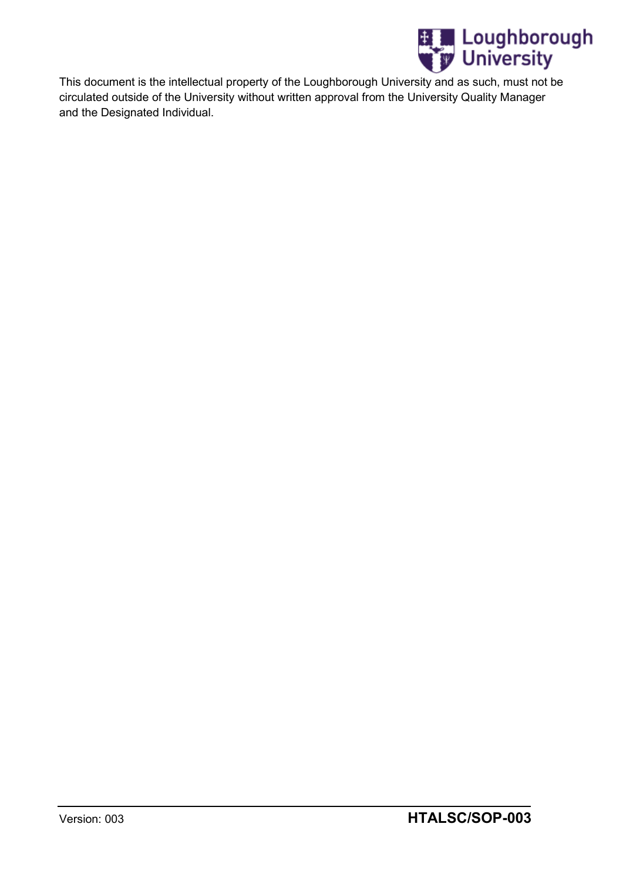This document is the intellectual property of the Loughborough University and as such, must not be circulated outside of the University without written approval from the University Quality Manager and the Designated Individual.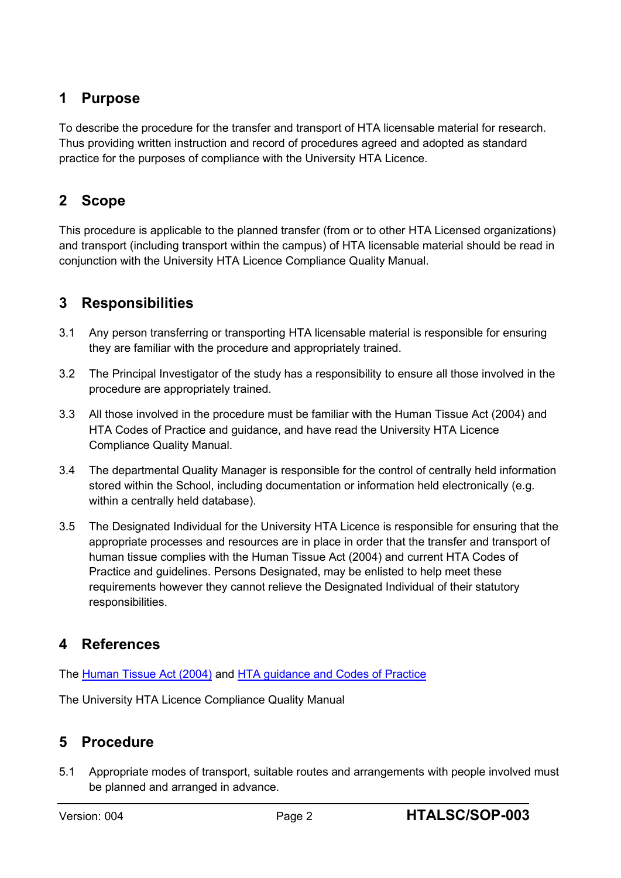## 1 Purpose

To describe the procedure for the transfer and transport of HTA licensable material for research. Thus providing written instruction and record of procedures agreed and adopted as standard practice for the purposes of compliance with the University HTA Licence.

## 2 Scope

This procedure is applicable to the planned transfer (from or to other HTA Licensed organizations) and transport (including transport within the campus) of HTA licensable material should be read in conjunction with the University HTA Licence Compliance Quality Manual.

## 3 Responsibilities

3.1 Any person transferring or transporting HTA licensable material is responsible for ensuring they are familiar with the procedure and appropriately trained.

3.2 The Principal Investigator of the study has a responsibility to ensure all those involved in the procedure are appropriately trained.

3.3 All those involved in the procedure must be familiar with the Human Tissue Act (2004) and HTA Codes of Practice and guidance, and have read the University HTA Licence Compliance Quality Manual.

3.4 The departmental Quality Manager is responsible for the control of centrally held information stored within the School, including documentation or information held electronically (e.g. within a centrally held database).

3.5 The Designated Individual for the University HTA Licence is responsible for ensuring that the appropriate processes and resources are in place in order that the transfer and transport of human tissue complies with the Human Tissue Act (2004) and current HTA Codes of Practice and guidelines. Persons Designated, may be enlisted to help meet these requirements however they cannot relieve the Designated Individual of their statutory responsibilities.

## 4 References

The Human Tissue Act (2004) and HTA guidance and Codes of Practice

The University HTA Licence Compliance Quality Manual

## 5 Procedure

5.1 Appropriate modes of transport, suitable routes and arrangements with people involved must be planned and arranged in advance.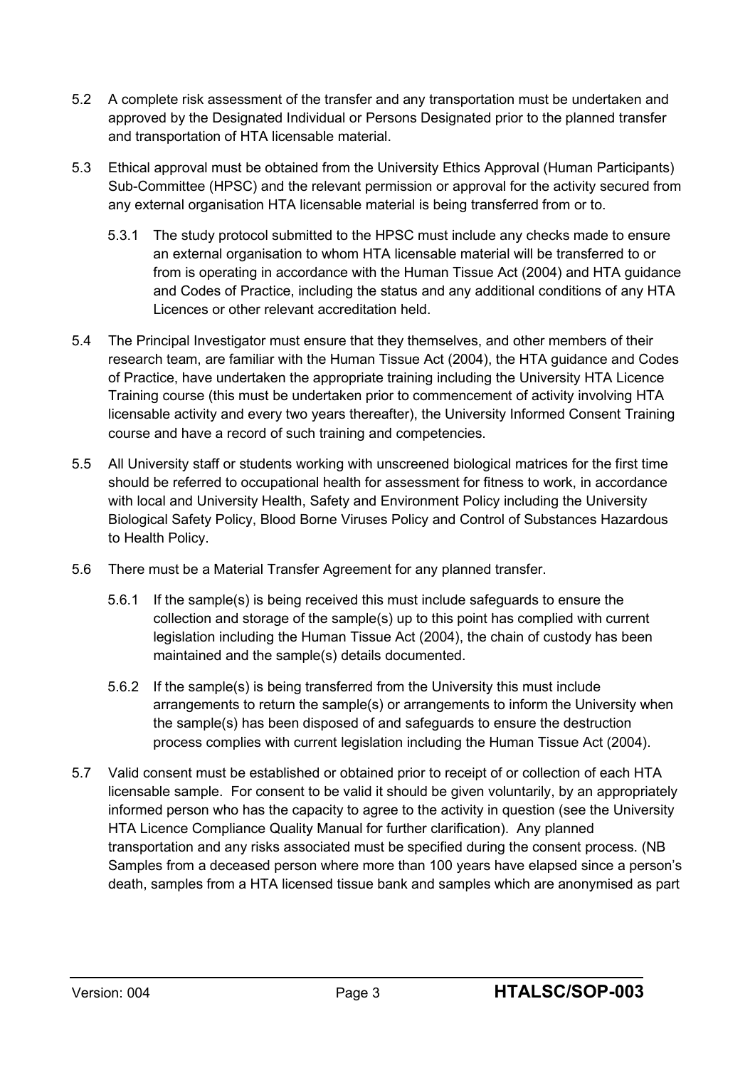5.2 A complete risk assessment of the transfer and any transportation must be undertaken and approved by the Designated Individual or Persons Designated prior to the planned transfer and transportation of HTA licensable material.

5.3 Ethical approval must be obtained from the University Ethics Approval (Human Participants) Sub-Committee (HPSC) and the relevant permission or approval for the activity secured from any external organisation HTA licensable material is being transferred from or to.

 5.3.1 The study protocol submitted to the HPSC must include any checks made to ensure an external organisation to whom HTA licensable material will be transferred to or from is operating in accordance with the Human Tissue Act (2004) and HTA guidance and Codes of Practice, including the status and any additional conditions of any HTA Licences or other relevant accreditation held.

5.4 The Principal Investigator must ensure that they themselves, and other members of their research team, are familiar with the Human Tissue Act (2004), the HTA guidance and Codes of Practice, have undertaken the appropriate training including the University HTA Licence Training course (this must be undertaken prior to commencement of activity involving HTA licensable activity and every two years thereafter), the University Informed Consent Training course and have a record of such training and competencies.

5.5 All University staff or students working with unscreened biological matrices for the first time should be referred to occupational health for assessment for fitness to work, in accordance with local and University Health, Safety and Environment Policy including the University Biological Safety Policy, Blood Borne Viruses Policy and Control of Substances Hazardous to Health Policy.

5.6 There must be a Material Transfer Agreement for any planned transfer.

 5.6.1 If the sample(s) is being received this must include safeguards to ensure the collection and storage of the sample(s) up to this point has complied with current legislation including the Human Tissue Act (2004), the chain of custody has been maintained and the sample(s) details documented.

 5.6.2 If the sample(s) is being transferred from the University this must include arrangements to return the sample(s) or arrangements to inform the University when the sample(s) has been disposed of and safeguards to ensure the destruction process complies with current legislation including the Human Tissue Act (2004).

5.7 Valid consent must be established or obtained prior to receipt of or collection of each HTA licensable sample. For consent to be valid it should be given voluntarily, by an appropriately informed person who has the capacity to agree to the activity in question (see the University HTA Licence Compliance Quality Manual for further clarification). Any planned transportation and any risks associated must be specified during the consent process. (NB Samples from a deceased person where more than 100 years have elapsed since a person's death, samples from a HTA licensed tissue bank and samples which are anonymised as part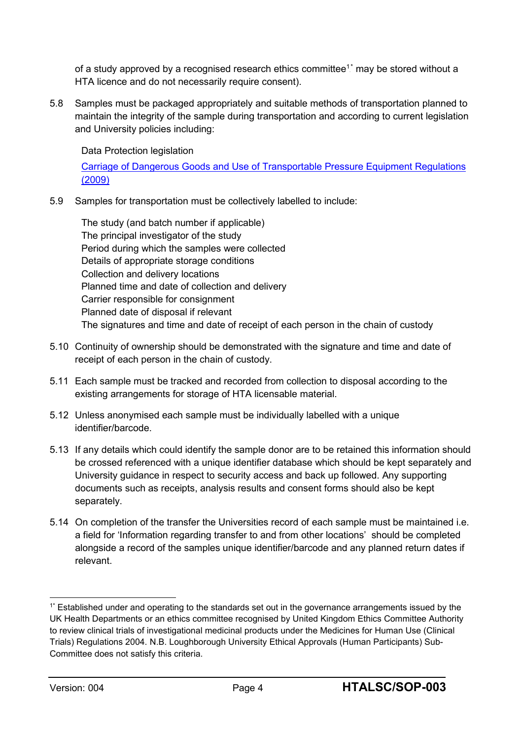of a study approved by a recognised research ethics committee[1*] may be stored without a HTA licence and do not necessarily require consent).

5.8 Samples must be packaged appropriately and suitable methods of transportation planned to maintain the integrity of the sample during transportation and according to current legislation and University policies including:

   Data Protection legislation

   [Carriage of Dangerous Goods and Use of Transportable Pressure Equipment Regulations (2009)]

5.9 Samples for transportation must be collectively labelled to include:

   The study (and batch number if applicable)
   The principal investigator of the study
   Period during which the samples were collected
   Details of appropriate storage conditions
   Collection and delivery locations
   Planned time and date of collection and delivery
   Carrier responsible for consignment
   Planned date of disposal if relevant
   The signatures and time and date of receipt of each person in the chain of custody

5.10 Continuity of ownership should be demonstrated with the signature and time and date of receipt of each person in the chain of custody.

5.11 Each sample must be tracked and recorded from collection to disposal according to the existing arrangements for storage of HTA licensable material.

5.12 Unless anonymised each sample must be individually labelled with a unique identifier/barcode.

5.13 If any details which could identify the sample donor are to be retained this information should be crossed referenced with a unique identifier database which should be kept separately and University guidance in respect to security access and back up followed. Any supporting documents such as receipts, analysis results and consent forms should also be kept separately.

5.14 On completion of the transfer the Universities record of each sample must be maintained i.e. a field for 'Information regarding transfer to and from other locations' should be completed alongside a record of the samples unique identifier/barcode and any planned return dates if relevant.

---

[1*] Established under and operating to the standards set out in the governance arrangements issued by the UK Health Departments or an ethics committee recognised by United Kingdom Ethics Committee Authority to review clinical trials of investigational medicinal products under the Medicines for Human Use (Clinical Trials) Regulations 2004. N.B. Loughborough University Ethical Approvals (Human Participants) Sub-Committee does not satisfy this criteria.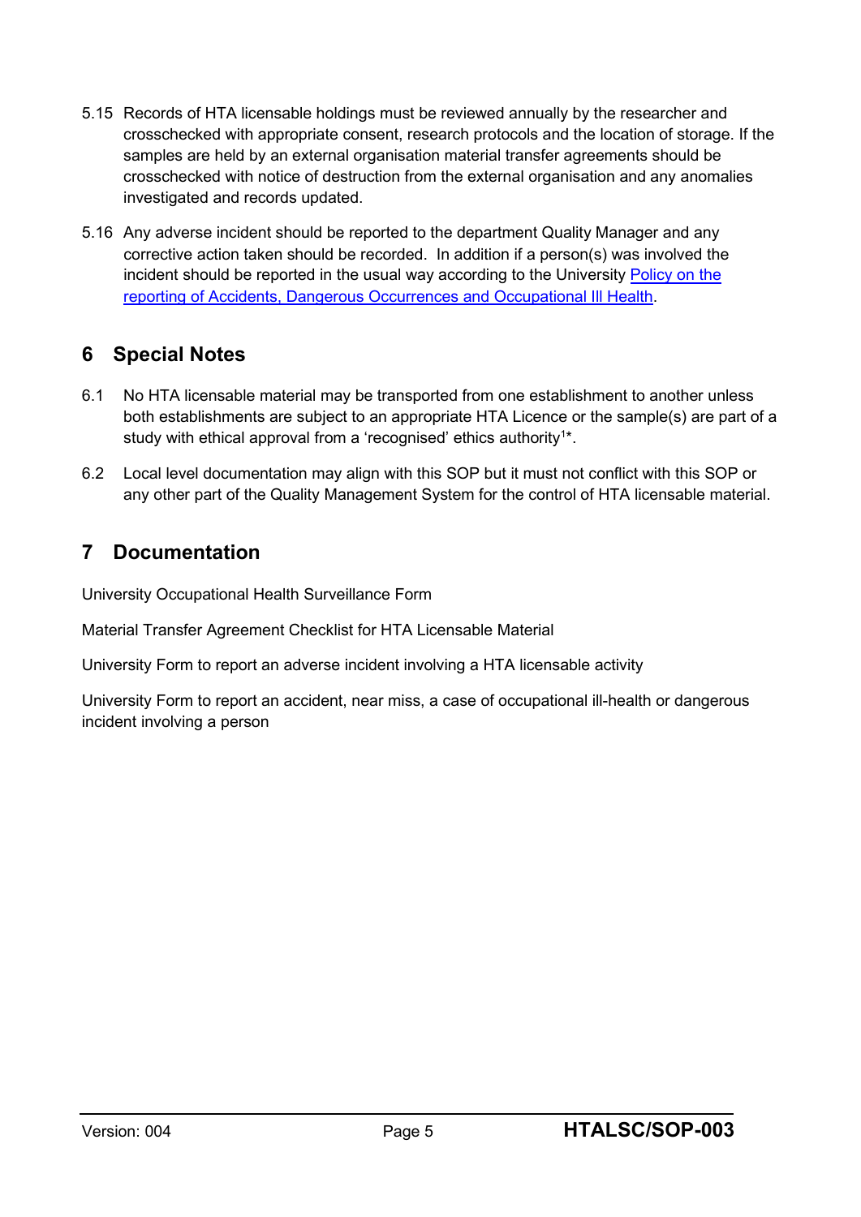5.15 Records of HTA licensable holdings must be reviewed annually by the researcher and crosschecked with appropriate consent, research protocols and the location of storage. If the samples are held by an external organisation material transfer agreements should be crosschecked with notice of destruction from the external organisation and any anomalies investigated and records updated.

5.16 Any adverse incident should be reported to the department Quality Manager and any corrective action taken should be recorded. In addition if a person(s) was involved the incident should be reported in the usual way according to the University Policy on the reporting of Accidents, Dangerous Occurrences and Occupational Ill Health.

## 6 Special Notes

6.1 No HTA licensable material may be transported from one establishment to another unless both establishments are subject to an appropriate HTA Licence or the sample(s) are part of a study with ethical approval from a 'recognised' ethics authority[1]*.

6.2 Local level documentation may align with this SOP but it must not conflict with this SOP or any other part of the Quality Management System for the control of HTA licensable material.

## 7 Documentation

University Occupational Health Surveillance Form

Material Transfer Agreement Checklist for HTA Licensable Material

University Form to report an adverse incident involving a HTA licensable activity

University Form to report an accident, near miss, a case of occupational ill-health or dangerous incident involving a person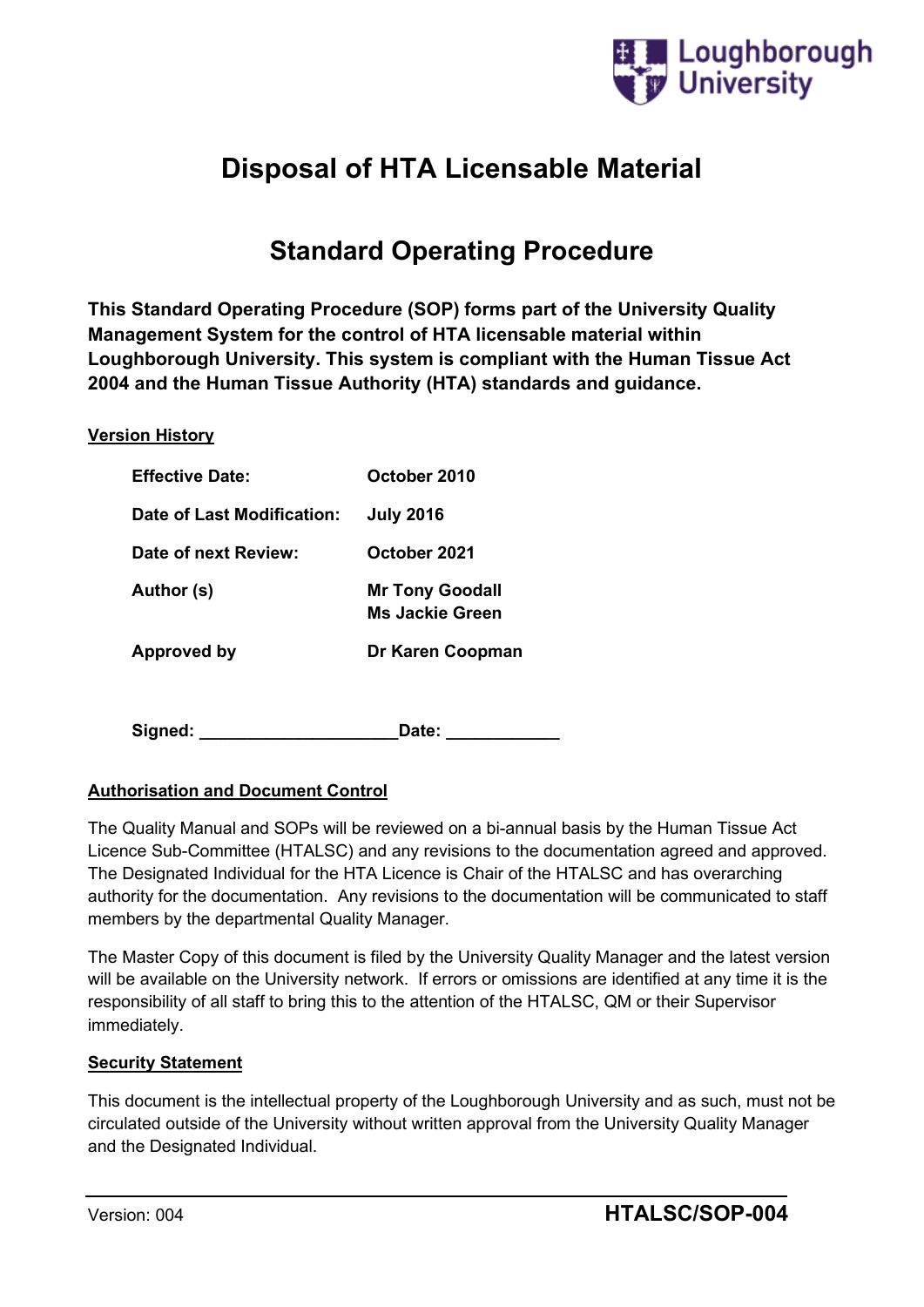# Disposal of HTA Licensable Material

## Standard Operating Procedure

**This Standard Operating Procedure (SOP) forms part of the University Quality Management System for the control of HTA licensable material within Loughborough University. This system is compliant with the Human Tissue Act 2004 and the Human Tissue Authority (HTA) standards and guidance.**

**Version History**

| | |
|---|---|
| **Effective Date:** | **October 2010** |
| **Date of Last Modification:** | **July 2016** |
| **Date of next Review:** | **October 2021** |
| **Author (s)** | **Mr Tony Goodall**<br>**Ms Jackie Green** |
| **Approved by** | **Dr Karen Coopman** |

**Signed: ____________________Date: ___________**

**Authorisation and Document Control**

The Quality Manual and SOPs will be reviewed on a bi-annual basis by the Human Tissue Act Licence Sub-Committee (HTALSC) and any revisions to the documentation agreed and approved. The Designated Individual for the HTA Licence is Chair of the HTALSC and has overarching authority for the documentation. Any revisions to the documentation will be communicated to staff members by the departmental Quality Manager.

The Master Copy of this document is filed by the University Quality Manager and the latest version will be available on the University network. If errors or omissions are identified at any time it is the responsibility of all staff to bring this to the attention of the HTALSC, QM or their Supervisor immediately.

**Security Statement**

This document is the intellectual property of the Loughborough University and as such, must not be circulated outside of the University without written approval from the University Quality Manager and the Designated Individual.

Version: 004 **HTALSC/SOP-004**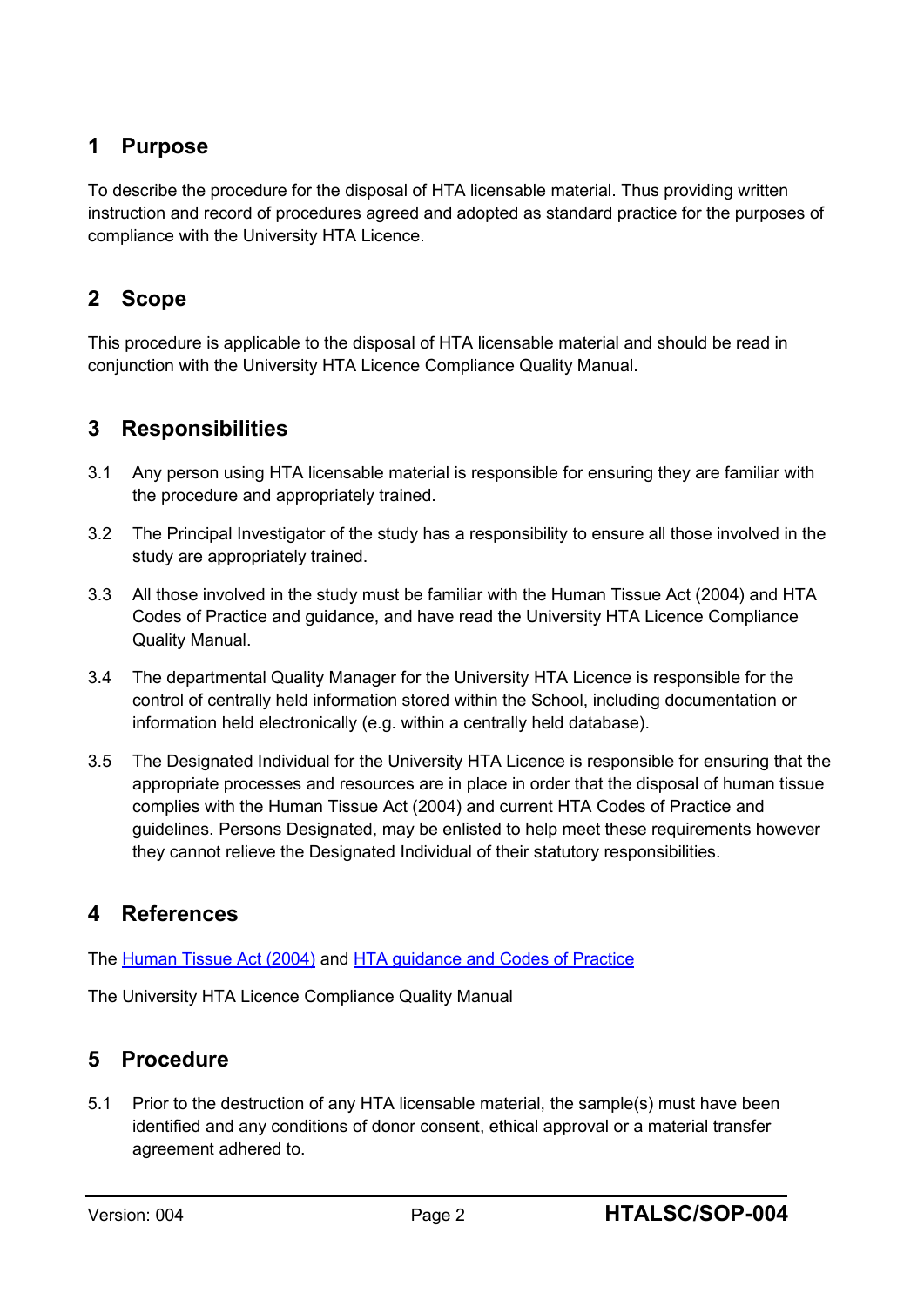## 1 Purpose

To describe the procedure for the disposal of HTA licensable material. Thus providing written instruction and record of procedures agreed and adopted as standard practice for the purposes of compliance with the University HTA Licence.

## 2 Scope

This procedure is applicable to the disposal of HTA licensable material and should be read in conjunction with the University HTA Licence Compliance Quality Manual.

## 3 Responsibilities

3.1 Any person using HTA licensable material is responsible for ensuring they are familiar with the procedure and appropriately trained.

3.2 The Principal Investigator of the study has a responsibility to ensure all those involved in the study are appropriately trained.

3.3 All those involved in the study must be familiar with the Human Tissue Act (2004) and HTA Codes of Practice and guidance, and have read the University HTA Licence Compliance Quality Manual.

3.4 The departmental Quality Manager for the University HTA Licence is responsible for the control of centrally held information stored within the School, including documentation or information held electronically (e.g. within a centrally held database).

3.5 The Designated Individual for the University HTA Licence is responsible for ensuring that the appropriate processes and resources are in place in order that the disposal of human tissue complies with the Human Tissue Act (2004) and current HTA Codes of Practice and guidelines. Persons Designated, may be enlisted to help meet these requirements however they cannot relieve the Designated Individual of their statutory responsibilities.

## 4 References

The Human Tissue Act (2004) and HTA guidance and Codes of Practice

The University HTA Licence Compliance Quality Manual

## 5 Procedure

5.1 Prior to the destruction of any HTA licensable material, the sample(s) must have been identified and any conditions of donor consent, ethical approval or a material transfer agreement adhered to.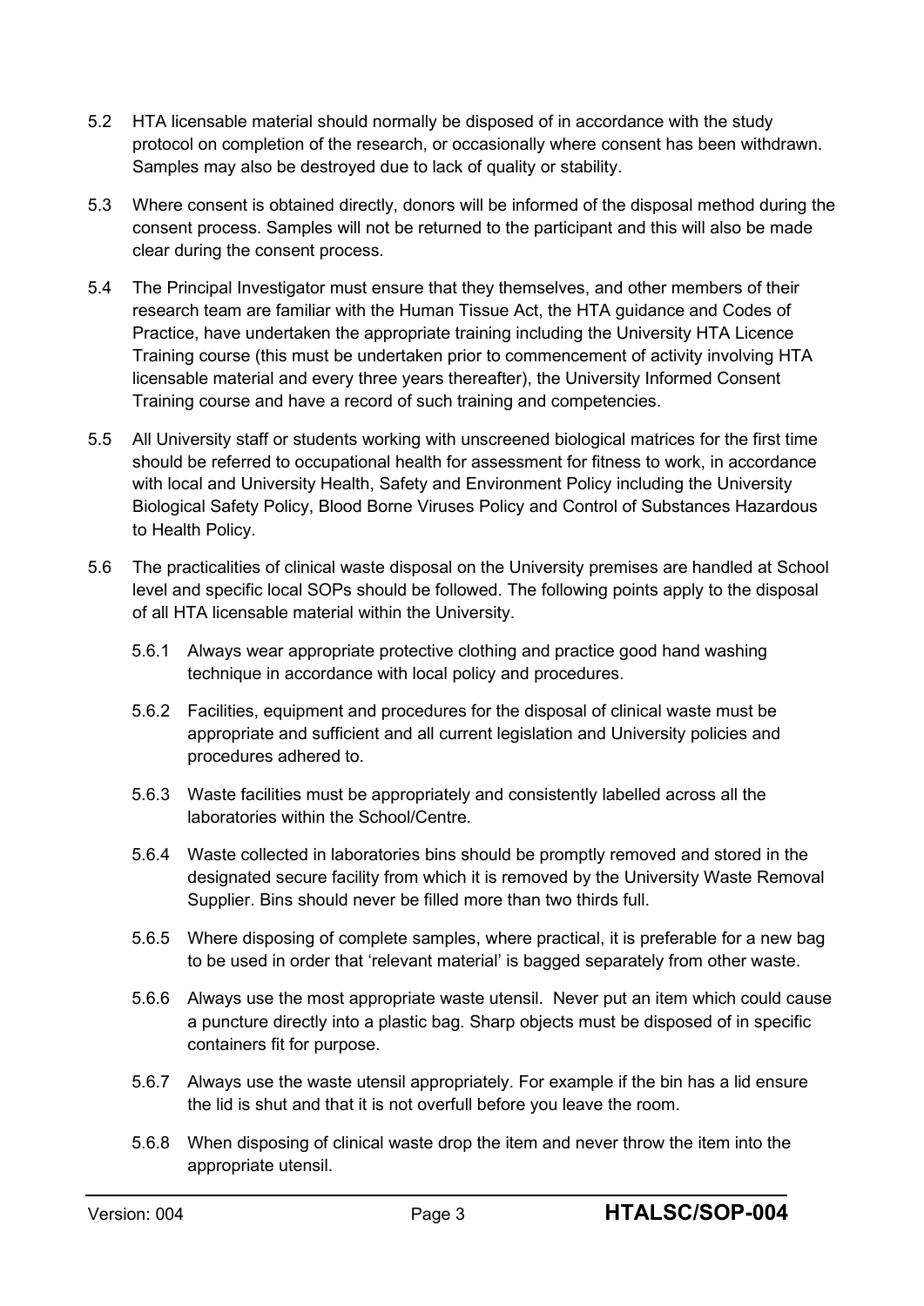5.2 HTA licensable material should normally be disposed of in accordance with the study protocol on completion of the research, or occasionally where consent has been withdrawn. Samples may also be destroyed due to lack of quality or stability.

5.3 Where consent is obtained directly, donors will be informed of the disposal method during the consent process. Samples will not be returned to the participant and this will also be made clear during the consent process.

5.4 The Principal Investigator must ensure that they themselves, and other members of their research team are familiar with the Human Tissue Act, the HTA guidance and Codes of Practice, have undertaken the appropriate training including the University HTA Licence Training course (this must be undertaken prior to commencement of activity involving HTA licensable material and every three years thereafter), the University Informed Consent Training course and have a record of such training and competencies.

5.5 All University staff or students working with unscreened biological matrices for the first time should be referred to occupational health for assessment for fitness to work, in accordance with local and University Health, Safety and Environment Policy including the University Biological Safety Policy, Blood Borne Viruses Policy and Control of Substances Hazardous to Health Policy.

5.6 The practicalities of clinical waste disposal on the University premises are handled at School level and specific local SOPs should be followed. The following points apply to the disposal of all HTA licensable material within the University.

- 5.6.1 Always wear appropriate protective clothing and practice good hand washing technique in accordance with local policy and procedures.
- 5.6.2 Facilities, equipment and procedures for the disposal of clinical waste must be appropriate and sufficient and all current legislation and University policies and procedures adhered to.
- 5.6.3 Waste facilities must be appropriately and consistently labelled across all the laboratories within the School/Centre.
- 5.6.4 Waste collected in laboratories bins should be promptly removed and stored in the designated secure facility from which it is removed by the University Waste Removal Supplier. Bins should never be filled more than two thirds full.
- 5.6.5 Where disposing of complete samples, where practical, it is preferable for a new bag to be used in order that 'relevant material' is bagged separately from other waste.
- 5.6.6 Always use the most appropriate waste utensil. Never put an item which could cause a puncture directly into a plastic bag. Sharp objects must be disposed of in specific containers fit for purpose.
- 5.6.7 Always use the waste utensil appropriately. For example if the bin has a lid ensure the lid is shut and that it is not overfull before you leave the room.
- 5.6.8 When disposing of clinical waste drop the item and never throw the item into the appropriate utensil.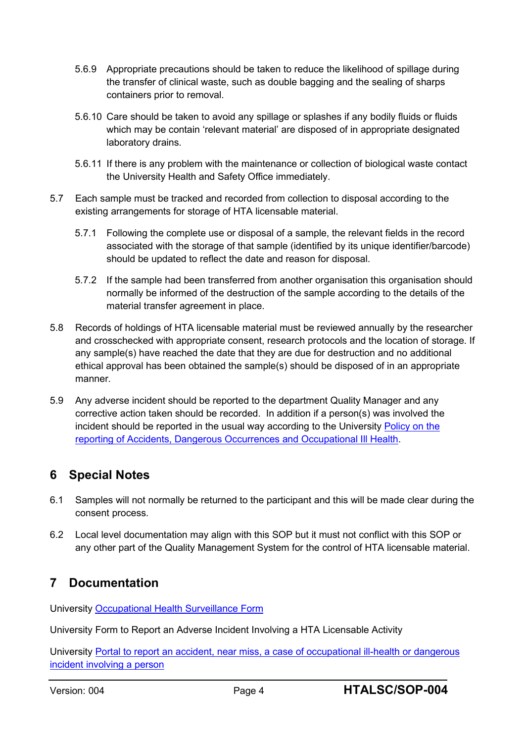5.6.9 Appropriate precautions should be taken to reduce the likelihood of spillage during the transfer of clinical waste, such as double bagging and the sealing of sharps containers prior to removal.

5.6.10 Care should be taken to avoid any spillage or splashes if any bodily fluids or fluids which may be contain 'relevant material' are disposed of in appropriate designated laboratory drains.

5.6.11 If there is any problem with the maintenance or collection of biological waste contact the University Health and Safety Office immediately.

5.7 Each sample must be tracked and recorded from collection to disposal according to the existing arrangements for storage of HTA licensable material.

5.7.1 Following the complete use or disposal of a sample, the relevant fields in the record associated with the storage of that sample (identified by its unique identifier/barcode) should be updated to reflect the date and reason for disposal.

5.7.2 If the sample had been transferred from another organisation this organisation should normally be informed of the destruction of the sample according to the details of the material transfer agreement in place.

5.8 Records of holdings of HTA licensable material must be reviewed annually by the researcher and crosschecked with appropriate consent, research protocols and the location of storage. If any sample(s) have reached the date that they are due for destruction and no additional ethical approval has been obtained the sample(s) should be disposed of in an appropriate manner.

5.9 Any adverse incident should be reported to the department Quality Manager and any corrective action taken should be recorded. In addition if a person(s) was involved the incident should be reported in the usual way according to the University Policy on the reporting of Accidents, Dangerous Occurrences and Occupational Ill Health.

## 6 Special Notes

6.1 Samples will not normally be returned to the participant and this will be made clear during the consent process.

6.2 Local level documentation may align with this SOP but it must not conflict with this SOP or any other part of the Quality Management System for the control of HTA licensable material.

## 7 Documentation

University Occupational Health Surveillance Form

University Form to Report an Adverse Incident Involving a HTA Licensable Activity

University Portal to report an accident, near miss, a case of occupational ill-health or dangerous incident involving a person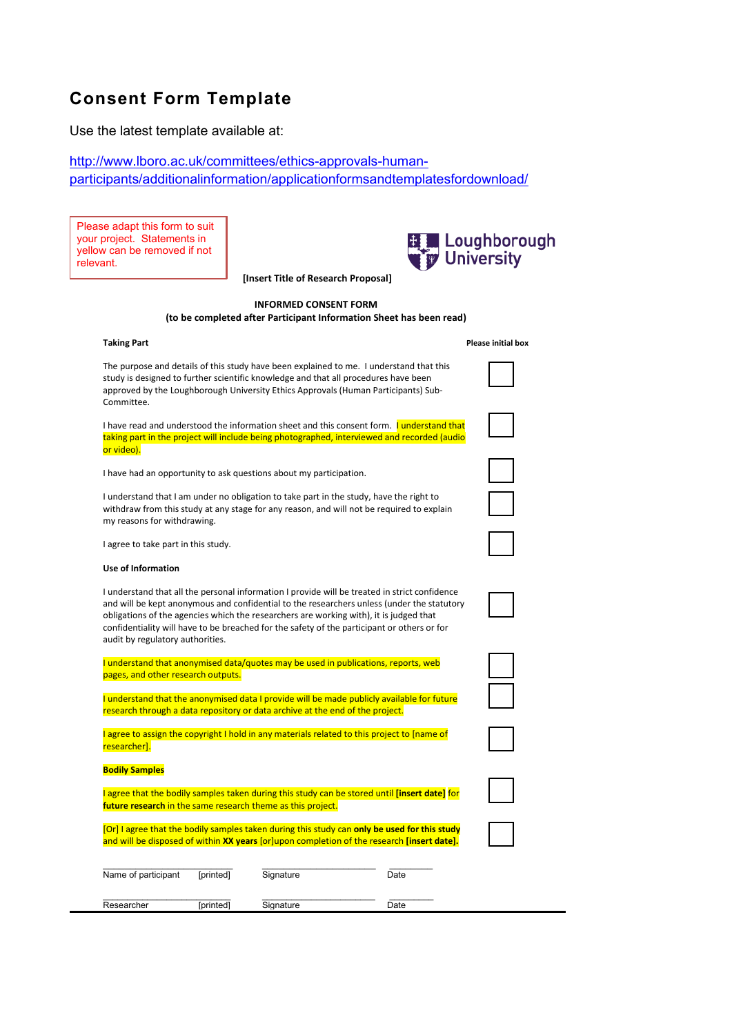# Consent Form Template

Use the latest template available at:

http://www.lboro.ac.uk/committees/ethics-approvals-human-participants/additionalinformation/applicationformsandtemplatesfordownload/

Please adapt this form to suit your project. Statements in yellow can be removed if not relevant.

Loughborough University

**[Insert Title of Research Proposal]**

**INFORMED CONSENT FORM**
**(to be completed after Participant Information Sheet has been read)**

| **Taking Part** | **Please initial box** |
|---|---|
| The purpose and details of this study have been explained to me. I understand that this study is designed to further scientific knowledge and that all procedures have been approved by the Loughborough University Ethics Approvals (Human Participants) Sub-Committee. | ☐ |
| I have read and understood the information sheet and this consent form. I understand that taking part in the project will include being photographed, interviewed and recorded (audio or video). | ☐ |
| I have had an opportunity to ask questions about my participation. | ☐ |
| I understand that I am under no obligation to take part in the study, have the right to withdraw from this study at any stage for any reason, and will not be required to explain my reasons for withdrawing. | ☐ |
| I agree to take part in this study. | ☐ |
| **Use of Information** | |
| I understand that all the personal information I provide will be treated in strict confidence and will be kept anonymous and confidential to the researchers unless (under the statutory obligations of the agencies which the researchers are working with), it is judged that confidentiality will have to be breached for the safety of the participant or others or for audit by regulatory authorities. | ☐ |
| I understand that anonymised data/quotes may be used in publications, reports, web pages, and other research outputs. | ☐ |
| I understand that the anonymised data I provide will be made publicly available for future research through a data repository or data archive at the end of the project. | ☐ |
| I agree to assign the copyright I hold in any materials related to this project to [name of researcher]. | ☐ |
| **Bodily Samples** | |
| I agree that the bodily samples taken during this study can be stored until **[insert date]** for **future research** in the same research theme as this project. | ☐ |
| [Or] I agree that the bodily samples taken during this study can **only be used for this study** and will be disposed of within **XX years** [or]upon completion of the research **[insert date].** | ☐ |

| ________________________ | | ________________________ | __________ |
|---|---|---|---|
| Name of participant | [printed] | Signature | Date |
| ________________________ | | ________________________ | __________ |
| Researcher | [printed] | Signature | Date |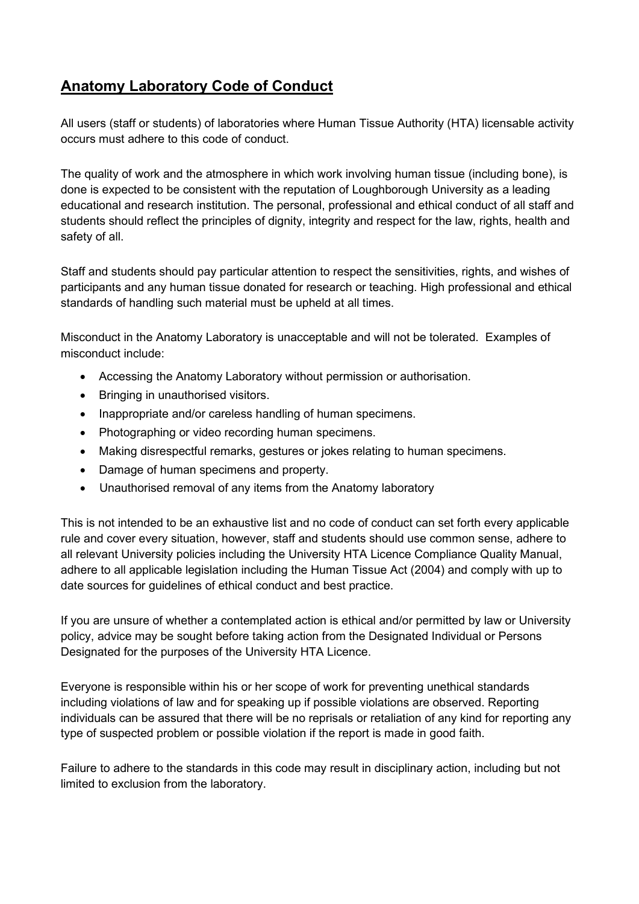## Anatomy Laboratory Code of Conduct

All users (staff or students) of laboratories where Human Tissue Authority (HTA) licensable activity occurs must adhere to this code of conduct.

The quality of work and the atmosphere in which work involving human tissue (including bone), is done is expected to be consistent with the reputation of Loughborough University as a leading educational and research institution. The personal, professional and ethical conduct of all staff and students should reflect the principles of dignity, integrity and respect for the law, rights, health and safety of all.

Staff and students should pay particular attention to respect the sensitivities, rights, and wishes of participants and any human tissue donated for research or teaching. High professional and ethical standards of handling such material must be upheld at all times.

Misconduct in the Anatomy Laboratory is unacceptable and will not be tolerated. Examples of misconduct include:

- Accessing the Anatomy Laboratory without permission or authorisation.
- Bringing in unauthorised visitors.
- Inappropriate and/or careless handling of human specimens.
- Photographing or video recording human specimens.
- Making disrespectful remarks, gestures or jokes relating to human specimens.
- Damage of human specimens and property.
- Unauthorised removal of any items from the Anatomy laboratory

This is not intended to be an exhaustive list and no code of conduct can set forth every applicable rule and cover every situation, however, staff and students should use common sense, adhere to all relevant University policies including the University HTA Licence Compliance Quality Manual, adhere to all applicable legislation including the Human Tissue Act (2004) and comply with up to date sources for guidelines of ethical conduct and best practice.

If you are unsure of whether a contemplated action is ethical and/or permitted by law or University policy, advice may be sought before taking action from the Designated Individual or Persons Designated for the purposes of the University HTA Licence.

Everyone is responsible within his or her scope of work for preventing unethical standards including violations of law and for speaking up if possible violations are observed. Reporting individuals can be assured that there will be no reprisals or retaliation of any kind for reporting any type of suspected problem or possible violation if the report is made in good faith.

Failure to adhere to the standards in this code may result in disciplinary action, including but not limited to exclusion from the laboratory.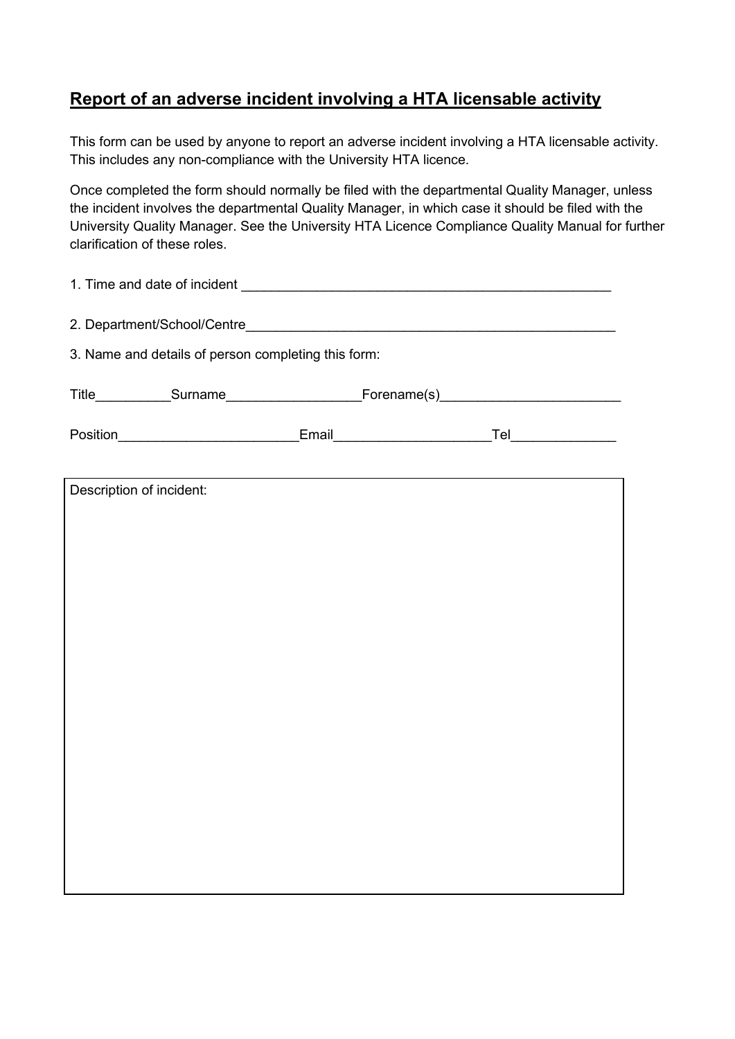## Report of an adverse incident involving a HTA licensable activity

This form can be used by anyone to report an adverse incident involving a HTA licensable activity. This includes any non-compliance with the University HTA licence.

Once completed the form should normally be filed with the departmental Quality Manager, unless the incident involves the departmental Quality Manager, in which case it should be filed with the University Quality Manager. See the University HTA Licence Compliance Quality Manual for further clarification of these roles.

1. Time and date of incident ___________________________________________________

2. Department/School/Centre___________________________________________________

3. Name and details of person completing this form:

Title__________Surname_________________Forename(s)_______________________

Position_______________________Email___________________Tel_____________

| Description of incident: |
|---|
| |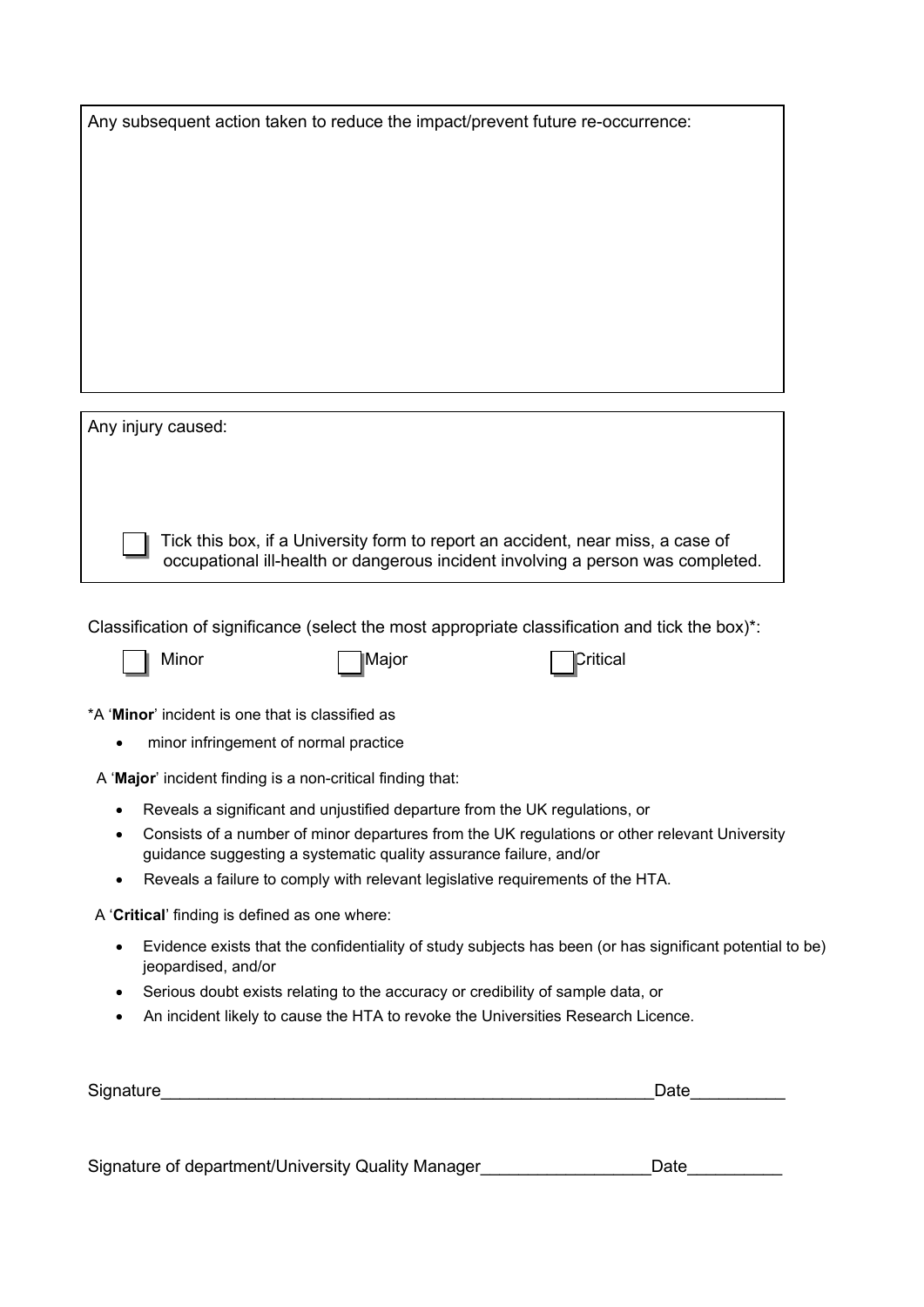Any subsequent action taken to reduce the impact/prevent future re-occurrence:

Any injury caused:

☐ Tick this box, if a University form to report an accident, near miss, a case of occupational ill-health or dangerous incident involving a person was completed.

Classification of significance (select the most appropriate classification and tick the box)*:

☐ Minor ☐ Major ☐ Critical

*A '**Minor**' incident is one that is classified as

- minor infringement of normal practice

A '**Major**' incident finding is a non-critical finding that:

- Reveals a significant and unjustified departure from the UK regulations, or
- Consists of a number of minor departures from the UK regulations or other relevant University guidance suggesting a systematic quality assurance failure, and/or
- Reveals a failure to comply with relevant legislative requirements of the HTA.

A '**Critical**' finding is defined as one where:

- Evidence exists that the confidentiality of study subjects has been (or has significant potential to be) jeopardised, and/or
- Serious doubt exists relating to the accuracy or credibility of sample data, or
- An incident likely to cause the HTA to revoke the Universities Research Licence.

Signature_______________________________________________________Date__________

Signature of department/University Quality Manager__________________Date__________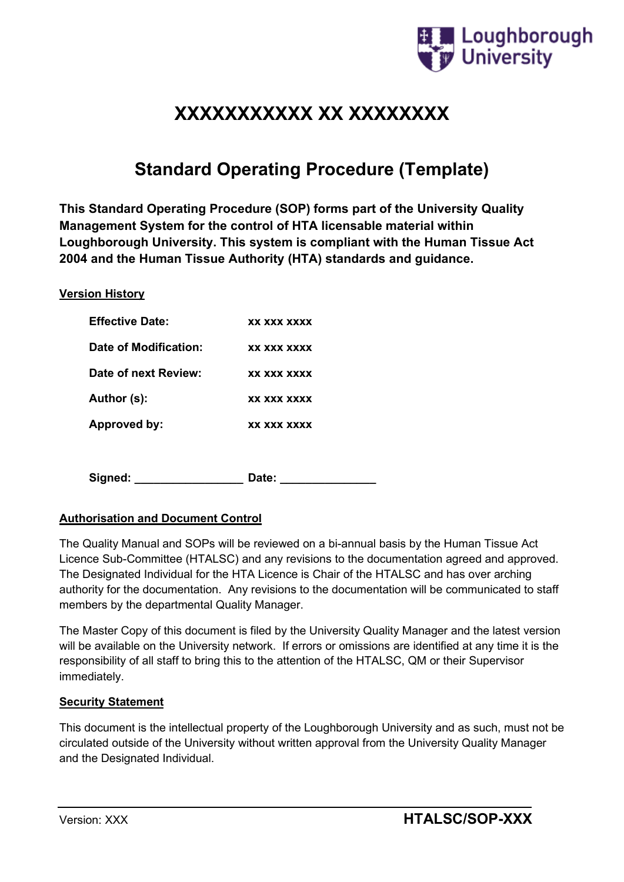# XXXXXXXXXXX XX XXXXXXXX

## Standard Operating Procedure (Template)

**This Standard Operating Procedure (SOP) forms part of the University Quality Management System for the control of HTA licensable material within Loughborough University. This system is compliant with the Human Tissue Act 2004 and the Human Tissue Authority (HTA) standards and guidance.**

**<u>Version History</u>**

| | |
|---|---|
| **Effective Date:** | **xx xxx xxxx** |
| **Date of Modification:** | **xx xxx xxxx** |
| **Date of next Review:** | **xx xxx xxxx** |
| **Author (s):** | **xx xxx xxxx** |
| **Approved by:** | **xx xxx xxxx** |

**Signed: ________________ Date: ______________**

**<u>Authorisation and Document Control</u>**

The Quality Manual and SOPs will be reviewed on a bi-annual basis by the Human Tissue Act Licence Sub-Committee (HTALSC) and any revisions to the documentation agreed and approved. The Designated Individual for the HTA Licence is Chair of the HTALSC and has over arching authority for the documentation. Any revisions to the documentation will be communicated to staff members by the departmental Quality Manager.

The Master Copy of this document is filed by the University Quality Manager and the latest version will be available on the University network. If errors or omissions are identified at any time it is the responsibility of all staff to bring this to the attention of the HTALSC, QM or their Supervisor immediately.

**<u>Security Statement</u>**

This document is the intellectual property of the Loughborough University and as such, must not be circulated outside of the University without written approval from the University Quality Manager and the Designated Individual.

Version: XXX **HTALSC/SOP-XXX**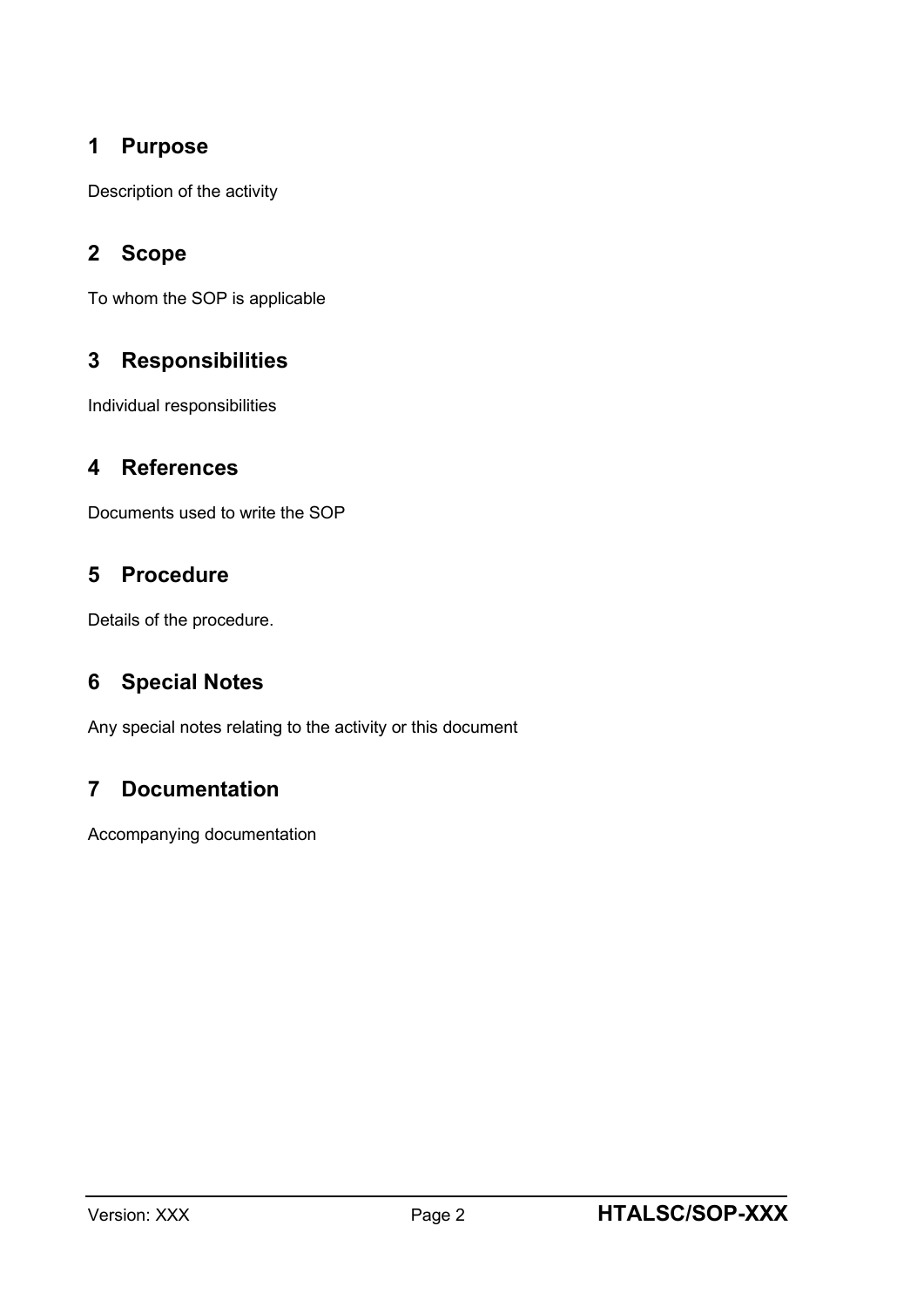## 1 Purpose

Description of the activity

## 2 Scope

To whom the SOP is applicable

## 3 Responsibilities

Individual responsibilities

## 4 References

Documents used to write the SOP

## 5 Procedure

Details of the procedure.

## 6 Special Notes

Any special notes relating to the activity or this document

## 7 Documentation

Accompanying documentation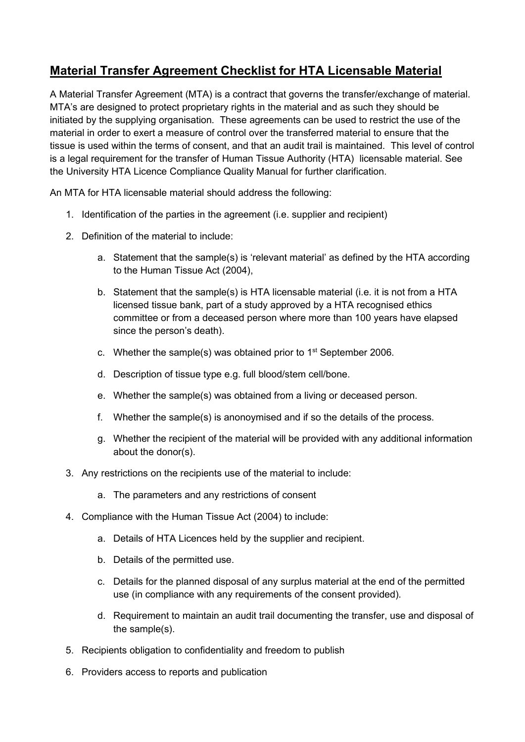## Material Transfer Agreement Checklist for HTA Licensable Material

A Material Transfer Agreement (MTA) is a contract that governs the transfer/exchange of material. MTA's are designed to protect proprietary rights in the material and as such they should be initiated by the supplying organisation. These agreements can be used to restrict the use of the material in order to exert a measure of control over the transferred material to ensure that the tissue is used within the terms of consent, and that an audit trail is maintained. This level of control is a legal requirement for the transfer of Human Tissue Authority (HTA) licensable material. See the University HTA Licence Compliance Quality Manual for further clarification.

An MTA for HTA licensable material should address the following:

1. Identification of the parties in the agreement (i.e. supplier and recipient)
2. Definition of the material to include:
    a. Statement that the sample(s) is 'relevant material' as defined by the HTA according to the Human Tissue Act (2004),
    b. Statement that the sample(s) is HTA licensable material (i.e. it is not from a HTA licensed tissue bank, part of a study approved by a HTA recognised ethics committee or from a deceased person where more than 100 years have elapsed since the person's death).
    c. Whether the sample(s) was obtained prior to 1st September 2006.
    d. Description of tissue type e.g. full blood/stem cell/bone.
    e. Whether the sample(s) was obtained from a living or deceased person.
    f. Whether the sample(s) is anonoymised and if so the details of the process.
    g. Whether the recipient of the material will be provided with any additional information about the donor(s).
3. Any restrictions on the recipients use of the material to include:
    a. The parameters and any restrictions of consent
4. Compliance with the Human Tissue Act (2004) to include:
    a. Details of HTA Licences held by the supplier and recipient.
    b. Details of the permitted use.
    c. Details for the planned disposal of any surplus material at the end of the permitted use (in compliance with any requirements of the consent provided).
    d. Requirement to maintain an audit trail documenting the transfer, use and disposal of the sample(s).
5. Recipients obligation to confidentiality and freedom to publish
6. Providers access to reports and publication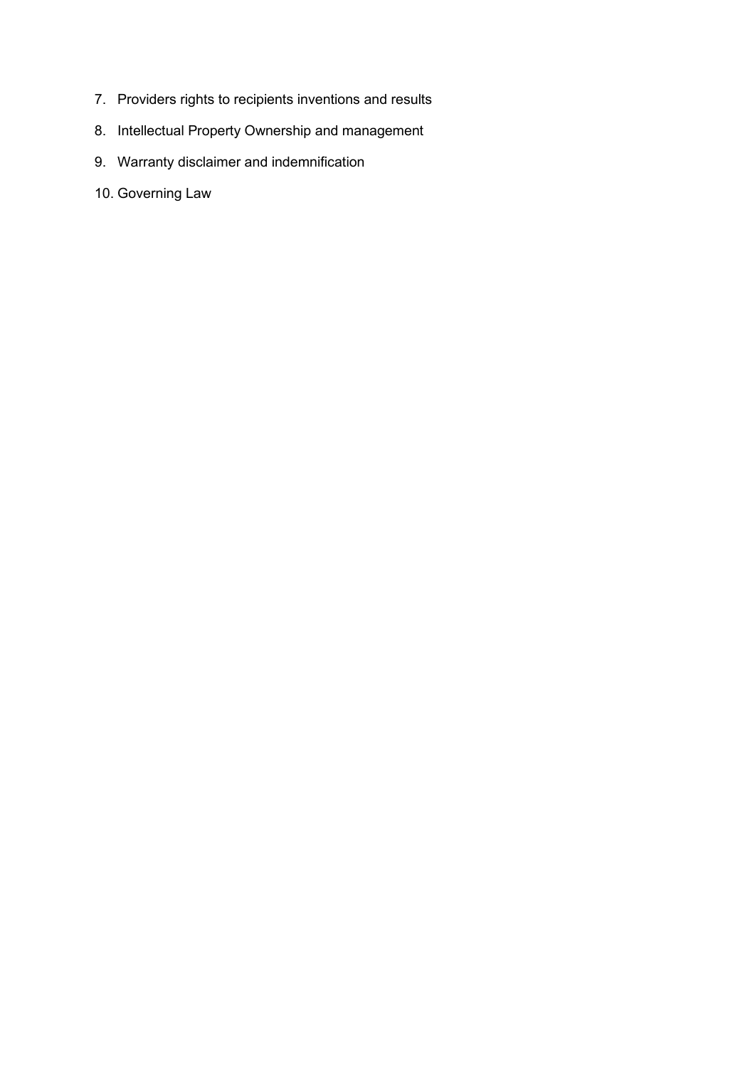7. Providers rights to recipients inventions and results
8. Intellectual Property Ownership and management
9. Warranty disclaimer and indemnification
10. Governing Law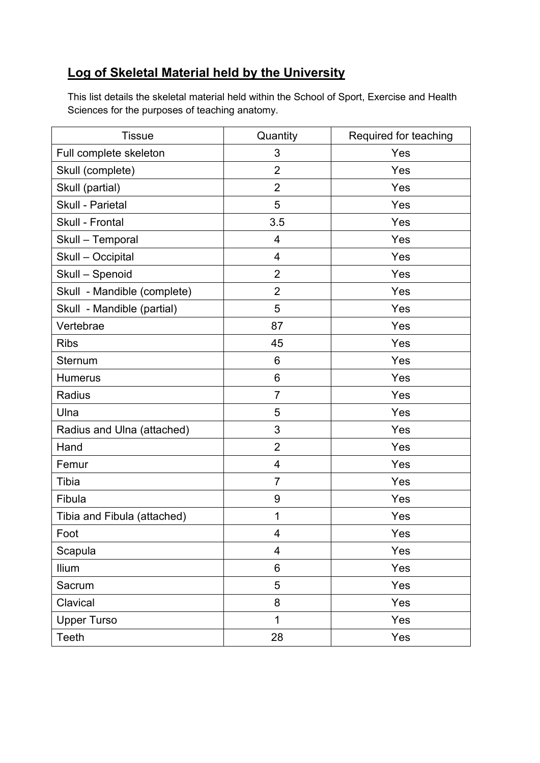## Log of Skeletal Material held by the University

This list details the skeletal material held within the School of Sport, Exercise and Health Sciences for the purposes of teaching anatomy.

| Tissue | Quantity | Required for teaching |
|---|---|---|
| Full complete skeleton | 3 | Yes |
| Skull (complete) | 2 | Yes |
| Skull (partial) | 2 | Yes |
| Skull - Parietal | 5 | Yes |
| Skull - Frontal | 3.5 | Yes |
| Skull – Temporal | 4 | Yes |
| Skull – Occipital | 4 | Yes |
| Skull – Spenoid | 2 | Yes |
| Skull - Mandible (complete) | 2 | Yes |
| Skull - Mandible (partial) | 5 | Yes |
| Vertebrae | 87 | Yes |
| Ribs | 45 | Yes |
| Sternum | 6 | Yes |
| Humerus | 6 | Yes |
| Radius | 7 | Yes |
| Ulna | 5 | Yes |
| Radius and Ulna (attached) | 3 | Yes |
| Hand | 2 | Yes |
| Femur | 4 | Yes |
| Tibia | 7 | Yes |
| Fibula | 9 | Yes |
| Tibia and Fibula (attached) | 1 | Yes |
| Foot | 4 | Yes |
| Scapula | 4 | Yes |
| Ilium | 6 | Yes |
| Sacrum | 5 | Yes |
| Clavical | 8 | Yes |
| Upper Turso | 1 | Yes |
| Teeth | 28 | Yes |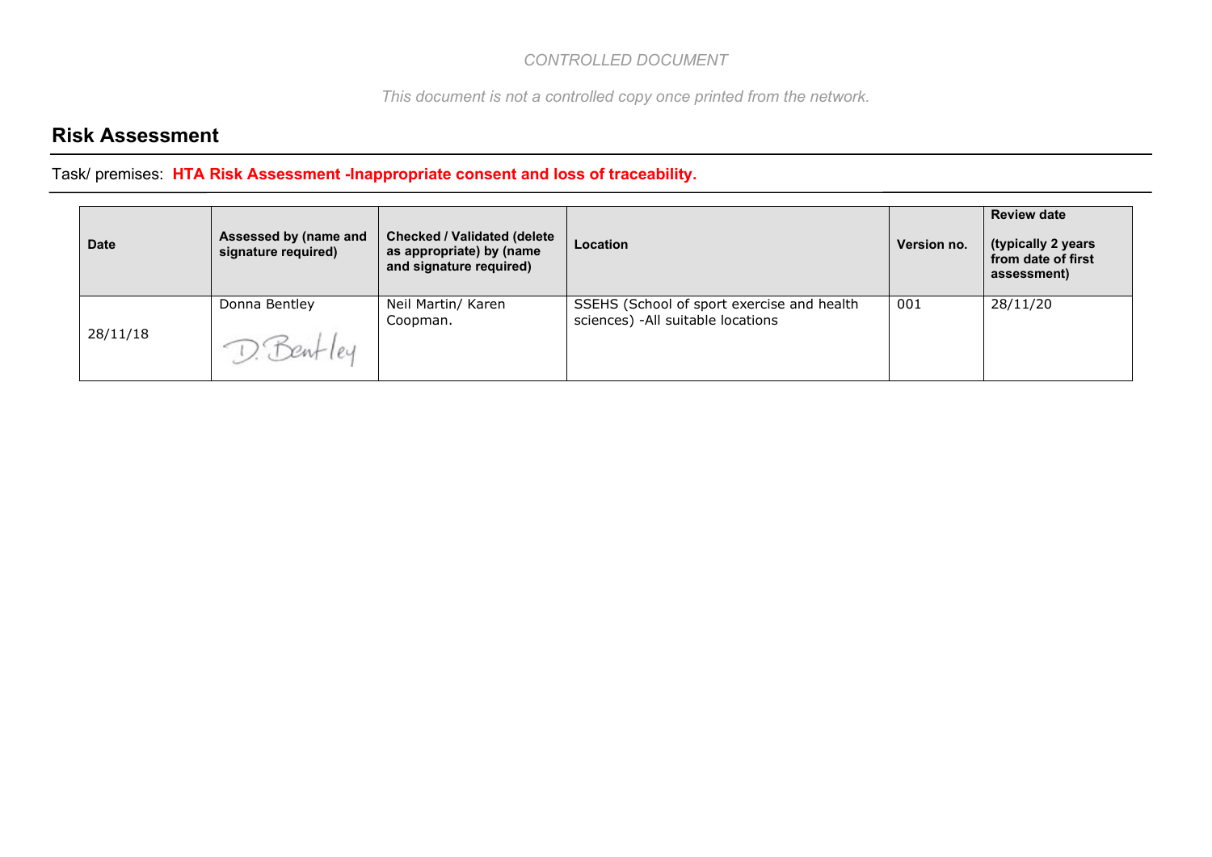*CONTROLLED DOCUMENT*

*This document is not a controlled copy once printed from the network.*

## Risk Assessment

Task/ premises: **HTA Risk Assessment -Inappropriate consent and loss of traceability.**

| Date | Assessed by (name and signature required) | Checked / Validated (delete as appropriate) by (name and signature required) | Location | Version no. | Review date (typically 2 years from date of first assessment) |
|---|---|---|---|---|---|
| 28/11/18 | Donna Bentley<br>D. Bentley | Neil Martin/ Karen Coopman. | SSEHS (School of sport exercise and health sciences) -All suitable locations | 001 | 28/11/20 |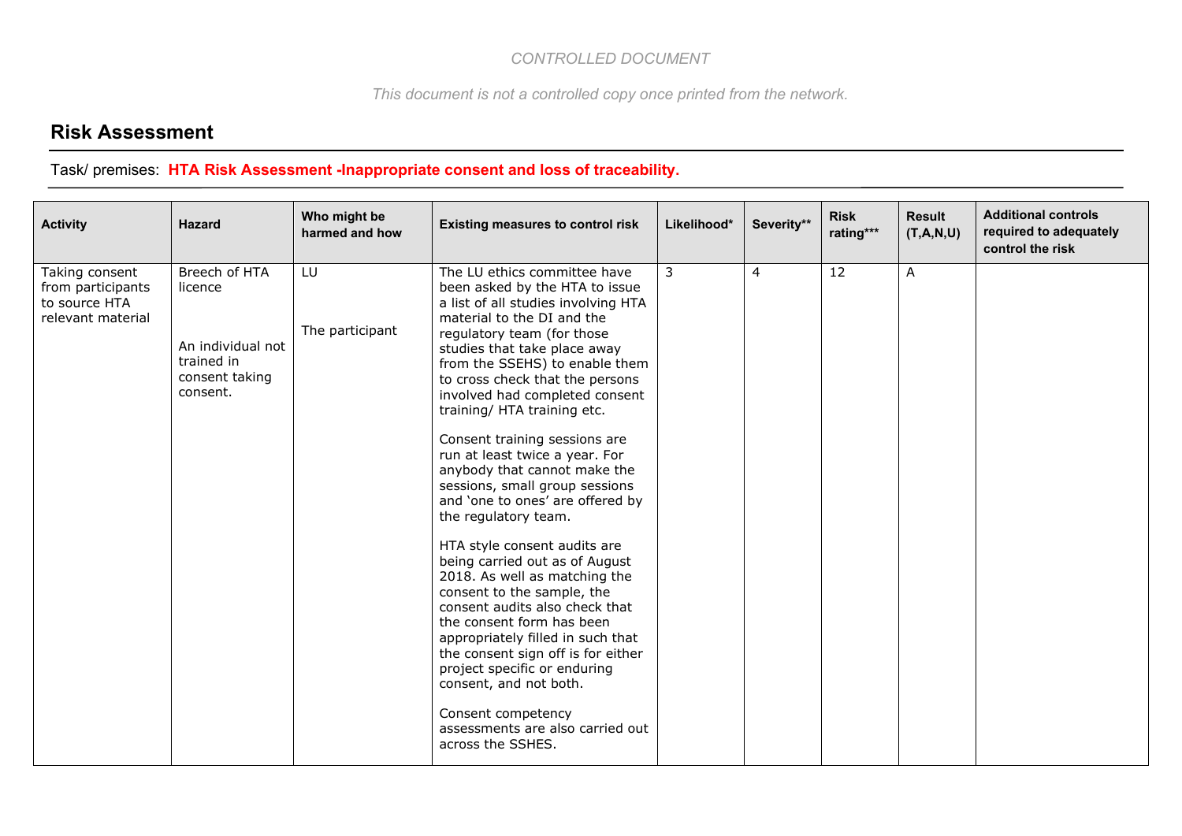*CONTROLLED DOCUMENT*

*This document is not a controlled copy once printed from the network.*

## Risk Assessment

Task/ premises: **HTA Risk Assessment -Inappropriate consent and loss of traceability.**

| Activity | Hazard | Who might be harmed and how | Existing measures to control risk | Likelihood* | Severity** | Risk rating*** | Result (T,A,N,U) | Additional controls required to adequately control the risk |
|---|---|---|---|---|---|---|---|---|
| Taking consent from participants to source HTA relevant material | Breech of HTA licence<br><br>An individual not trained in consent taking consent. | LU<br><br>The participant | The LU ethics committee have been asked by the HTA to issue a list of all studies involving HTA material to the DI and the regulatory team (for those studies that take place away from the SSEHS) to enable them to cross check that the persons involved had completed consent training/ HTA training etc.<br><br>Consent training sessions are run at least twice a year. For anybody that cannot make the sessions, small group sessions and 'one to ones' are offered by the regulatory team.<br><br>HTA style consent audits are being carried out as of August 2018. As well as matching the consent to the sample, the consent audits also check that the consent form has been appropriately filled in such that the consent sign off is for either project specific or enduring consent, and not both.<br><br>Consent competency assessments are also carried out across the SSHES. | 3 | 4 | 12 | A | |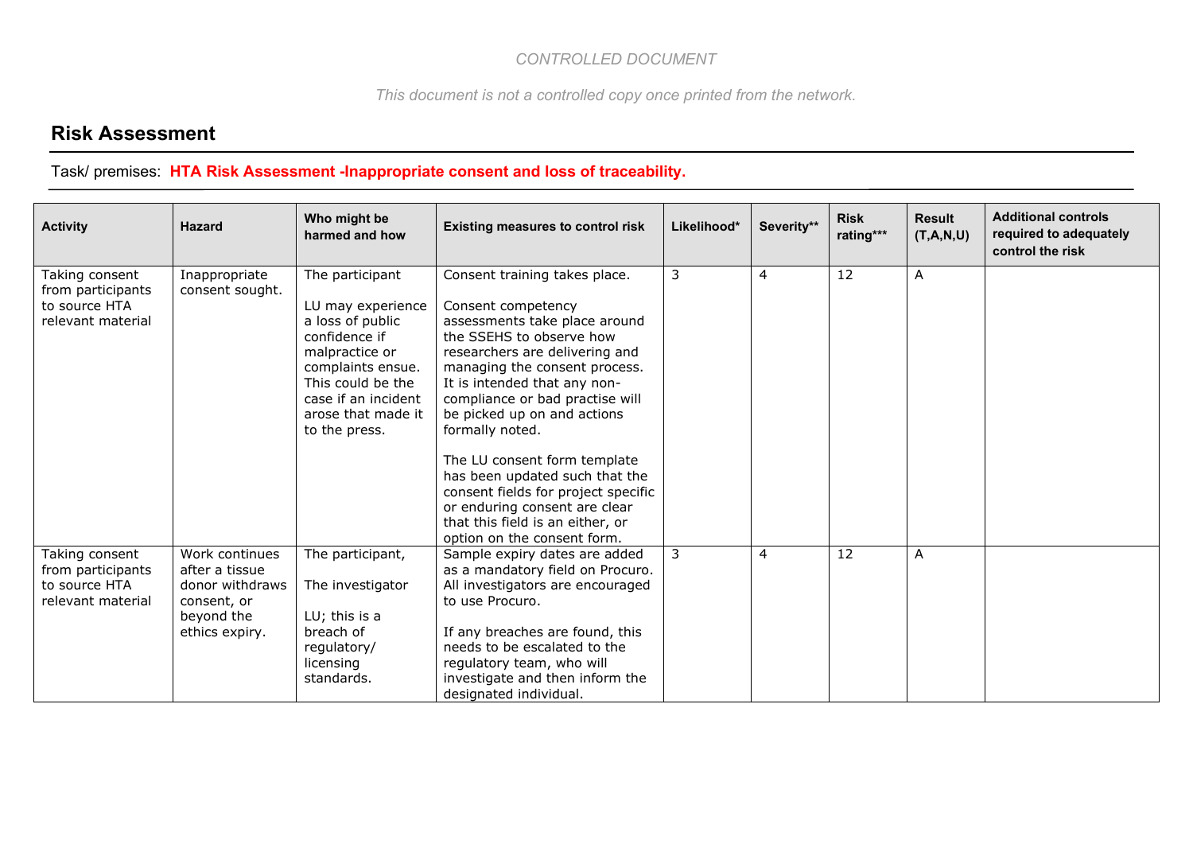*CONTROLLED DOCUMENT*

*This document is not a controlled copy once printed from the network.*

## Risk Assessment

Task/ premises: **HTA Risk Assessment -Inappropriate consent and loss of traceability.**

| Activity | Hazard | Who might be harmed and how | Existing measures to control risk | Likelihood* | Severity** | Risk rating*** | Result (T,A,N,U) | Additional controls required to adequately control the risk |
|---|---|---|---|---|---|---|---|---|
| Taking consent from participants to source HTA relevant material | Inappropriate consent sought. | The participant<br><br>LU may experience a loss of public confidence if malpractice or complaints ensue. This could be the case if an incident arose that made it to the press. | Consent training takes place.<br><br>Consent competency assessments take place around the SSEHS to observe how researchers are delivering and managing the consent process. It is intended that any non-compliance or bad practise will be picked up on and actions formally noted.<br><br>The LU consent form template has been updated such that the consent fields for project specific or enduring consent are clear that this field is an either, or option on the consent form. | 3 | 4 | 12 | A | |
| Taking consent from participants to source HTA relevant material | Work continues after a tissue donor withdraws consent, or beyond the ethics expiry. | The participant,<br><br>The investigator<br><br>LU; this is a breach of regulatory/ licensing standards. | Sample expiry dates are added as a mandatory field on Procuro. All investigators are encouraged to use Procuro.<br><br>If any breaches are found, this needs to be escalated to the regulatory team, who will investigate and then inform the designated individual. | 3 | 4 | 12 | A | |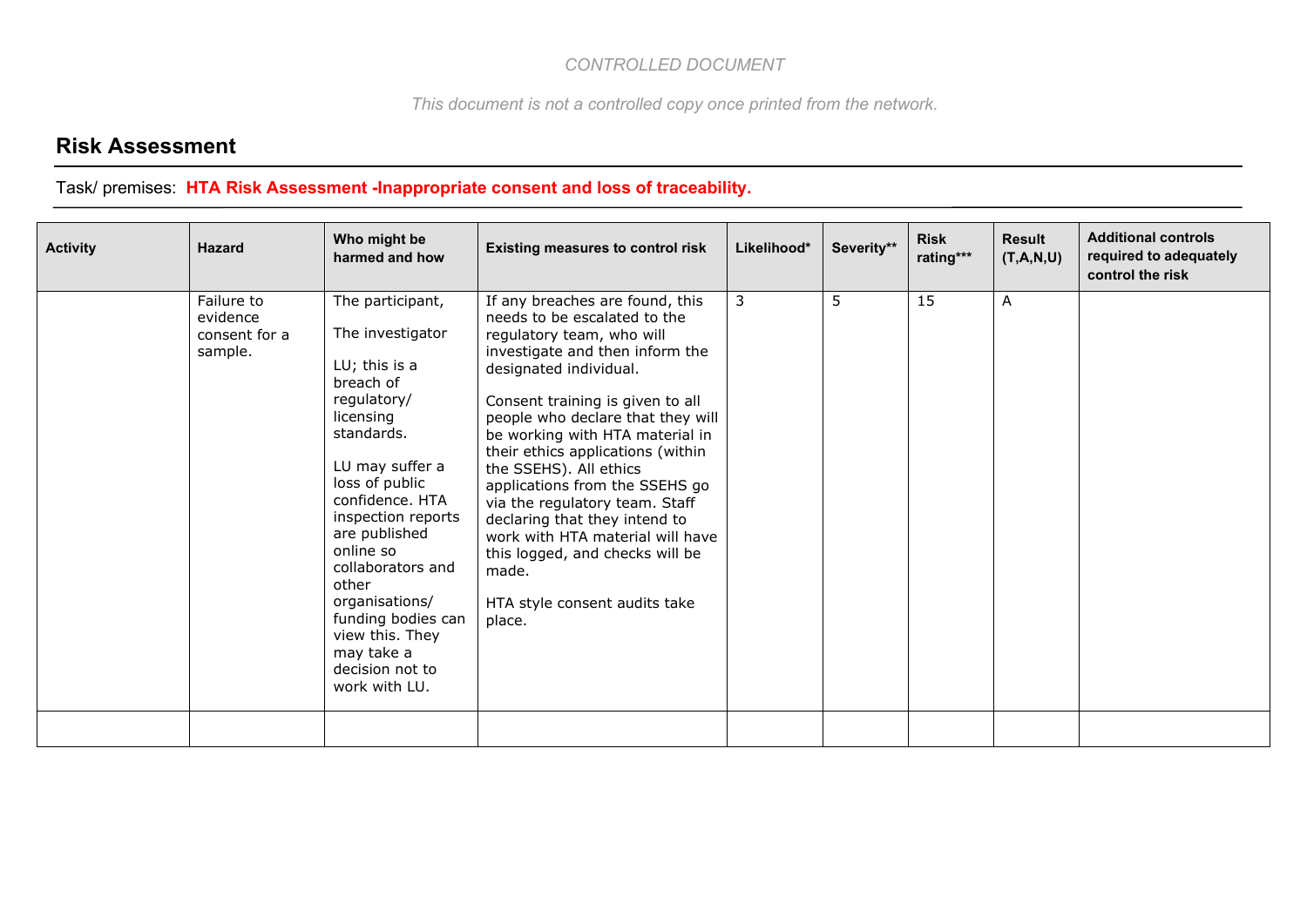*CONTROLLED DOCUMENT*

*This document is not a controlled copy once printed from the network.*

## Risk Assessment

Task/ premises: **HTA Risk Assessment -Inappropriate consent and loss of traceability.**

| Activity | Hazard | Who might be harmed and how | Existing measures to control risk | Likelihood* | Severity** | Risk rating*** | Result (T,A,N,U) | Additional controls required to adequately control the risk |
|---|---|---|---|---|---|---|---|---|
| | Failure to evidence consent for a sample. | The participant,<br><br>The investigator<br><br>LU; this is a breach of regulatory/ licensing standards.<br><br>LU may suffer a loss of public confidence. HTA inspection reports are published online so collaborators and other organisations/ funding bodies can view this. They may take a decision not to work with LU. | If any breaches are found, this needs to be escalated to the regulatory team, who will investigate and then inform the designated individual.<br><br>Consent training is given to all people who declare that they will be working with HTA material in their ethics applications (within the SSEHS). All ethics applications from the SSEHS go via the regulatory team. Staff declaring that they intend to work with HTA material will have this logged, and checks will be made.<br><br>HTA style consent audits take place. | 3 | 5 | 15 | A | |
| | | | | | | | | |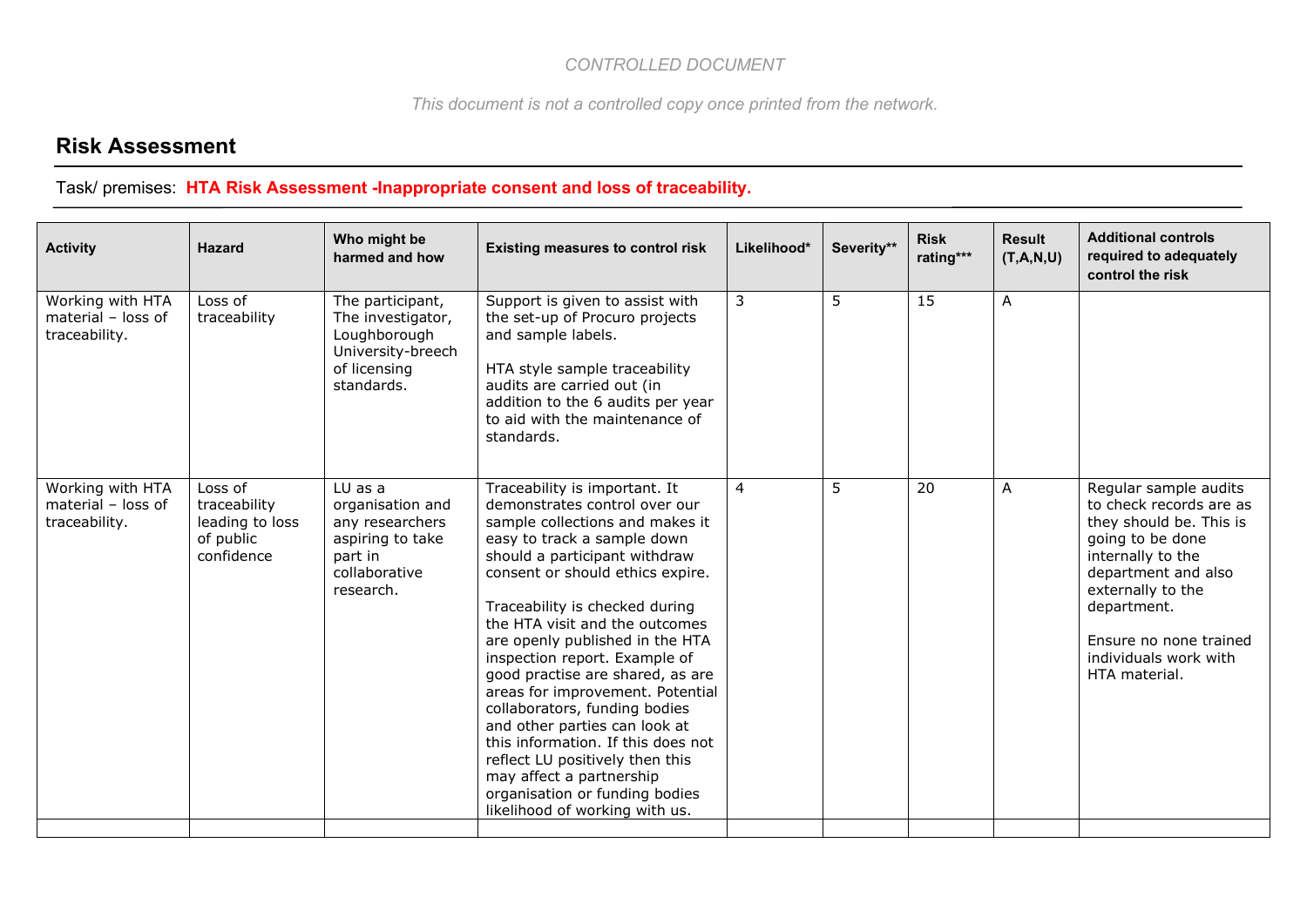*CONTROLLED DOCUMENT*

*This document is not a controlled copy once printed from the network.*

## Risk Assessment

Task/ premises: **HTA Risk Assessment -Inappropriate consent and loss of traceability.**

| Activity | Hazard | Who might be harmed and how | Existing measures to control risk | Likelihood* | Severity** | Risk rating*** | Result (T,A,N,U) | Additional controls required to adequately control the risk |
|---|---|---|---|---|---|---|---|---|
| Working with HTA material – loss of traceability. | Loss of traceability | The participant, The investigator, Loughborough University-breech of licensing standards. | Support is given to assist with the set-up of Procuro projects and sample labels.<br><br>HTA style sample traceability audits are carried out (in addition to the 6 audits per year to aid with the maintenance of standards. | 3 | 5 | 15 | A | |
| Working with HTA material – loss of traceability. | Loss of traceability leading to loss of public confidence | LU as a organisation and any researchers aspiring to take part in collaborative research. | Traceability is important. It demonstrates control over our sample collections and makes it easy to track a sample down should a participant withdraw consent or should ethics expire.<br><br>Traceability is checked during the HTA visit and the outcomes are openly published in the HTA inspection report. Example of good practise are shared, as are areas for improvement. Potential collaborators, funding bodies and other parties can look at this information. If this does not reflect LU positively then this may affect a partnership organisation or funding bodies likelihood of working with us. | 4 | 5 | 20 | A | Regular sample audits to check records are as they should be. This is going to be done internally to the department and also externally to the department.<br><br>Ensure no none trained individuals work with HTA material. |
| | | | | | | | | |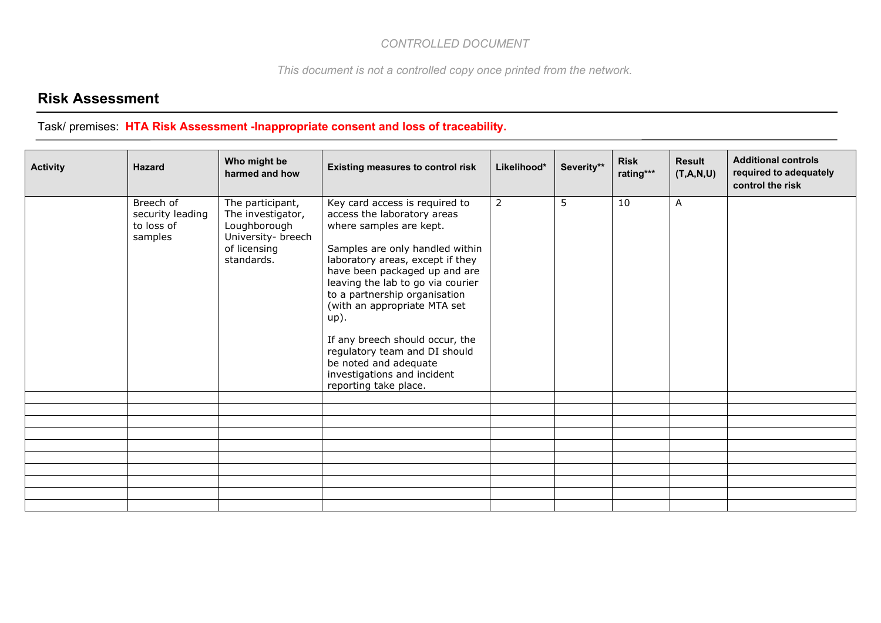CONTROLLED DOCUMENT

*This document is not a controlled copy once printed from the network.*

## Risk Assessment

Task/ premises: **HTA Risk Assessment -Inappropriate consent and loss of traceability.**

| Activity | Hazard | Who might be harmed and how | Existing measures to control risk | Likelihood* | Severity** | Risk rating*** | Result (T,A,N,U) | Additional controls required to adequately control the risk |
|---|---|---|---|---|---|---|---|---|
| | Breech of security leading to loss of samples | The participant, The investigator, Loughborough University- breech of licensing standards. | Key card access is required to access the laboratory areas where samples are kept.<br><br>Samples are only handled within laboratory areas, except if they have been packaged up and are leaving the lab to go via courier to a partnership organisation (with an appropriate MTA set up).<br><br>If any breech should occur, the regulatory team and DI should be noted and adequate investigations and incident reporting take place. | 2 | 5 | 10 | A | |
| | | | | | | | | |
| | | | | | | | | |
| | | | | | | | | |
| | | | | | | | | |
| | | | | | | | | |
| | | | | | | | | |
| | | | | | | | | |
| | | | | | | | | |
| | | | | | | | | |
| | | | | | | | | |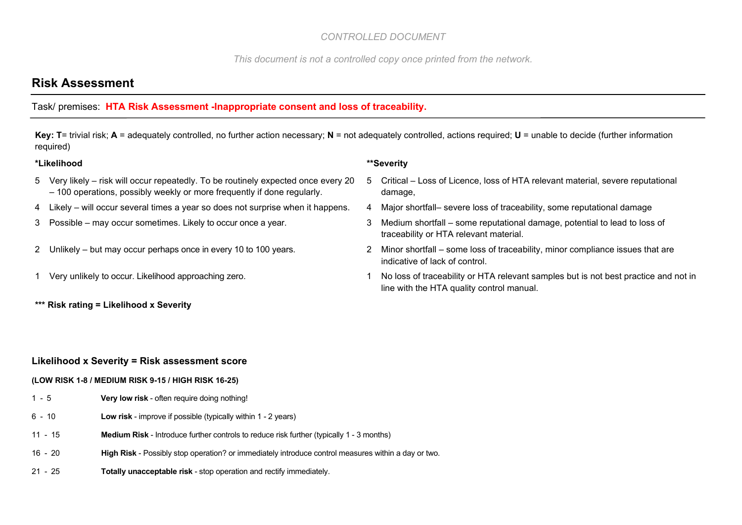*CONTROLLED DOCUMENT*

*This document is not a controlled copy once printed from the network.*

## Risk Assessment

Task/ premises: **HTA Risk Assessment -Inappropriate consent and loss of traceability.**

**Key: T**= trivial risk; **A** = adequately controlled, no further action necessary; **N** = not adequately controlled, actions required; **U** = unable to decide (further information required)

**\*Likelihood**

5 Very likely – risk will occur repeatedly. To be routinely expected once every 20 – 100 operations, possibly weekly or more frequently if done regularly.

4 Likely – will occur several times a year so does not surprise when it happens.

3 Possible – may occur sometimes. Likely to occur once a year.

2 Unlikely – but may occur perhaps once in every 10 to 100 years.

1 Very unlikely to occur. Likelihood approaching zero.

**\*\*Severity**

5 Critical – Loss of Licence, loss of HTA relevant material, severe reputational damage,

4 Major shortfall– severe loss of traceability, some reputational damage

3 Medium shortfall – some reputational damage, potential to lead to loss of traceability or HTA relevant material.

2 Minor shortfall – some loss of traceability, minor compliance issues that are indicative of lack of control.

1 No loss of traceability or HTA relevant samples but is not best practice and not in line with the HTA quality control manual.

**\*\*\* Risk rating = Likelihood x Severity**

### Likelihood x Severity = Risk assessment score

**(LOW RISK 1-8 / MEDIUM RISK 9-15 / HIGH RISK 16-25)**

| | |
|---|---|
| 1 - 5 | **Very low risk** - often require doing nothing! |
| 6 - 10 | **Low risk** - improve if possible (typically within 1 - 2 years) |
| 11 - 15 | **Medium Risk** - Introduce further controls to reduce risk further (typically 1 - 3 months) |
| 16 - 20 | **High Risk** - Possibly stop operation? or immediately introduce control measures within a day or two. |
| 21 - 25 | **Totally unacceptable risk** - stop operation and rectify immediately. |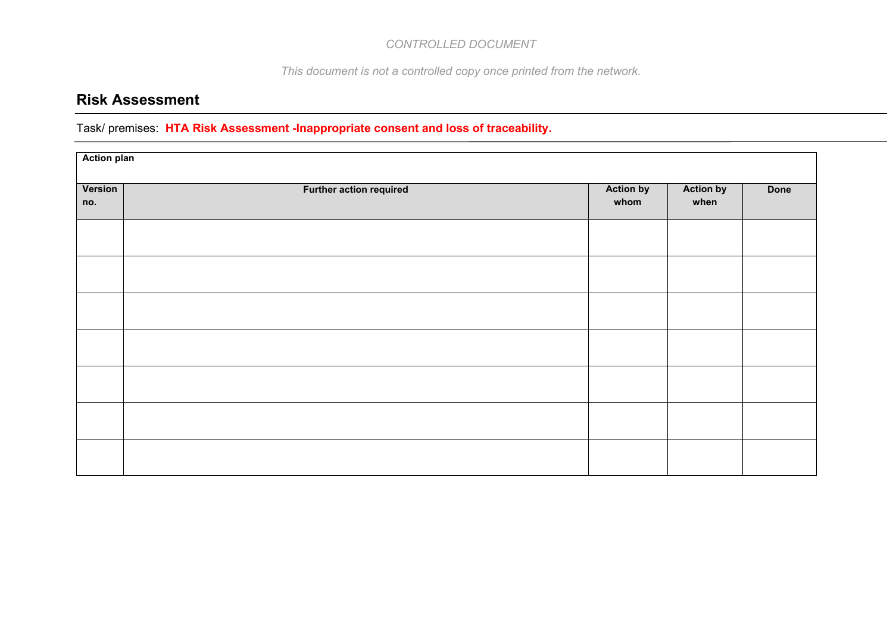*CONTROLLED DOCUMENT*

*This document is not a controlled copy once printed from the network.*

## Risk Assessment

Task/ premises: **HTA Risk Assessment -Inappropriate consent and loss of traceability.**

| **Action plan** | | | | |
|---|---|---|---|---|
| **Version no.** | **Further action required** | **Action by whom** | **Action by when** | **Done** |
| | | | | |
| | | | | |
| | | | | |
| | | | | |
| | | | | |
| | | | | |
| | | | | |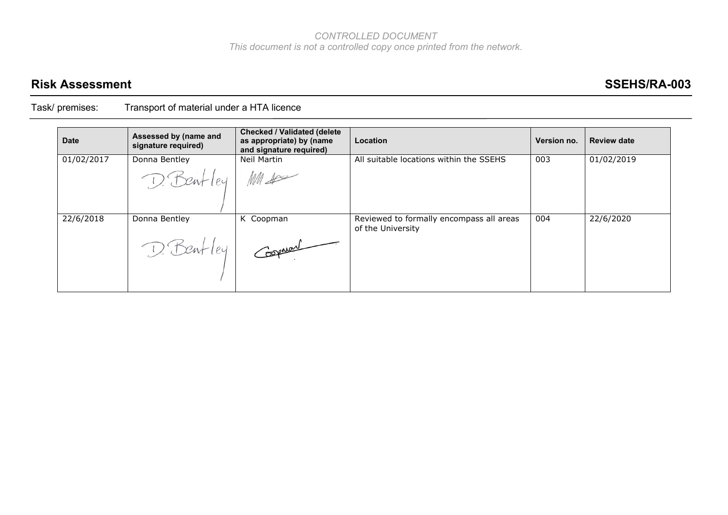*CONTROLLED DOCUMENT*
*This document is not a controlled copy once printed from the network.*

## Risk Assessment SSEHS/RA-003

Task/ premises: Transport of material under a HTA licence

| Date | Assessed by (name and signature required) | Checked / Validated (delete as appropriate) by (name and signature required) | Location | Version no. | Review date |
|---|---|---|---|---|---|
| 01/02/2017 | Donna Bentley | Neil Martin | All suitable locations within the SSEHS | 003 | 01/02/2019 |
| 22/6/2018 | Donna Bentley | K Coopman | Reviewed to formally encompass all areas of the University | 004 | 22/6/2020 |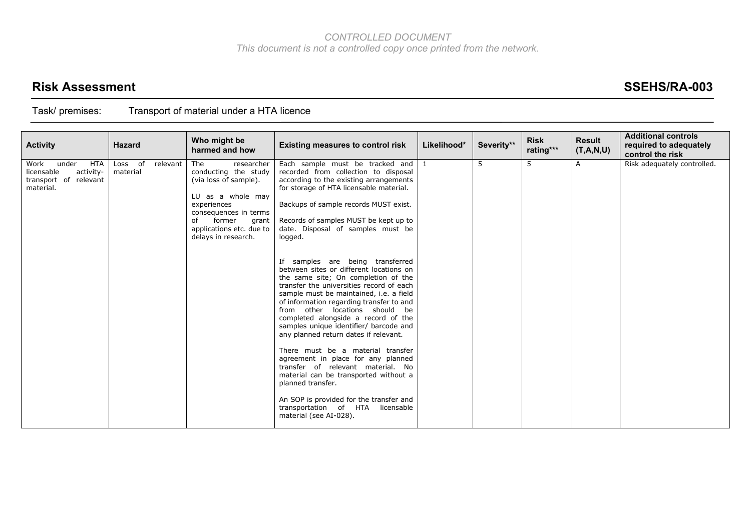*CONTROLLED DOCUMENT*
*This document is not a controlled copy once printed from the network.*

# Risk Assessment SSEHS/RA-003

Task/ premises: Transport of material under a HTA licence

| Activity | Hazard | Who might be harmed and how | Existing measures to control risk | Likelihood* | Severity** | Risk rating*** | Result (T,A,N,U) | Additional controls required to adequately control the risk |
|---|---|---|---|---|---|---|---|---|
| Work under HTA licensable activity- transport of relevant material. | Loss of relevant material | The researcher conducting the study (via loss of sample).<br><br>LU as a whole may experiences consequences in terms of former grant applications etc. due to delays in research. | Each sample must be tracked and recorded from collection to disposal according to the existing arrangements for storage of HTA licensable material.<br><br>Backups of sample records MUST exist.<br><br>Records of samples MUST be kept up to date. Disposal of samples must be logged.<br><br>If samples are being transferred between sites or different locations on the same site; On completion of the transfer the universities record of each sample must be maintained, i.e. a field of information regarding transfer to and from other locations should be completed alongside a record of the samples unique identifier/ barcode and any planned return dates if relevant.<br><br>There must be a material transfer agreement in place for any planned transfer of relevant material. No material can be transported without a planned transfer.<br><br>An SOP is provided for the transfer and transportation of HTA licensable material (see AI-028). | 1 | 5 | 5 | A | Risk adequately controlled. |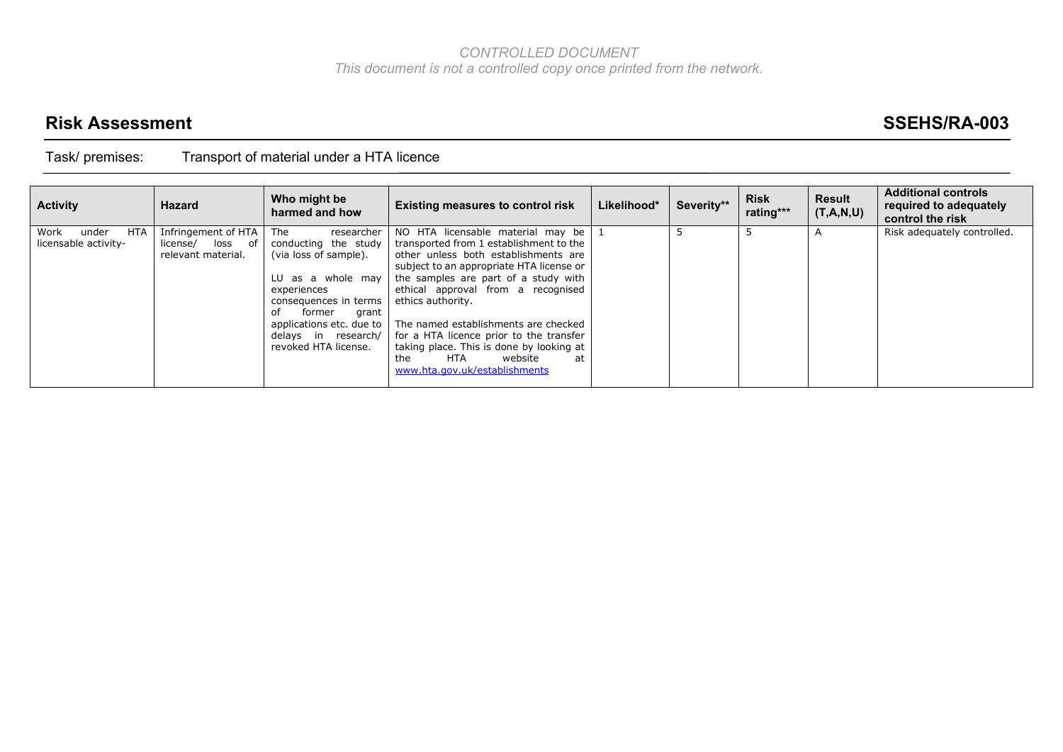*CONTROLLED DOCUMENT*
*This document is not a controlled copy once printed from the network.*

## Risk Assessment — SSEHS/RA-003

Task/ premises: Transport of material under a HTA licence

| Activity | Hazard | Who might be harmed and how | Existing measures to control risk | Likelihood* | Severity** | Risk rating*** | Result (T,A,N,U) | Additional controls required to adequately control the risk |
|---|---|---|---|---|---|---|---|---|
| Work under HTA licensable activity- | Infringement of HTA license/ loss of relevant material. | The researcher conducting the study (via loss of sample).<br><br>LU as a whole may experiences consequences in terms of former grant applications etc. due to delays in research/ revoked HTA license. | NO HTA licensable material may be transported from 1 establishment to the other unless both establishments are subject to an appropriate HTA license or the samples are part of a study with ethical approval from a recognised ethics authority.<br><br>The named establishments are checked for a HTA licence prior to the transfer taking place. This is done by looking at the HTA website at www.hta.gov.uk/establishments | 1 | 5 | 5 | A | Risk adequately controlled. |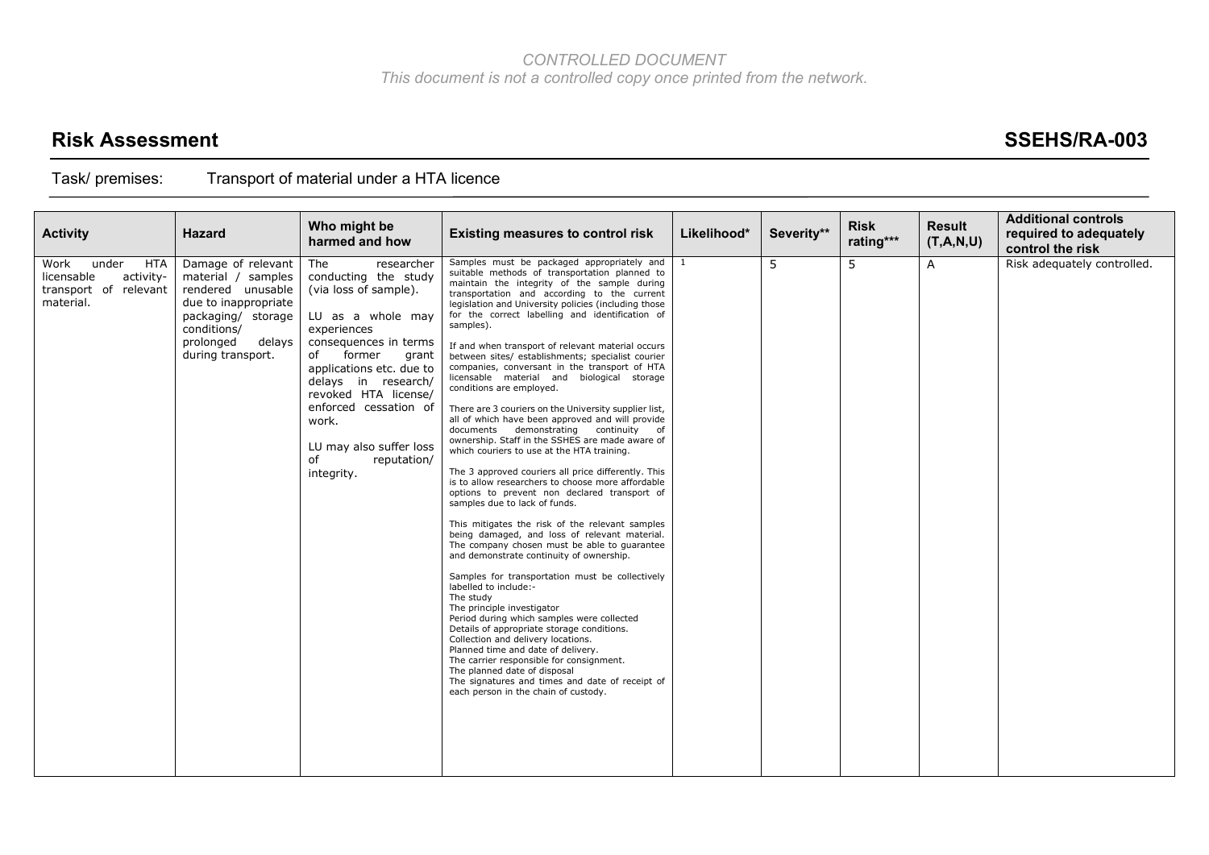*CONTROLLED DOCUMENT*
*This document is not a controlled copy once printed from the network.*

## Risk Assessment **SSEHS/RA-003**

Task/ premises: Transport of material under a HTA licence

| Activity | Hazard | Who might be harmed and how | Existing measures to control risk | Likelihood* | Severity** | Risk rating*** | Result (T,A,N,U) | Additional controls required to adequately control the risk |
|---|---|---|---|---|---|---|---|---|
| Work under HTA licensable activity- transport of relevant material. | Damage of relevant material / samples rendered unusable due to inappropriate packaging/ storage conditions/ prolonged delays during transport. | The researcher conducting the study (via loss of sample).<br><br>LU as a whole may experiences consequences in terms of former grant applications etc. due to delays in research/ revoked HTA license/ enforced cessation of work.<br><br>LU may also suffer loss of reputation/ integrity. | Samples must be packaged appropriately and suitable methods of transportation planned to maintain the integrity of the sample during transportation and according to the current legislation and University policies (including those for the correct labelling and identification of samples).<br><br>If and when transport of relevant material occurs between sites/ establishments; specialist courier companies, conversant in the transport of HTA licensable material and biological storage conditions are employed.<br><br>There are 3 couriers on the University supplier list, all of which have been approved and will provide documents demonstrating continuity of ownership. Staff in the SSHES are made aware of which couriers to use at the HTA training.<br><br>The 3 approved couriers all price differently. This is to allow researchers to choose more affordable options to prevent non declared transport of samples due to lack of funds.<br><br>This mitigates the risk of the relevant samples being damaged, and loss of relevant material. The company chosen must be able to guarantee and demonstrate continuity of ownership.<br><br>Samples for transportation must be collectively labelled to include:-<br>The study<br>The principle investigator<br>Period during which samples were collected<br>Details of appropriate storage conditions.<br>Collection and delivery locations.<br>Planned time and date of delivery.<br>The carrier responsible for consignment.<br>The planned date of disposal<br>The signatures and times and date of receipt of each person in the chain of custody. | 1 | 5 | 5 | A | Risk adequately controlled. |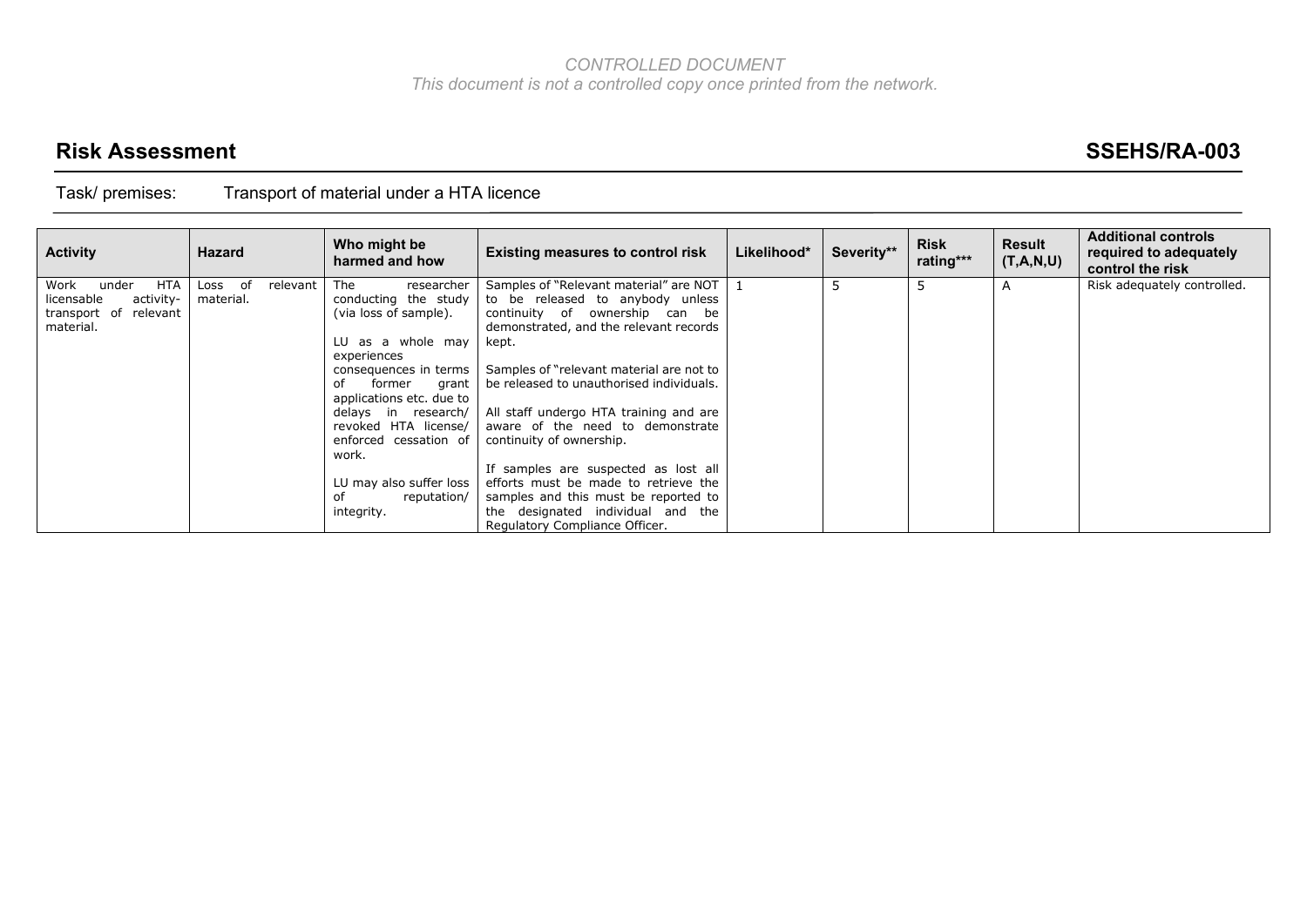*CONTROLLED DOCUMENT*
*This document is not a controlled copy once printed from the network.*

## Risk Assessment

## SSEHS/RA-003

Task/ premises: Transport of material under a HTA licence

| Activity | Hazard | Who might be harmed and how | Existing measures to control risk | Likelihood* | Severity** | Risk rating*** | Result (T,A,N,U) | Additional controls required to adequately control the risk |
|---|---|---|---|---|---|---|---|---|
| Work under HTA licensable activity-transport of relevant material. | Loss of relevant material. | The researcher conducting the study (via loss of sample).<br><br>LU as a whole may experiences consequences in terms of former grant applications etc. due to delays in research/ revoked HTA license/ enforced cessation of work.<br><br>LU may also suffer loss of reputation/ integrity. | Samples of "Relevant material" are NOT to be released to anybody unless continuity of ownership can be demonstrated, and the relevant records kept.<br><br>Samples of "relevant material are not to be released to unauthorised individuals.<br><br>All staff undergo HTA training and are aware of the need to demonstrate continuity of ownership.<br><br>If samples are suspected as lost all efforts must be made to retrieve the samples and this must be reported to the designated individual and the Regulatory Compliance Officer. | 1 | 5 | 5 | A | Risk adequately controlled. |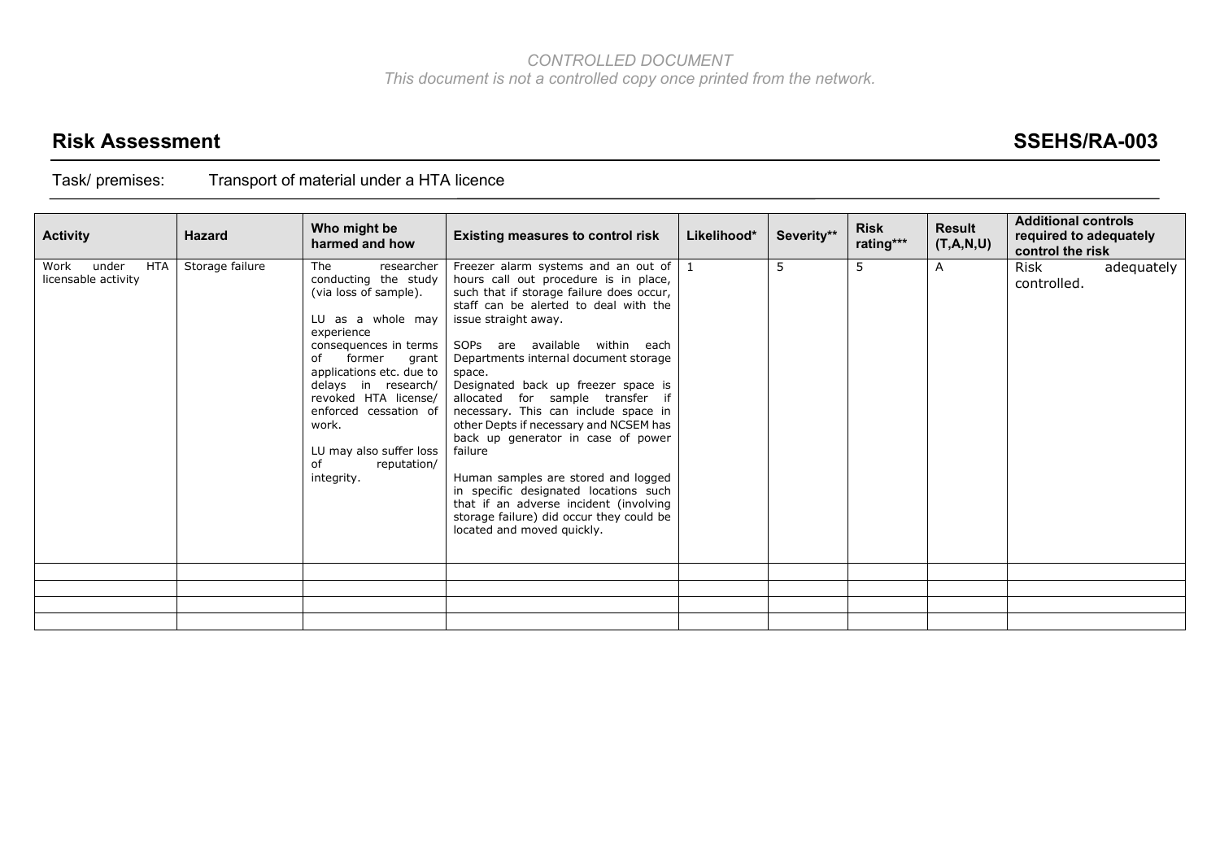*CONTROLLED DOCUMENT*
*This document is not a controlled copy once printed from the network.*

# Risk Assessment SSEHS/RA-003

Task/ premises: Transport of material under a HTA licence

| Activity | Hazard | Who might be harmed and how | Existing measures to control risk | Likelihood* | Severity** | Risk rating*** | Result (T,A,N,U) | Additional controls required to adequately control the risk |
|---|---|---|---|---|---|---|---|---|
| Work under HTA licensable activity | Storage failure | The researcher conducting the study (via loss of sample).<br><br>LU as a whole may experience consequences in terms of former grant applications etc. due to delays in research/ revoked HTA license/ enforced cessation of work.<br><br>LU may also suffer loss of reputation/ integrity. | Freezer alarm systems and an out of hours call out procedure is in place, such that if storage failure does occur, staff can be alerted to deal with the issue straight away.<br><br>SOPs are available within each Departments internal document storage space.<br>Designated back up freezer space is allocated for sample transfer if necessary. This can include space in other Depts if necessary and NCSEM has back up generator in case of power failure<br><br>Human samples are stored and logged in specific designated locations such that if an adverse incident (involving storage failure) did occur they could be located and moved quickly. | 1 | 5 | 5 | A | Risk adequately controlled. |
| | | | | | | | | |
| | | | | | | | | |
| | | | | | | | | |
| | | | | | | | | |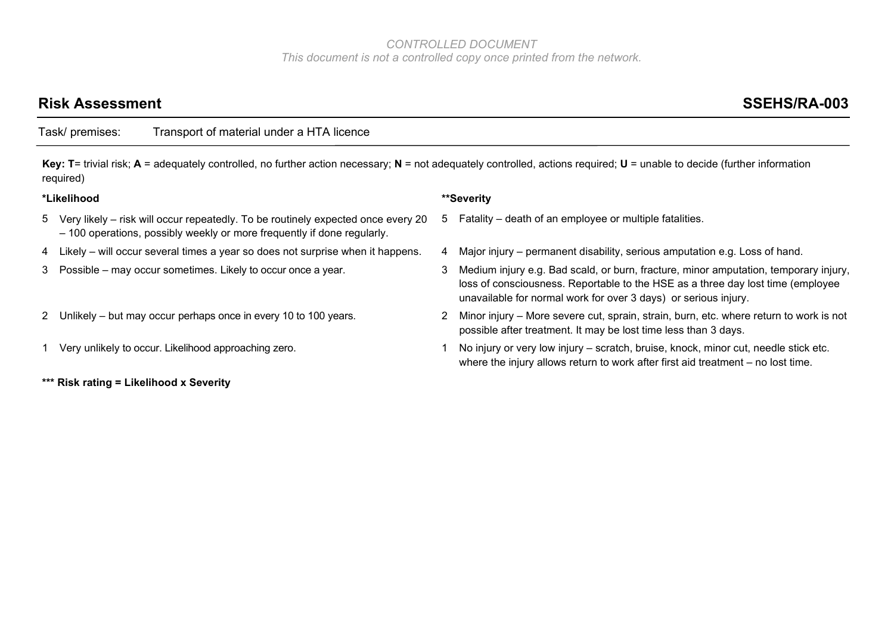*CONTROLLED DOCUMENT*
*This document is not a controlled copy once printed from the network.*

## Risk Assessment — SSEHS/RA-003

Task/ premises: Transport of material under a HTA licence

**Key: T**= trivial risk; **A** = adequately controlled, no further action necessary; **N** = not adequately controlled, actions required; **U** = unable to decide (further information required)

**\*Likelihood**

5 Very likely – risk will occur repeatedly. To be routinely expected once every 20 – 100 operations, possibly weekly or more frequently if done regularly.

4 Likely – will occur several times a year so does not surprise when it happens.

3 Possible – may occur sometimes. Likely to occur once a year.

2 Unlikely – but may occur perhaps once in every 10 to 100 years.

1 Very unlikely to occur. Likelihood approaching zero.

**\*\*Severity**

5 Fatality – death of an employee or multiple fatalities.

4 Major injury – permanent disability, serious amputation e.g. Loss of hand.

3 Medium injury e.g. Bad scald, or burn, fracture, minor amputation, temporary injury, loss of consciousness. Reportable to the HSE as a three day lost time (employee unavailable for normal work for over 3 days) or serious injury.

2 Minor injury – More severe cut, sprain, strain, burn, etc. where return to work is not possible after treatment. It may be lost time less than 3 days.

1 No injury or very low injury – scratch, bruise, knock, minor cut, needle stick etc. where the injury allows return to work after first aid treatment – no lost time.

**\*\*\* Risk rating = Likelihood x Severity**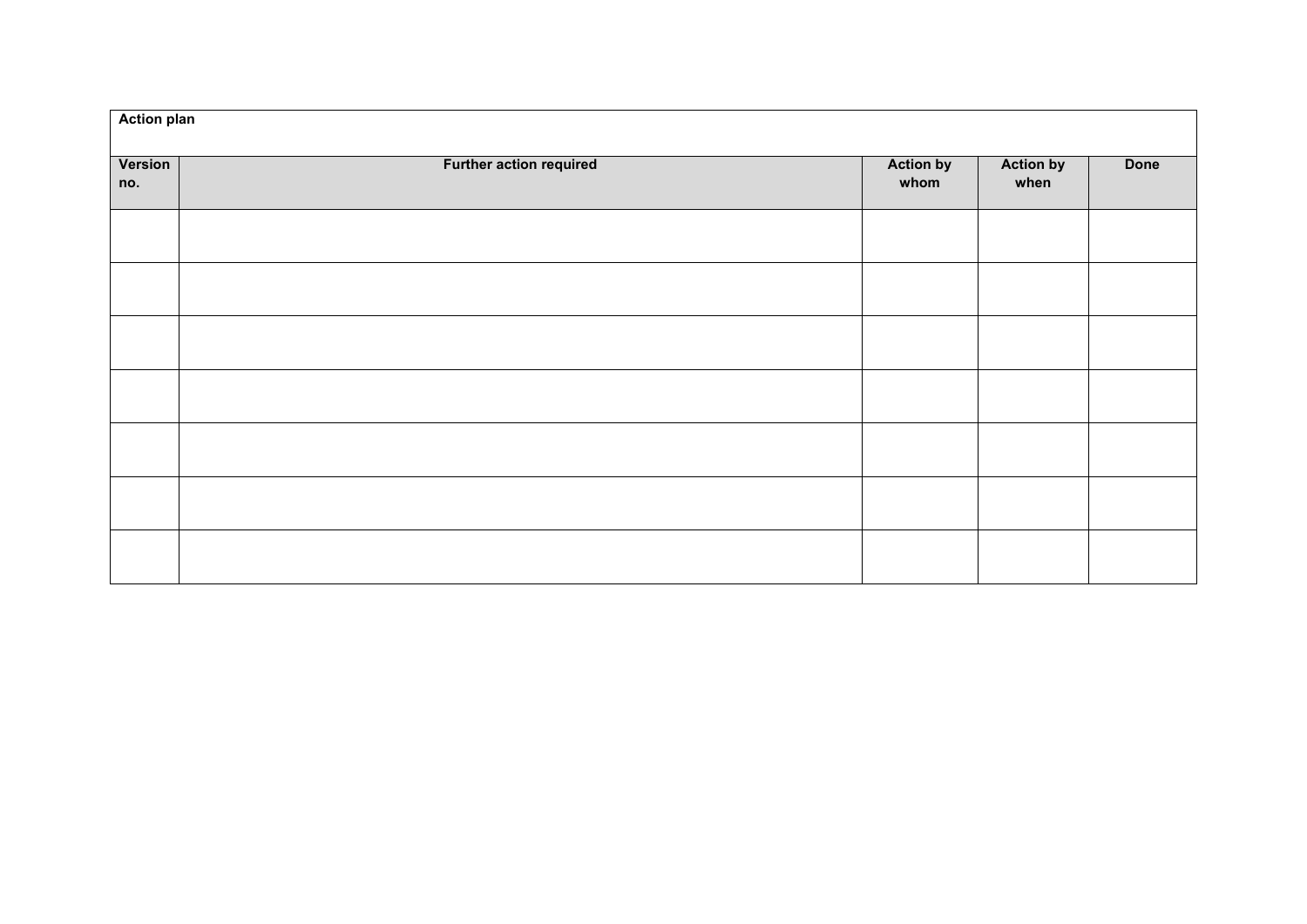**Action plan**

| Version no. | Further action required | Action by whom | Action by when | Done |
|---|---|---|---|---|
| | | | | |
| | | | | |
| | | | | |
| | | | | |
| | | | | |
| | | | | |
| | | | | |